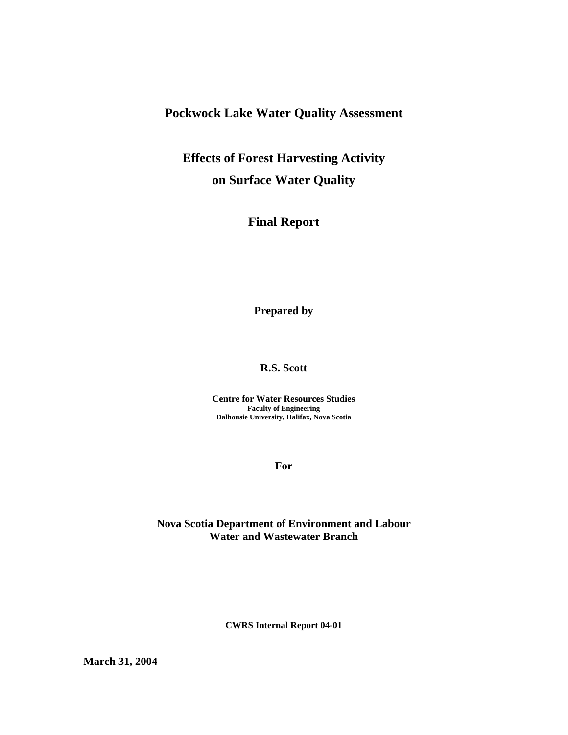# Pockwock Lake Water Quality Assessment

## Effects of Forest Harvesting Activity on Surface Water Quality

## Final Report

**Prepared by**

**R.S. Scott**

**Centre for Water Resources Studies**
**Faculty of Engineering**
**Dalhousie University, Halifax, Nova Scotia**

**For**

**Nova Scotia Department of Environment and Labour**
**Water and Wastewater Branch**

**CWRS Internal Report 04-01**

**March 31, 2004**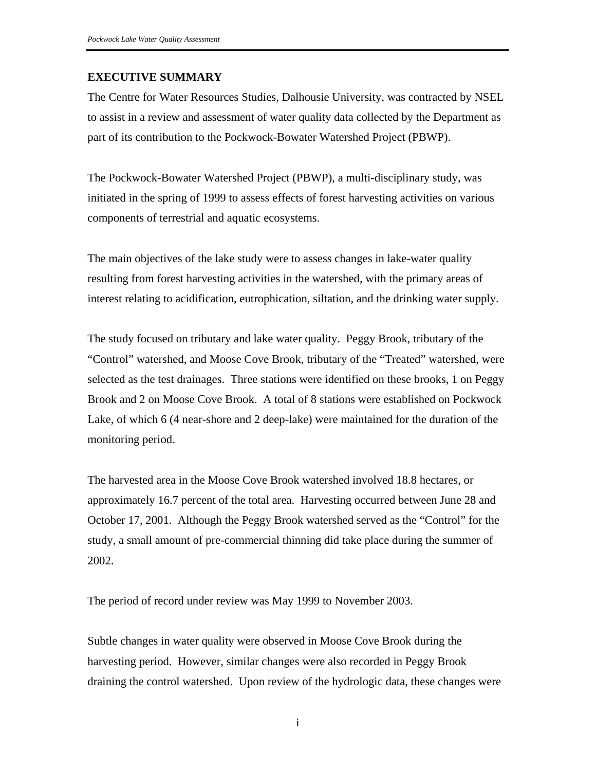## EXECUTIVE SUMMARY

The Centre for Water Resources Studies, Dalhousie University, was contracted by NSEL to assist in a review and assessment of water quality data collected by the Department as part of its contribution to the Pockwock-Bowater Watershed Project (PBWP).

The Pockwock-Bowater Watershed Project (PBWP), a multi-disciplinary study, was initiated in the spring of 1999 to assess effects of forest harvesting activities on various components of terrestrial and aquatic ecosystems.

The main objectives of the lake study were to assess changes in lake-water quality resulting from forest harvesting activities in the watershed, with the primary areas of interest relating to acidification, eutrophication, siltation, and the drinking water supply.

The study focused on tributary and lake water quality. Peggy Brook, tributary of the "Control" watershed, and Moose Cove Brook, tributary of the "Treated" watershed, were selected as the test drainages. Three stations were identified on these brooks, 1 on Peggy Brook and 2 on Moose Cove Brook. A total of 8 stations were established on Pockwock Lake, of which 6 (4 near-shore and 2 deep-lake) were maintained for the duration of the monitoring period.

The harvested area in the Moose Cove Brook watershed involved 18.8 hectares, or approximately 16.7 percent of the total area. Harvesting occurred between June 28 and October 17, 2001. Although the Peggy Brook watershed served as the "Control" for the study, a small amount of pre-commercial thinning did take place during the summer of 2002.

The period of record under review was May 1999 to November 2003.

Subtle changes in water quality were observed in Moose Cove Brook during the harvesting period. However, similar changes were also recorded in Peggy Brook draining the control watershed. Upon review of the hydrologic data, these changes were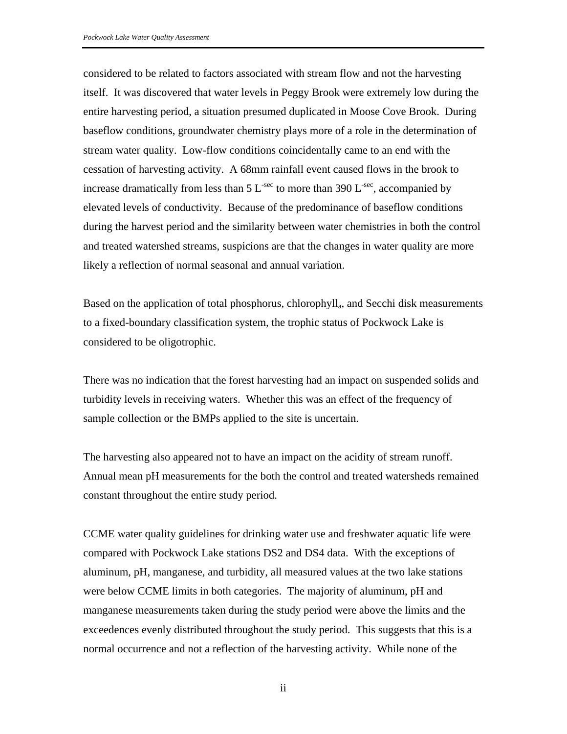considered to be related to factors associated with stream flow and not the harvesting itself. It was discovered that water levels in Peggy Brook were extremely low during the entire harvesting period, a situation presumed duplicated in Moose Cove Brook. During baseflow conditions, groundwater chemistry plays more of a role in the determination of stream water quality. Low-flow conditions coincidentally came to an end with the cessation of harvesting activity. A 68mm rainfall event caused flows in the brook to increase dramatically from less than 5 $L^{-sec}$ to more than 390 $L^{-sec}$, accompanied by elevated levels of conductivity. Because of the predominance of baseflow conditions during the harvest period and the similarity between water chemistries in both the control and treated watershed streams, suspicions are that the changes in water quality are more likely a reflection of normal seasonal and annual variation.

Based on the application of total phosphorus, $chlorophyll_a$, and Secchi disk measurements to a fixed-boundary classification system, the trophic status of Pockwock Lake is considered to be oligotrophic.

There was no indication that the forest harvesting had an impact on suspended solids and turbidity levels in receiving waters. Whether this was an effect of the frequency of sample collection or the BMPs applied to the site is uncertain.

The harvesting also appeared not to have an impact on the acidity of stream runoff. Annual mean pH measurements for the both the control and treated watersheds remained constant throughout the entire study period.

CCME water quality guidelines for drinking water use and freshwater aquatic life were compared with Pockwock Lake stations DS2 and DS4 data. With the exceptions of aluminum, pH, manganese, and turbidity, all measured values at the two lake stations were below CCME limits in both categories. The majority of aluminum, pH and manganese measurements taken during the study period were above the limits and the exceedences evenly distributed throughout the study period. This suggests that this is a normal occurrence and not a reflection of the harvesting activity. While none of the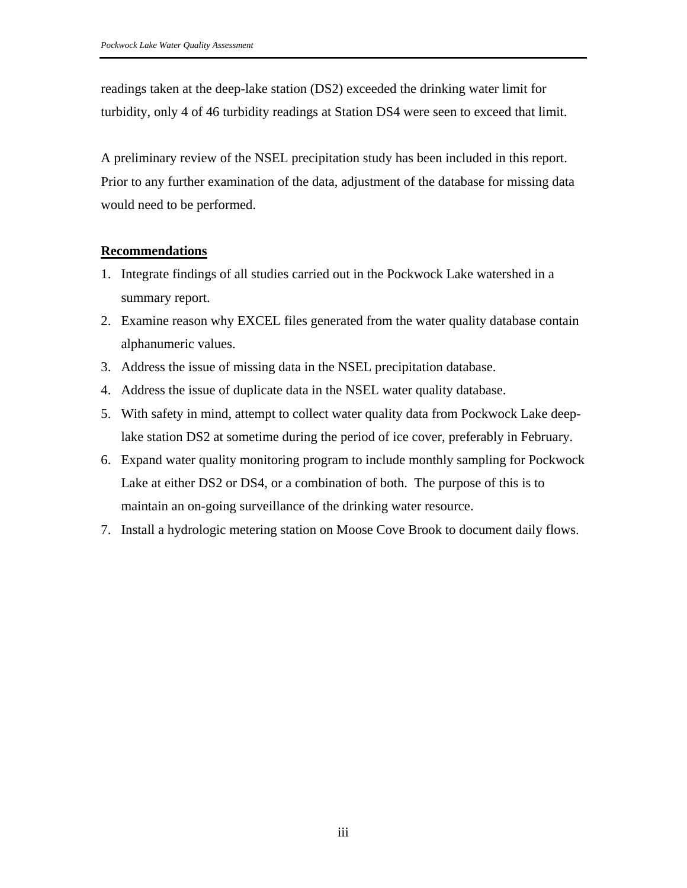readings taken at the deep-lake station (DS2) exceeded the drinking water limit for turbidity, only 4 of 46 turbidity readings at Station DS4 were seen to exceed that limit.

A preliminary review of the NSEL precipitation study has been included in this report. Prior to any further examination of the data, adjustment of the database for missing data would need to be performed.

**Recommendations**

1. Integrate findings of all studies carried out in the Pockwock Lake watershed in a summary report.
2. Examine reason why EXCEL files generated from the water quality database contain alphanumeric values.
3. Address the issue of missing data in the NSEL precipitation database.
4. Address the issue of duplicate data in the NSEL water quality database.
5. With safety in mind, attempt to collect water quality data from Pockwock Lake deep-lake station DS2 at sometime during the period of ice cover, preferably in February.
6. Expand water quality monitoring program to include monthly sampling for Pockwock Lake at either DS2 or DS4, or a combination of both. The purpose of this is to maintain an on-going surveillance of the drinking water resource.
7. Install a hydrologic metering station on Moose Cove Brook to document daily flows.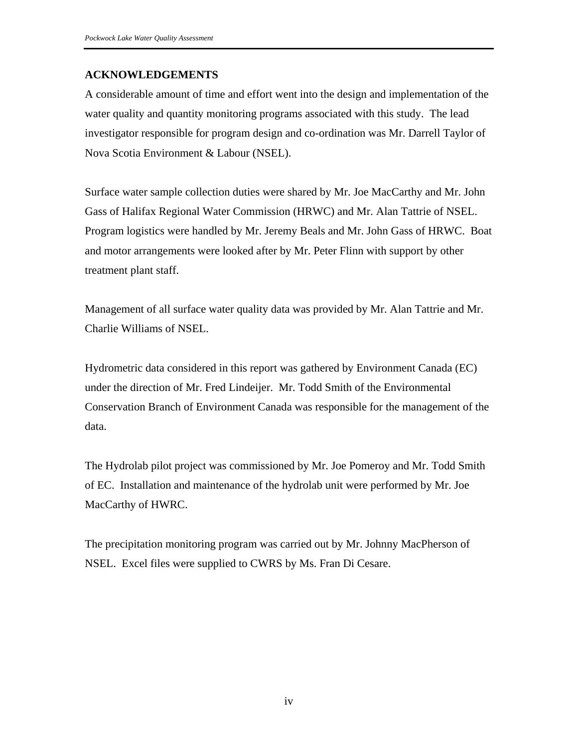## ACKNOWLEDGEMENTS

A considerable amount of time and effort went into the design and implementation of the water quality and quantity monitoring programs associated with this study. The lead investigator responsible for program design and co-ordination was Mr. Darrell Taylor of Nova Scotia Environment & Labour (NSEL).

Surface water sample collection duties were shared by Mr. Joe MacCarthy and Mr. John Gass of Halifax Regional Water Commission (HRWC) and Mr. Alan Tattrie of NSEL. Program logistics were handled by Mr. Jeremy Beals and Mr. John Gass of HRWC. Boat and motor arrangements were looked after by Mr. Peter Flinn with support by other treatment plant staff.

Management of all surface water quality data was provided by Mr. Alan Tattrie and Mr. Charlie Williams of NSEL.

Hydrometric data considered in this report was gathered by Environment Canada (EC) under the direction of Mr. Fred Lindeijer. Mr. Todd Smith of the Environmental Conservation Branch of Environment Canada was responsible for the management of the data.

The Hydrolab pilot project was commissioned by Mr. Joe Pomeroy and Mr. Todd Smith of EC. Installation and maintenance of the hydrolab unit were performed by Mr. Joe MacCarthy of HWRC.

The precipitation monitoring program was carried out by Mr. Johnny MacPherson of NSEL. Excel files were supplied to CWRS by Ms. Fran Di Cesare.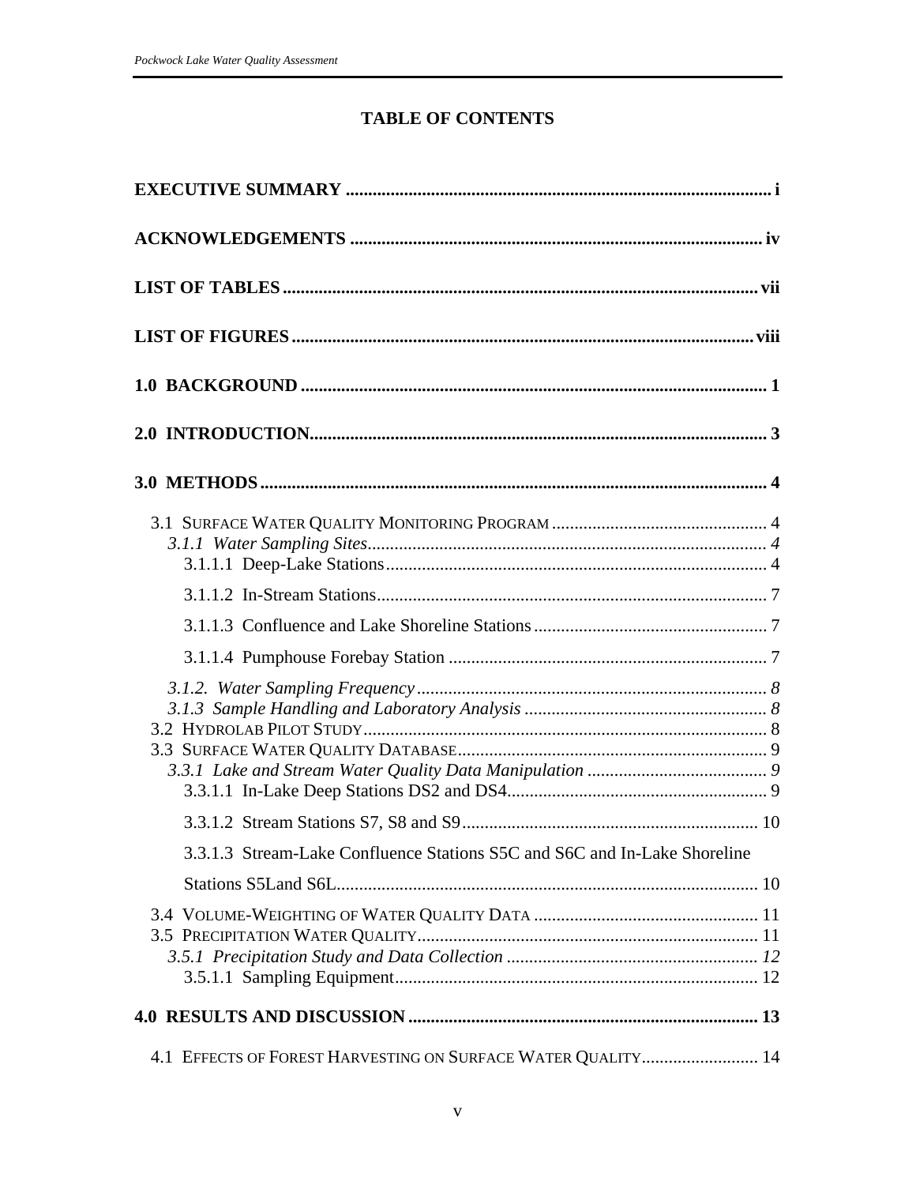# TABLE OF CONTENTS

**EXECUTIVE SUMMARY** ..... i

**ACKNOWLEDGEMENTS** ..... iv

**LIST OF TABLES** ..... vii

**LIST OF FIGURES** ..... viii

**1.0 BACKGROUND** ..... 1

**2.0 INTRODUCTION** ..... 3

**3.0 METHODS** ..... 4

- 3.1 SURFACE WATER QUALITY MONITORING PROGRAM ..... 4
  - *3.1.1 Water Sampling Sites* ..... *4*
    - 3.1.1.1 Deep-Lake Stations ..... 4
    - 3.1.1.2 In-Stream Stations ..... 7
    - 3.1.1.3 Confluence and Lake Shoreline Stations ..... 7
    - 3.1.1.4 Pumphouse Forebay Station ..... 7
  - *3.1.2. Water Sampling Frequency* ..... *8*
  - *3.1.3 Sample Handling and Laboratory Analysis* ..... *8*
- 3.2 HYDROLAB PILOT STUDY ..... 8
- 3.3 SURFACE WATER QUALITY DATABASE ..... 9
  - *3.3.1 Lake and Stream Water Quality Data Manipulation* ..... *9*
    - 3.3.1.1 In-Lake Deep Stations DS2 and DS4 ..... 9
    - 3.3.1.2 Stream Stations S7, S8 and S9 ..... 10
    - 3.3.1.3 Stream-Lake Confluence Stations S5C and S6C and In-Lake Shoreline Stations S5Land S6L ..... 10
- 3.4 VOLUME-WEIGHTING OF WATER QUALITY DATA ..... 11
- 3.5 PRECIPITATION WATER QUALITY ..... 11
  - *3.5.1 Precipitation Study and Data Collection* ..... *12*
    - 3.5.1.1 Sampling Equipment ..... 12

**4.0 RESULTS AND DISCUSSION** ..... 13

- 4.1 EFFECTS OF FOREST HARVESTING ON SURFACE WATER QUALITY ..... 14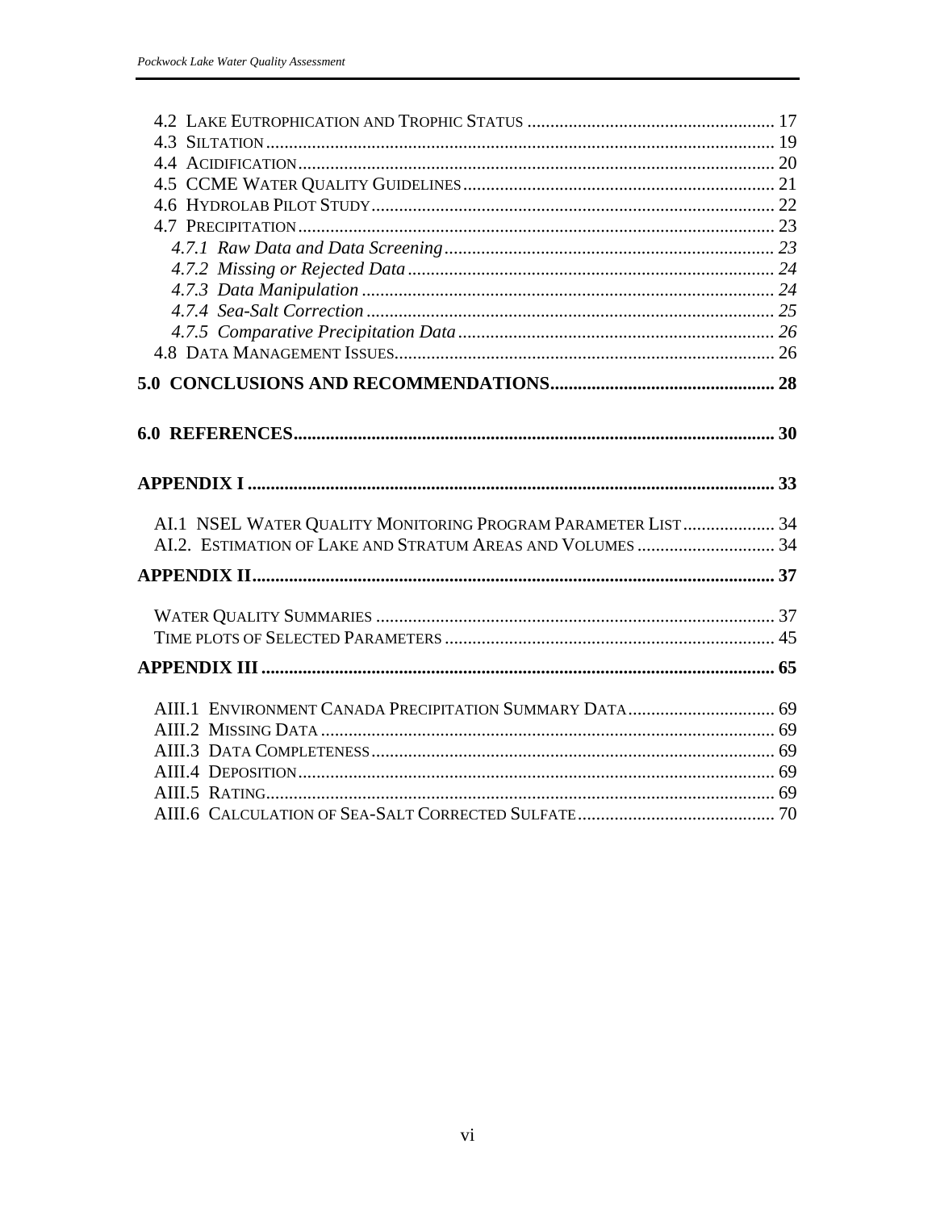4.2 LAKE EUTROPHICATION AND TROPHIC STATUS ..................................................... 17
4.3 SILTATION ............................................................................................................ 19
4.4 ACIDIFICATION ..................................................................................................... 20
4.5 CCME WATER QUALITY GUIDELINES ................................................................... 21
4.6 HYDROLAB PILOT STUDY ....................................................................................... 22
4.7 PRECIPITATION ..................................................................................................... 23
*4.7.1 Raw Data and Data Screening* ....................................................................... *23*
*4.7.2 Missing or Rejected Data* ............................................................................... *24*
*4.7.3 Data Manipulation* ......................................................................................... *24*
*4.7.4 Sea-Salt Correction* ........................................................................................ *25*
*4.7.5 Comparative Precipitation Data* .................................................................... *26*
4.8 DATA MANAGEMENT ISSUES .................................................................................. 26

**5.0 CONCLUSIONS AND RECOMMENDATIONS ................................................ 28**

**6.0 REFERENCES ........................................................................................................ 30**

**APPENDIX I ................................................................................................................. 33**

AI.1 NSEL WATER QUALITY MONITORING PROGRAM PARAMETER LIST .................... 34
AI.2. ESTIMATION OF LAKE AND STRATUM AREAS AND VOLUMES ............................. 34

**APPENDIX II ................................................................................................................ 37**

WATER QUALITY SUMMARIES ...................................................................................... 37
TIME PLOTS OF SELECTED PARAMETERS ....................................................................... 45

**APPENDIX III .............................................................................................................. 65**

AIII.1 ENVIRONMENT CANADA PRECIPITATION SUMMARY DATA ................................ 69
AIII.2 MISSING DATA .................................................................................................. 69
AIII.3 DATA COMPLETENESS ....................................................................................... 69
AIII.4 DEPOSITION ...................................................................................................... 69
AIII.5 RATING .............................................................................................................. 69
AIII.6 CALCULATION OF SEA-SALT CORRECTED SULFATE ........................................... 70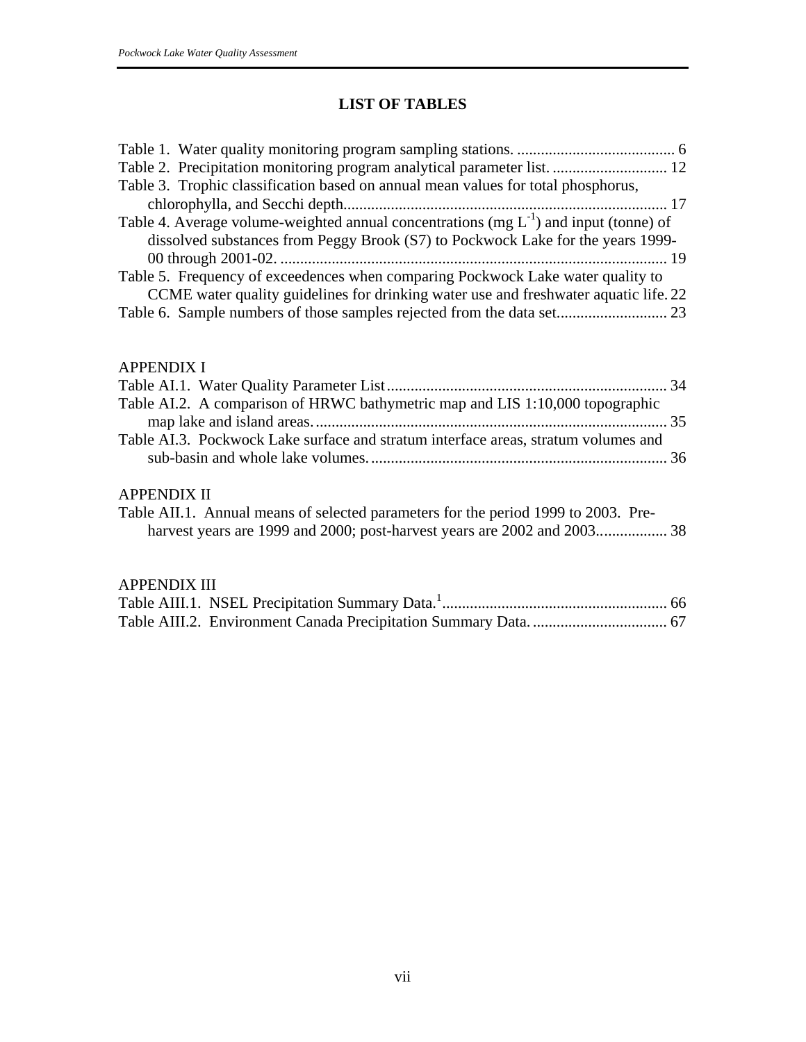# LIST OF TABLES

Table 1. Water quality monitoring program sampling stations. ........................................ 6
Table 2. Precipitation monitoring program analytical parameter list. ............................. 12
Table 3. Trophic classification based on annual mean values for total phosphorus, chlorophylla, and Secchi depth................................................................................ 17
Table 4. Average volume-weighted annual concentrations (mg $L^{-1}$) and input (tonne) of dissolved substances from Peggy Brook (S7) to Pockwock Lake for the years 1999-00 through 2001-02. ................................................................................................ 19
Table 5. Frequency of exceedences when comparing Pockwock Lake water quality to CCME water quality guidelines for drinking water use and freshwater aquatic life. 22
Table 6. Sample numbers of those samples rejected from the data set............................ 23

APPENDIX I

Table AI.1. Water Quality Parameter List....................................................................... 34
Table AI.2. A comparison of HRWC bathymetric map and LIS 1:10,000 topographic map lake and island areas. ......................................................................................... 35
Table AI.3. Pockwock Lake surface and stratum interface areas, stratum volumes and sub-basin and whole lake volumes. .......................................................................... 36

APPENDIX II

Table AII.1. Annual means of selected parameters for the period 1999 to 2003. Pre-harvest years are 1999 and 2000; post-harvest years are 2002 and 2003.................. 38

APPENDIX III

Table AIII.1. NSEL Precipitation Summary Data.[1]......................................................... 66
Table AIII.2. Environment Canada Precipitation Summary Data. .................................. 67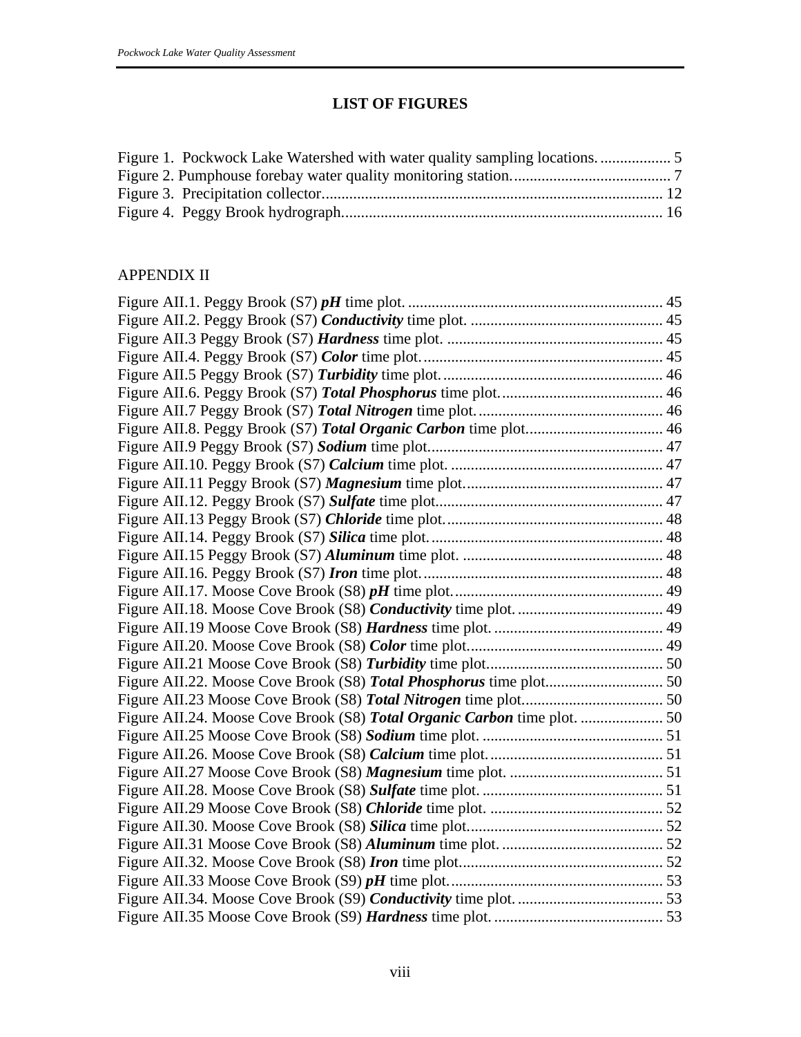## LIST OF FIGURES

Figure 1. Pockwock Lake Watershed with water quality sampling locations. .................. 5
Figure 2. Pumphouse forebay water quality monitoring station......................................... 7
Figure 3. Precipitation collector....................................................................................... 12
Figure 4. Peggy Brook hydrograph.................................................................................. 16

APPENDIX II

Figure AII.1. Peggy Brook (S7) ***pH*** time plot. ................................................................. 45
Figure AII.2. Peggy Brook (S7) ***Conductivity*** time plot. ................................................. 45
Figure AII.3 Peggy Brook (S7) ***Hardness*** time plot. ....................................................... 45
Figure AII.4. Peggy Brook (S7) ***Color*** time plot............................................................. 45
Figure AII.5 Peggy Brook (S7) ***Turbidity*** time plot......................................................... 46
Figure AII.6. Peggy Brook (S7) ***Total Phosphorus*** time plot.......................................... 46
Figure AII.7 Peggy Brook (S7) ***Total Nitrogen*** time plot............................................... 46
Figure AII.8. Peggy Brook (S7) ***Total Organic Carbon*** time plot................................... 46
Figure AII.9 Peggy Brook (S7) ***Sodium*** time plot............................................................ 47
Figure AII.10. Peggy Brook (S7) ***Calcium*** time plot. ....................................................... 47
Figure AII.11 Peggy Brook (S7) ***Magnesium*** time plot.................................................... 47
Figure AII.12. Peggy Brook (S7) ***Sulfate*** time plot........................................................... 47
Figure AII.13 Peggy Brook (S7) ***Chloride*** time plot......................................................... 48
Figure AII.14. Peggy Brook (S7) ***Silica*** time plot............................................................. 48
Figure AII.15 Peggy Brook (S7) ***Aluminum*** time plot. .................................................... 48
Figure AII.16. Peggy Brook (S7) ***Iron*** time plot............................................................... 48
Figure AII.17. Moose Cove Brook (S8) ***pH*** time plot...................................................... 49
Figure AII.18. Moose Cove Brook (S8) ***Conductivity*** time plot. ..................................... 49
Figure AII.19 Moose Cove Brook (S8) ***Hardness*** time plot. ........................................... 49
Figure AII.20. Moose Cove Brook (S8) ***Color*** time plot.................................................. 49
Figure AII.21 Moose Cove Brook (S8) ***Turbidity*** time plot............................................. 50
Figure AII.22. Moose Cove Brook (S8) ***Total Phosphorus*** time plot.............................. 50
Figure AII.23 Moose Cove Brook (S8) ***Total Nitrogen*** time plot.................................... 50
Figure AII.24. Moose Cove Brook (S8) ***Total Organic Carbon*** time plot. ..................... 50
Figure AII.25 Moose Cove Brook (S8) ***Sodium*** time plot. .............................................. 51
Figure AII.26. Moose Cove Brook (S8) ***Calcium*** time plot............................................. 51
Figure AII.27 Moose Cove Brook (S8) ***Magnesium*** time plot. ....................................... 51
Figure AII.28. Moose Cove Brook (S8) ***Sulfate*** time plot. .............................................. 51
Figure AII.29 Moose Cove Brook (S8) ***Chloride*** time plot. ............................................ 52
Figure AII.30. Moose Cove Brook (S8) ***Silica*** time plot.................................................. 52
Figure AII.31 Moose Cove Brook (S8) ***Aluminum*** time plot. .......................................... 52
Figure AII.32. Moose Cove Brook (S8) ***Iron*** time plot.................................................... 52
Figure AII.33 Moose Cove Brook (S9) ***pH*** time plot....................................................... 53
Figure AII.34. Moose Cove Brook (S9) ***Conductivity*** time plot. ..................................... 53
Figure AII.35 Moose Cove Brook (S9) ***Hardness*** time plot. ........................................... 53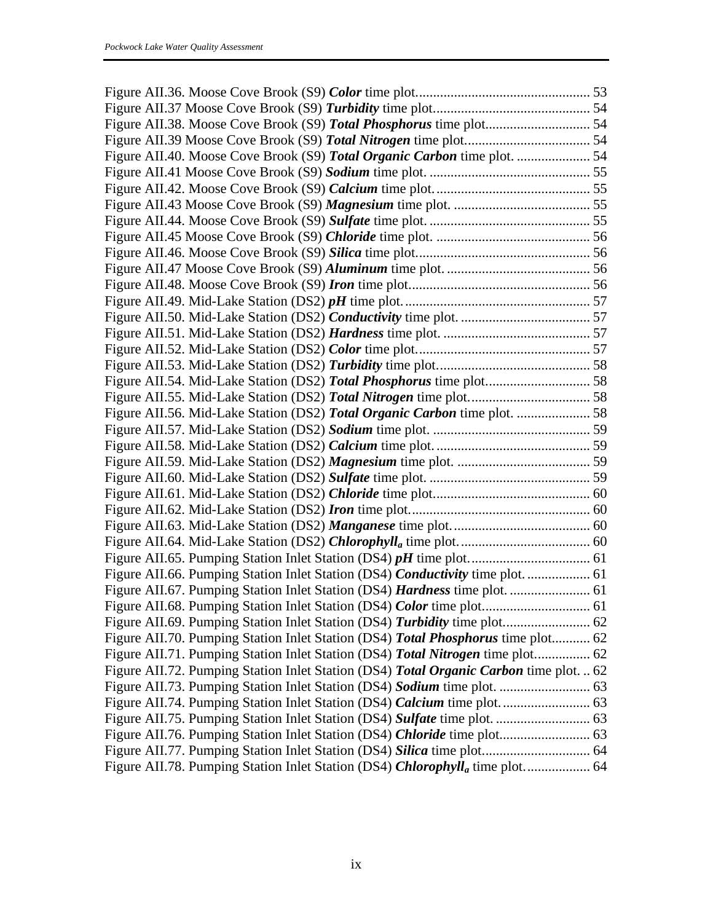Figure AII.36. Moose Cove Brook (S9) ***Color*** time plot................................................. 53
Figure AII.37 Moose Cove Brook (S9) ***Turbidity*** time plot............................................. 54
Figure AII.38. Moose Cove Brook (S9) ***Total Phosphorus*** time plot.............................. 54
Figure AII.39 Moose Cove Brook (S9) ***Total Nitrogen*** time plot.................................... 54
Figure AII.40. Moose Cove Brook (S9) ***Total Organic Carbon*** time plot. ..................... 54
Figure AII.41 Moose Cove Brook (S9) ***Sodium*** time plot. .............................................. 55
Figure AII.42. Moose Cove Brook (S9) ***Calcium*** time plot............................................ 55
Figure AII.43 Moose Cove Brook (S9) ***Magnesium*** time plot. ....................................... 55
Figure AII.44. Moose Cove Brook (S9) ***Sulfate*** time plot. .............................................. 55
Figure AII.45 Moose Cove Brook (S9) ***Chloride*** time plot. ............................................ 56
Figure AII.46. Moose Cove Brook (S9) ***Silica*** time plot................................................. 56
Figure AII.47 Moose Cove Brook (S9) ***Aluminum*** time plot. ......................................... 56
Figure AII.48. Moose Cove Brook (S9) ***Iron*** time plot................................................... 56
Figure AII.49. Mid-Lake Station (DS2) ***pH*** time plot..................................................... 57
Figure AII.50. Mid-Lake Station (DS2) ***Conductivity*** time plot. ..................................... 57
Figure AII.51. Mid-Lake Station (DS2) ***Hardness*** time plot. .......................................... 57
Figure AII.52. Mid-Lake Station (DS2) ***Color*** time plot.................................................. 57
Figure AII.53. Mid-Lake Station (DS2) ***Turbidity*** time plot............................................ 58
Figure AII.54. Mid-Lake Station (DS2) ***Total Phosphorus*** time plot.............................. 58
Figure AII.55. Mid-Lake Station (DS2) ***Total Nitrogen*** time plot.................................. 58
Figure AII.56. Mid-Lake Station (DS2) ***Total Organic Carbon*** time plot. ..................... 58
Figure AII.57. Mid-Lake Station (DS2) ***Sodium*** time plot. ............................................. 59
Figure AII.58. Mid-Lake Station (DS2) ***Calcium*** time plot............................................ 59
Figure AII.59. Mid-Lake Station (DS2) ***Magnesium*** time plot. ...................................... 59
Figure AII.60. Mid-Lake Station (DS2) ***Sulfate*** time plot. .............................................. 59
Figure AII.61. Mid-Lake Station (DS2) ***Chloride*** time plot............................................. 60
Figure AII.62. Mid-Lake Station (DS2) ***Iron*** time plot.................................................... 60
Figure AII.63. Mid-Lake Station (DS2) ***Manganese*** time plot........................................ 60
Figure AII.64. Mid-Lake Station (DS2) ***Chlorophyll$_a$*** time plot..................................... 60
Figure AII.65. Pumping Station Inlet Station (DS4) ***pH*** time plot.................................. 61
Figure AII.66. Pumping Station Inlet Station (DS4) ***Conductivity*** time plot. .................. 61
Figure AII.67. Pumping Station Inlet Station (DS4) ***Hardness*** time plot. ....................... 61
Figure AII.68. Pumping Station Inlet Station (DS4) ***Color*** time plot............................... 61
Figure AII.69. Pumping Station Inlet Station (DS4) ***Turbidity*** time plot......................... 62
Figure AII.70. Pumping Station Inlet Station (DS4) ***Total Phosphorus*** time plot........... 62
Figure AII.71. Pumping Station Inlet Station (DS4) ***Total Nitrogen*** time plot................ 62
Figure AII.72. Pumping Station Inlet Station (DS4) ***Total Organic Carbon*** time plot. .. 62
Figure AII.73. Pumping Station Inlet Station (DS4) ***Sodium*** time plot. .......................... 63
Figure AII.74. Pumping Station Inlet Station (DS4) ***Calcium*** time plot......................... 63
Figure AII.75. Pumping Station Inlet Station (DS4) ***Sulfate*** time plot. ........................... 63
Figure AII.76. Pumping Station Inlet Station (DS4) ***Chloride*** time plot......................... 63
Figure AII.77. Pumping Station Inlet Station (DS4) ***Silica*** time plot............................... 64
Figure AII.78. Pumping Station Inlet Station (DS4) ***Chlorophyll$_a$*** time plot.................. 64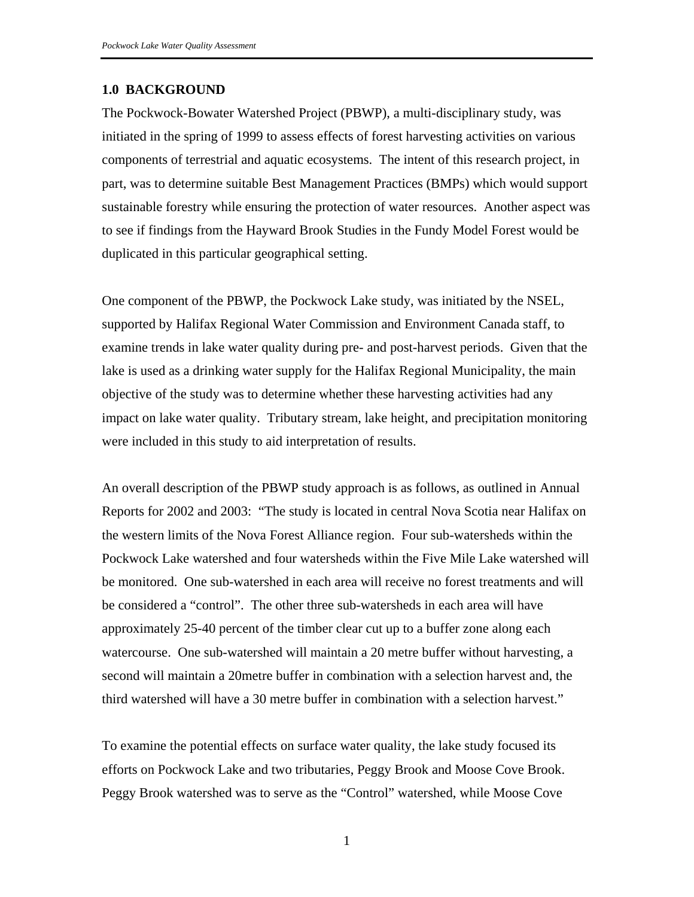## 1.0 BACKGROUND

The Pockwock-Bowater Watershed Project (PBWP), a multi-disciplinary study, was initiated in the spring of 1999 to assess effects of forest harvesting activities on various components of terrestrial and aquatic ecosystems. The intent of this research project, in part, was to determine suitable Best Management Practices (BMPs) which would support sustainable forestry while ensuring the protection of water resources. Another aspect was to see if findings from the Hayward Brook Studies in the Fundy Model Forest would be duplicated in this particular geographical setting.

One component of the PBWP, the Pockwock Lake study, was initiated by the NSEL, supported by Halifax Regional Water Commission and Environment Canada staff, to examine trends in lake water quality during pre- and post-harvest periods. Given that the lake is used as a drinking water supply for the Halifax Regional Municipality, the main objective of the study was to determine whether these harvesting activities had any impact on lake water quality. Tributary stream, lake height, and precipitation monitoring were included in this study to aid interpretation of results.

An overall description of the PBWP study approach is as follows, as outlined in Annual Reports for 2002 and 2003: "The study is located in central Nova Scotia near Halifax on the western limits of the Nova Forest Alliance region. Four sub-watersheds within the Pockwock Lake watershed and four watersheds within the Five Mile Lake watershed will be monitored. One sub-watershed in each area will receive no forest treatments and will be considered a "control". The other three sub-watersheds in each area will have approximately 25-40 percent of the timber clear cut up to a buffer zone along each watercourse. One sub-watershed will maintain a 20 metre buffer without harvesting, a second will maintain a 20metre buffer in combination with a selection harvest and, the third watershed will have a 30 metre buffer in combination with a selection harvest."

To examine the potential effects on surface water quality, the lake study focused its efforts on Pockwock Lake and two tributaries, Peggy Brook and Moose Cove Brook. Peggy Brook watershed was to serve as the "Control" watershed, while Moose Cove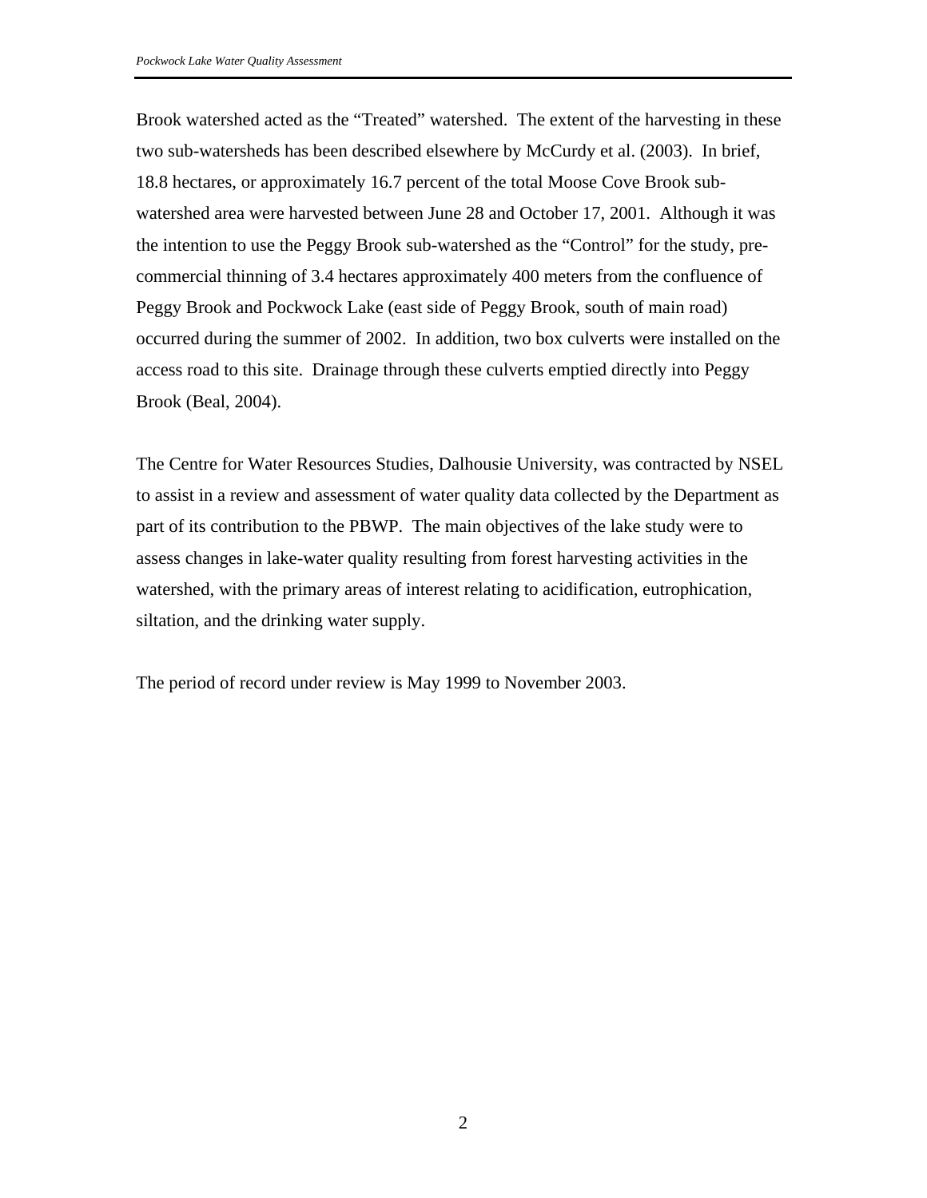Brook watershed acted as the "Treated" watershed. The extent of the harvesting in these two sub-watersheds has been described elsewhere by McCurdy et al. (2003). In brief, 18.8 hectares, or approximately 16.7 percent of the total Moose Cove Brook sub-watershed area were harvested between June 28 and October 17, 2001. Although it was the intention to use the Peggy Brook sub-watershed as the "Control" for the study, pre-commercial thinning of 3.4 hectares approximately 400 meters from the confluence of Peggy Brook and Pockwock Lake (east side of Peggy Brook, south of main road) occurred during the summer of 2002. In addition, two box culverts were installed on the access road to this site. Drainage through these culverts emptied directly into Peggy Brook (Beal, 2004).

The Centre for Water Resources Studies, Dalhousie University, was contracted by NSEL to assist in a review and assessment of water quality data collected by the Department as part of its contribution to the PBWP. The main objectives of the lake study were to assess changes in lake-water quality resulting from forest harvesting activities in the watershed, with the primary areas of interest relating to acidification, eutrophication, siltation, and the drinking water supply.

The period of record under review is May 1999 to November 2003.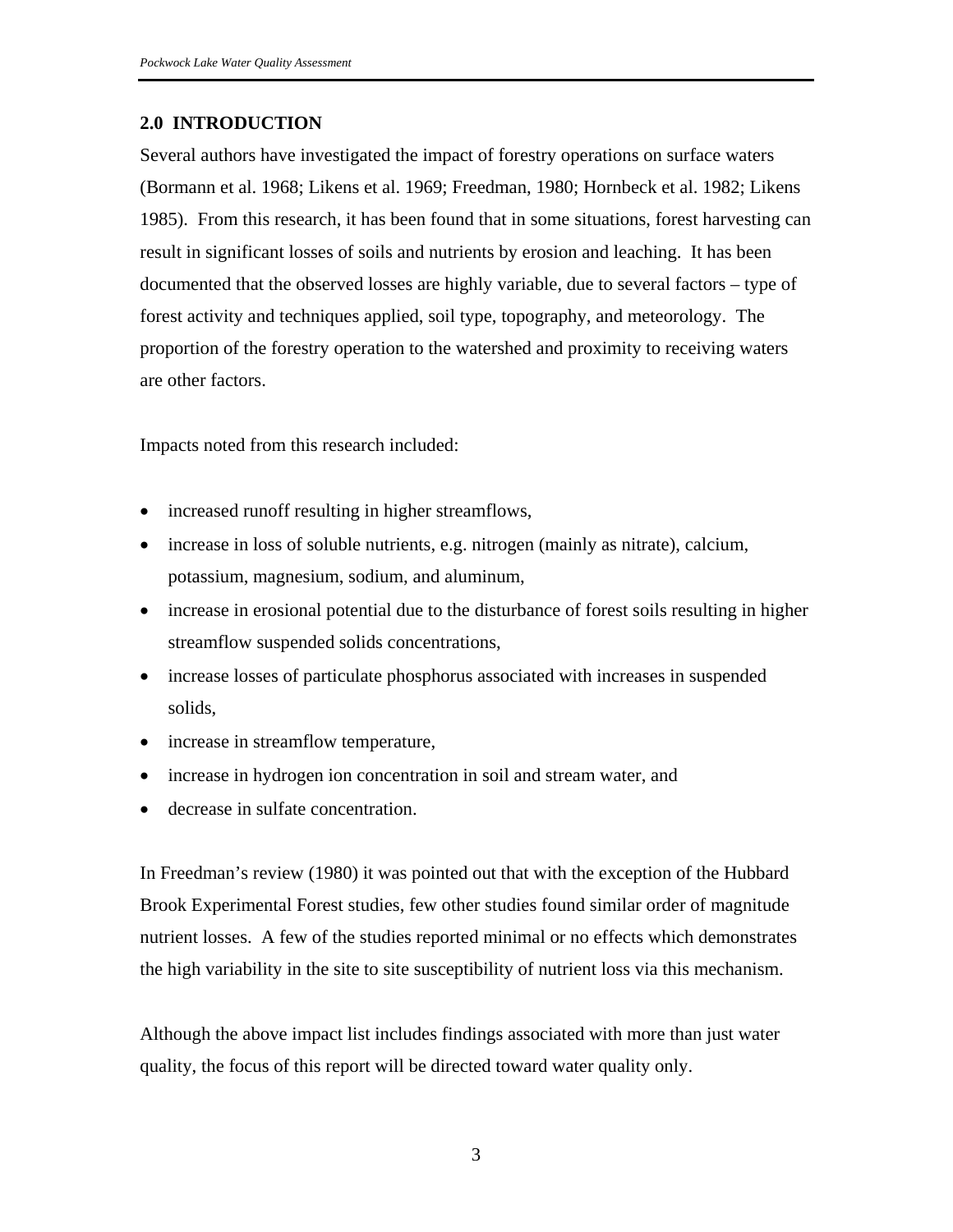## 2.0 INTRODUCTION

Several authors have investigated the impact of forestry operations on surface waters (Bormann et al. 1968; Likens et al. 1969; Freedman, 1980; Hornbeck et al. 1982; Likens 1985). From this research, it has been found that in some situations, forest harvesting can result in significant losses of soils and nutrients by erosion and leaching. It has been documented that the observed losses are highly variable, due to several factors – type of forest activity and techniques applied, soil type, topography, and meteorology. The proportion of the forestry operation to the watershed and proximity to receiving waters are other factors.

Impacts noted from this research included:

- increased runoff resulting in higher streamflows,
- increase in loss of soluble nutrients, e.g. nitrogen (mainly as nitrate), calcium, potassium, magnesium, sodium, and aluminum,
- increase in erosional potential due to the disturbance of forest soils resulting in higher streamflow suspended solids concentrations,
- increase losses of particulate phosphorus associated with increases in suspended solids,
- increase in streamflow temperature,
- increase in hydrogen ion concentration in soil and stream water, and
- decrease in sulfate concentration.

In Freedman's review (1980) it was pointed out that with the exception of the Hubbard Brook Experimental Forest studies, few other studies found similar order of magnitude nutrient losses. A few of the studies reported minimal or no effects which demonstrates the high variability in the site to site susceptibility of nutrient loss via this mechanism.

Although the above impact list includes findings associated with more than just water quality, the focus of this report will be directed toward water quality only.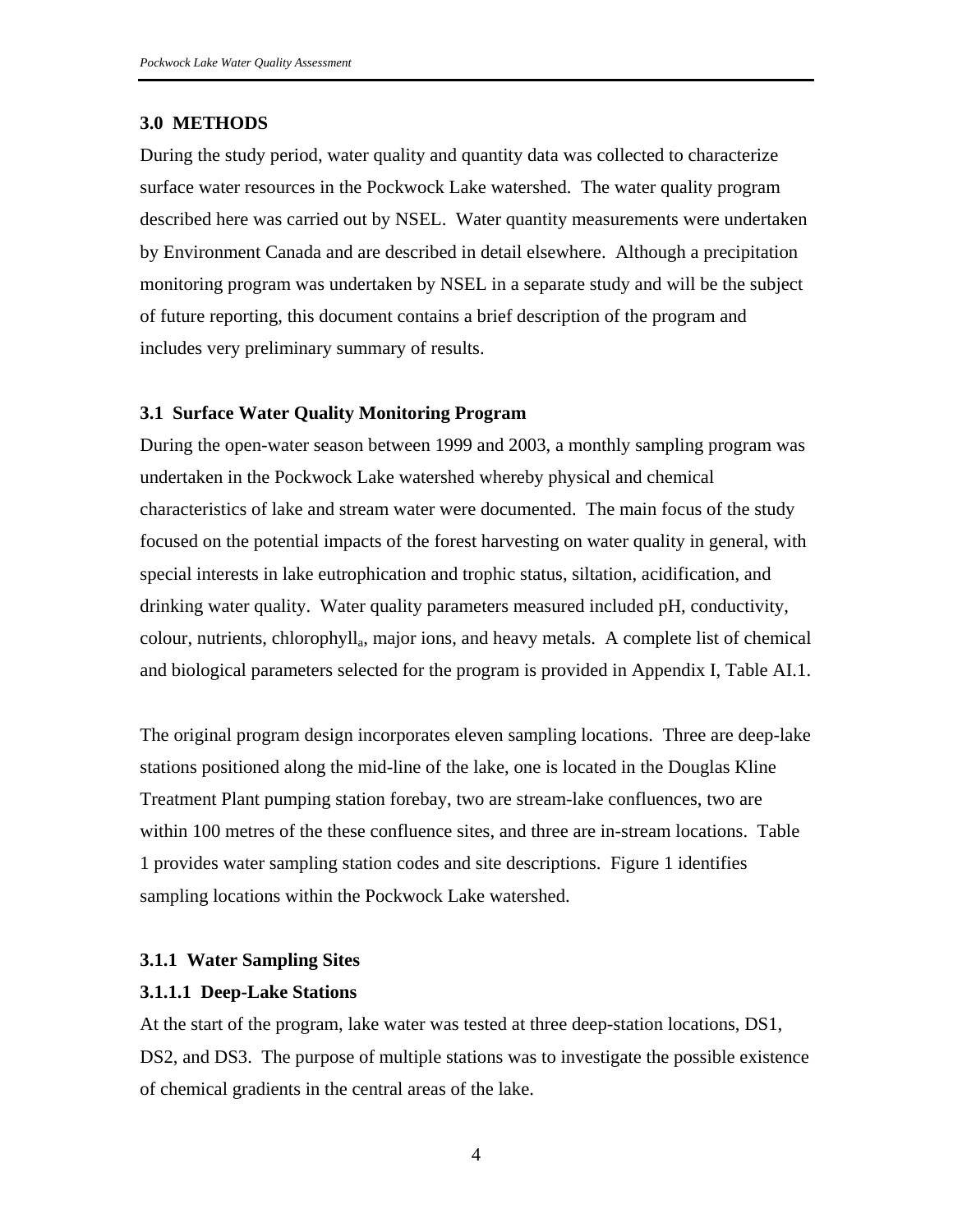## 3.0 METHODS

During the study period, water quality and quantity data was collected to characterize surface water resources in the Pockwock Lake watershed. The water quality program described here was carried out by NSEL. Water quantity measurements were undertaken by Environment Canada and are described in detail elsewhere. Although a precipitation monitoring program was undertaken by NSEL in a separate study and will be the subject of future reporting, this document contains a brief description of the program and includes very preliminary summary of results.

### 3.1 Surface Water Quality Monitoring Program

During the open-water season between 1999 and 2003, a monthly sampling program was undertaken in the Pockwock Lake watershed whereby physical and chemical characteristics of lake and stream water were documented. The main focus of the study focused on the potential impacts of the forest harvesting on water quality in general, with special interests in lake eutrophication and trophic status, siltation, acidification, and drinking water quality. Water quality parameters measured included pH, conductivity, colour, nutrients, chlorophyll$_a$, major ions, and heavy metals. A complete list of chemical and biological parameters selected for the program is provided in Appendix I, Table AI.1.

The original program design incorporates eleven sampling locations. Three are deep-lake stations positioned along the mid-line of the lake, one is located in the Douglas Kline Treatment Plant pumping station forebay, two are stream-lake confluences, two are within 100 metres of the these confluence sites, and three are in-stream locations. Table 1 provides water sampling station codes and site descriptions. Figure 1 identifies sampling locations within the Pockwock Lake watershed.

#### 3.1.1 Water Sampling Sites

##### 3.1.1.1 Deep-Lake Stations

At the start of the program, lake water was tested at three deep-station locations, DS1, DS2, and DS3. The purpose of multiple stations was to investigate the possible existence of chemical gradients in the central areas of the lake.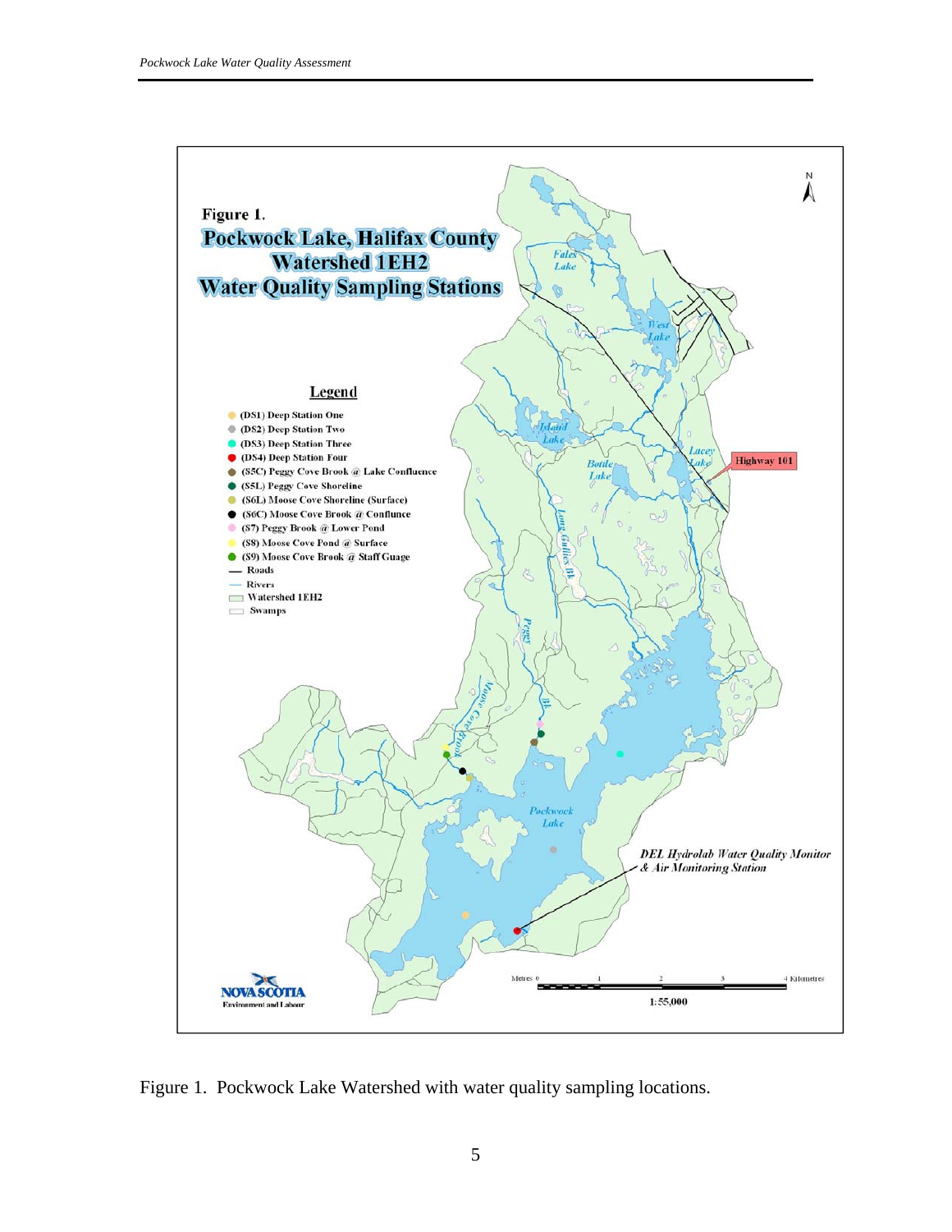Figure 1. Pockwock Lake Watershed with water quality sampling locations.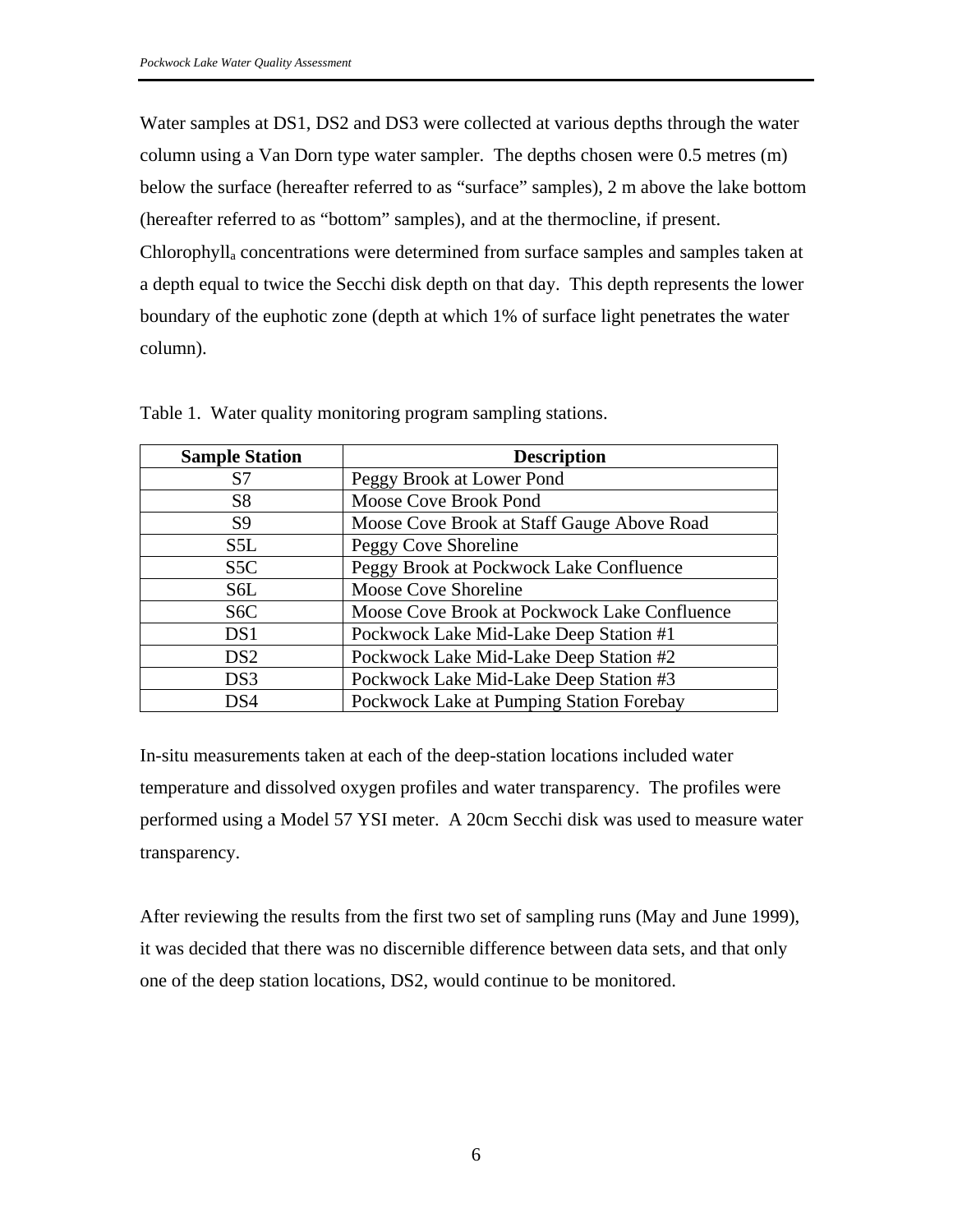Water samples at DS1, DS2 and DS3 were collected at various depths through the water column using a Van Dorn type water sampler. The depths chosen were 0.5 metres (m) below the surface (hereafter referred to as "surface" samples), 2 m above the lake bottom (hereafter referred to as "bottom" samples), and at the thermocline, if present. Chlorophyll$_a$ concentrations were determined from surface samples and samples taken at a depth equal to twice the Secchi disk depth on that day. This depth represents the lower boundary of the euphotic zone (depth at which 1% of surface light penetrates the water column).

Table 1. Water quality monitoring program sampling stations.

| Sample Station | Description |
|---|---|
| S7 | Peggy Brook at Lower Pond |
| S8 | Moose Cove Brook Pond |
| S9 | Moose Cove Brook at Staff Gauge Above Road |
| S5L | Peggy Cove Shoreline |
| S5C | Peggy Brook at Pockwock Lake Confluence |
| S6L | Moose Cove Shoreline |
| S6C | Moose Cove Brook at Pockwock Lake Confluence |
| DS1 | Pockwock Lake Mid-Lake Deep Station #1 |
| DS2 | Pockwock Lake Mid-Lake Deep Station #2 |
| DS3 | Pockwock Lake Mid-Lake Deep Station #3 |
| DS4 | Pockwock Lake at Pumping Station Forebay |

In-situ measurements taken at each of the deep-station locations included water temperature and dissolved oxygen profiles and water transparency. The profiles were performed using a Model 57 YSI meter. A 20cm Secchi disk was used to measure water transparency.

After reviewing the results from the first two set of sampling runs (May and June 1999), it was decided that there was no discernible difference between data sets, and that only one of the deep station locations, DS2, would continue to be monitored.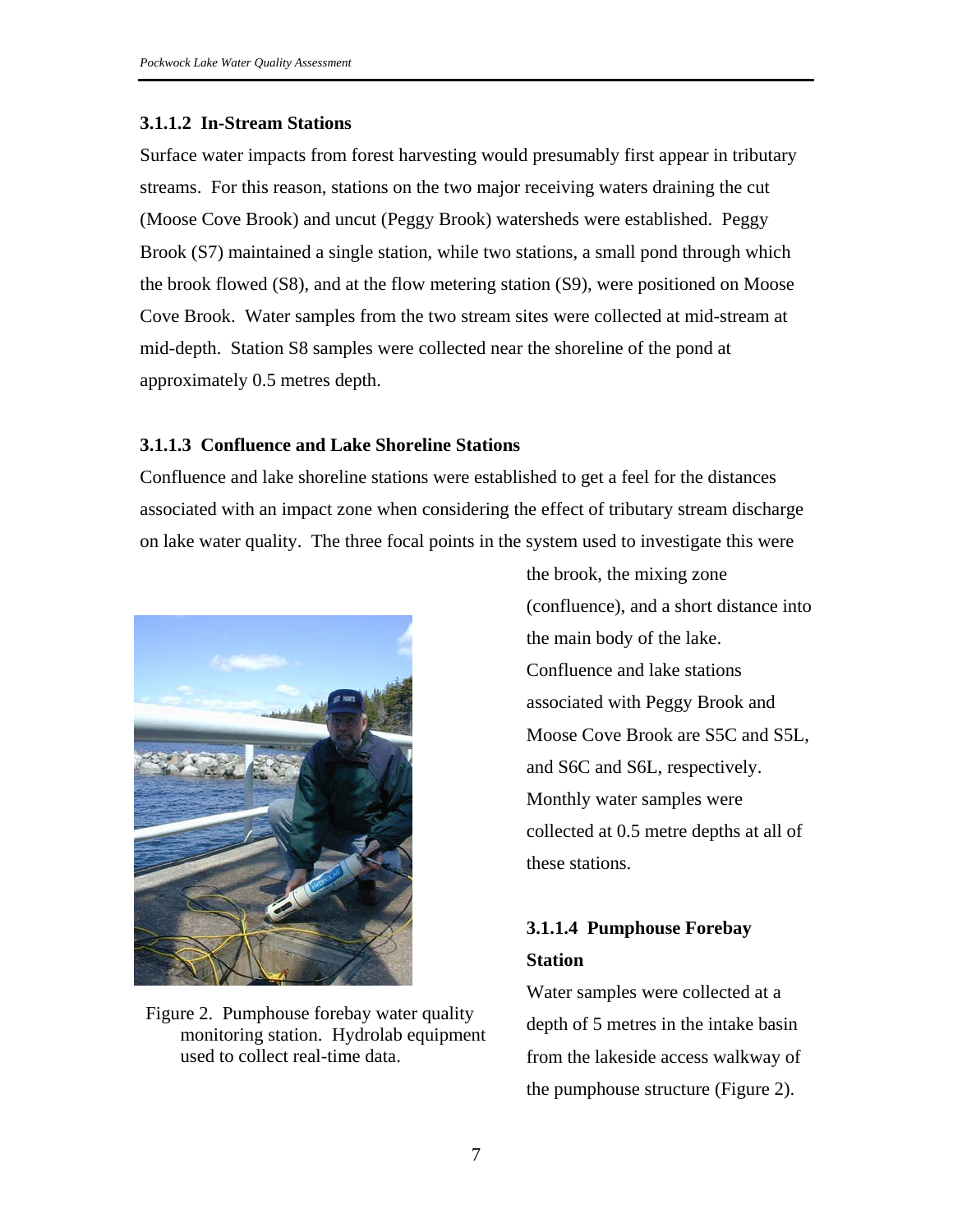#### 3.1.1.2 In-Stream Stations

Surface water impacts from forest harvesting would presumably first appear in tributary streams. For this reason, stations on the two major receiving waters draining the cut (Moose Cove Brook) and uncut (Peggy Brook) watersheds were established. Peggy Brook (S7) maintained a single station, while two stations, a small pond through which the brook flowed (S8), and at the flow metering station (S9), were positioned on Moose Cove Brook. Water samples from the two stream sites were collected at mid-stream at mid-depth. Station S8 samples were collected near the shoreline of the pond at approximately 0.5 metres depth.

#### 3.1.1.3 Confluence and Lake Shoreline Stations

Confluence and lake shoreline stations were established to get a feel for the distances associated with an impact zone when considering the effect of tributary stream discharge on lake water quality. The three focal points in the system used to investigate this were the brook, the mixing zone (confluence), and a short distance into the main body of the lake. Confluence and lake stations associated with Peggy Brook and Moose Cove Brook are S5C and S5L, and S6C and S6L, respectively. Monthly water samples were collected at 0.5 metre depths at all of these stations.

Figure 2. Pumphouse forebay water quality monitoring station. Hydrolab equipment used to collect real-time data.

#### 3.1.1.4 Pumphouse Forebay Station

Water samples were collected at a depth of 5 metres in the intake basin from the lakeside access walkway of the pumphouse structure (Figure 2).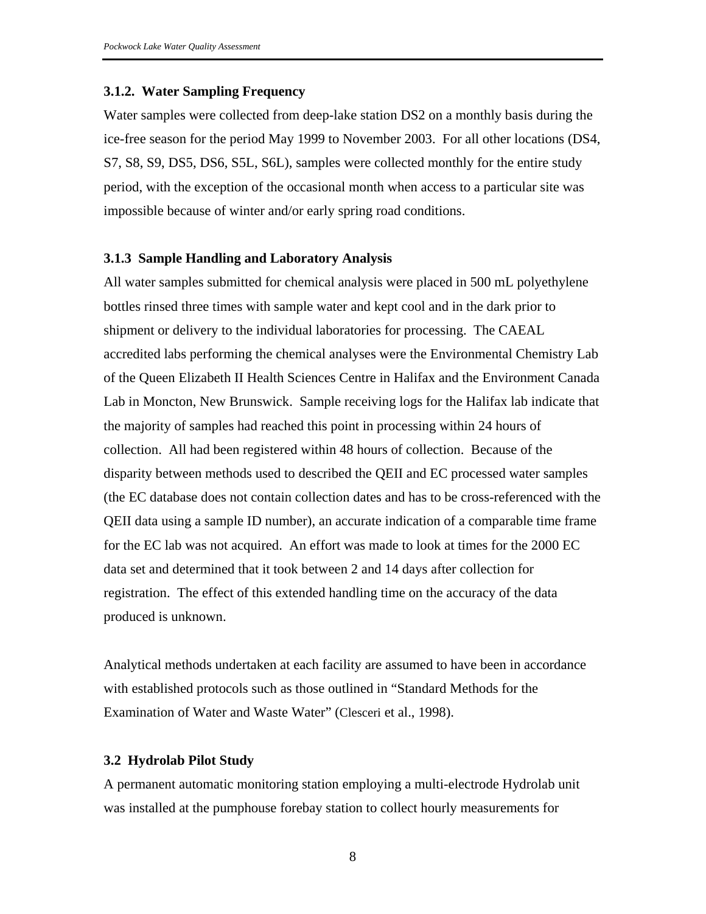### 3.1.2. Water Sampling Frequency

Water samples were collected from deep-lake station DS2 on a monthly basis during the ice-free season for the period May 1999 to November 2003. For all other locations (DS4, S7, S8, S9, DS5, DS6, S5L, S6L), samples were collected monthly for the entire study period, with the exception of the occasional month when access to a particular site was impossible because of winter and/or early spring road conditions.

### 3.1.3 Sample Handling and Laboratory Analysis

All water samples submitted for chemical analysis were placed in 500 mL polyethylene bottles rinsed three times with sample water and kept cool and in the dark prior to shipment or delivery to the individual laboratories for processing. The CAEAL accredited labs performing the chemical analyses were the Environmental Chemistry Lab of the Queen Elizabeth II Health Sciences Centre in Halifax and the Environment Canada Lab in Moncton, New Brunswick. Sample receiving logs for the Halifax lab indicate that the majority of samples had reached this point in processing within 24 hours of collection. All had been registered within 48 hours of collection. Because of the disparity between methods used to described the QEII and EC processed water samples (the EC database does not contain collection dates and has to be cross-referenced with the QEII data using a sample ID number), an accurate indication of a comparable time frame for the EC lab was not acquired. An effort was made to look at times for the 2000 EC data set and determined that it took between 2 and 14 days after collection for registration. The effect of this extended handling time on the accuracy of the data produced is unknown.

Analytical methods undertaken at each facility are assumed to have been in accordance with established protocols such as those outlined in "Standard Methods for the Examination of Water and Waste Water" (Clesceri et al., 1998).

## 3.2 Hydrolab Pilot Study

A permanent automatic monitoring station employing a multi-electrode Hydrolab unit was installed at the pumphouse forebay station to collect hourly measurements for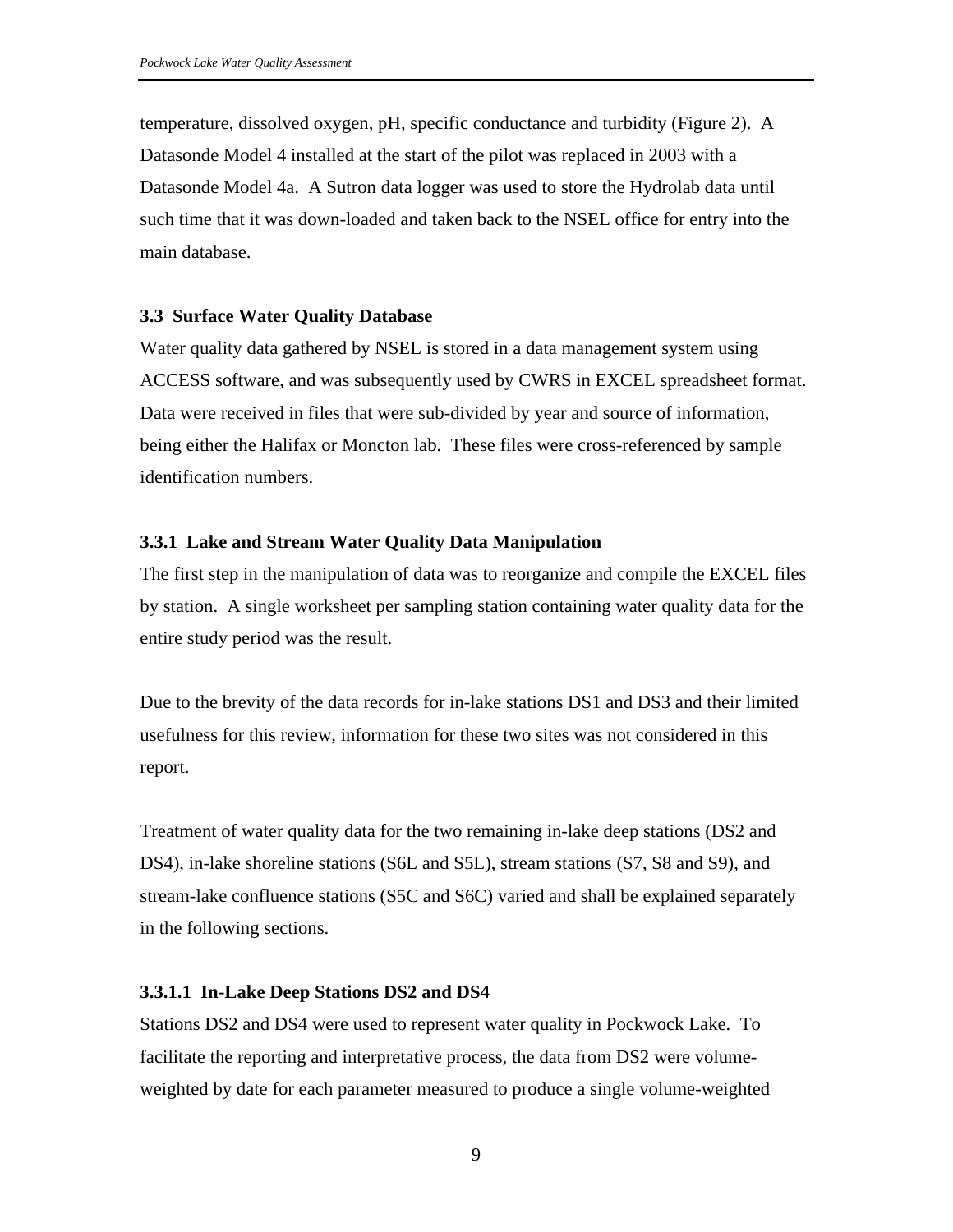temperature, dissolved oxygen, pH, specific conductance and turbidity (Figure 2). A Datasonde Model 4 installed at the start of the pilot was replaced in 2003 with a Datasonde Model 4a. A Sutron data logger was used to store the Hydrolab data until such time that it was down-loaded and taken back to the NSEL office for entry into the main database.

### 3.3 Surface Water Quality Database

Water quality data gathered by NSEL is stored in a data management system using ACCESS software, and was subsequently used by CWRS in EXCEL spreadsheet format. Data were received in files that were sub-divided by year and source of information, being either the Halifax or Moncton lab. These files were cross-referenced by sample identification numbers.

#### 3.3.1 Lake and Stream Water Quality Data Manipulation

The first step in the manipulation of data was to reorganize and compile the EXCEL files by station. A single worksheet per sampling station containing water quality data for the entire study period was the result.

Due to the brevity of the data records for in-lake stations DS1 and DS3 and their limited usefulness for this review, information for these two sites was not considered in this report.

Treatment of water quality data for the two remaining in-lake deep stations (DS2 and DS4), in-lake shoreline stations (S6L and S5L), stream stations (S7, S8 and S9), and stream-lake confluence stations (S5C and S6C) varied and shall be explained separately in the following sections.

##### 3.3.1.1 In-Lake Deep Stations DS2 and DS4

Stations DS2 and DS4 were used to represent water quality in Pockwock Lake. To facilitate the reporting and interpretative process, the data from DS2 were volume-weighted by date for each parameter measured to produce a single volume-weighted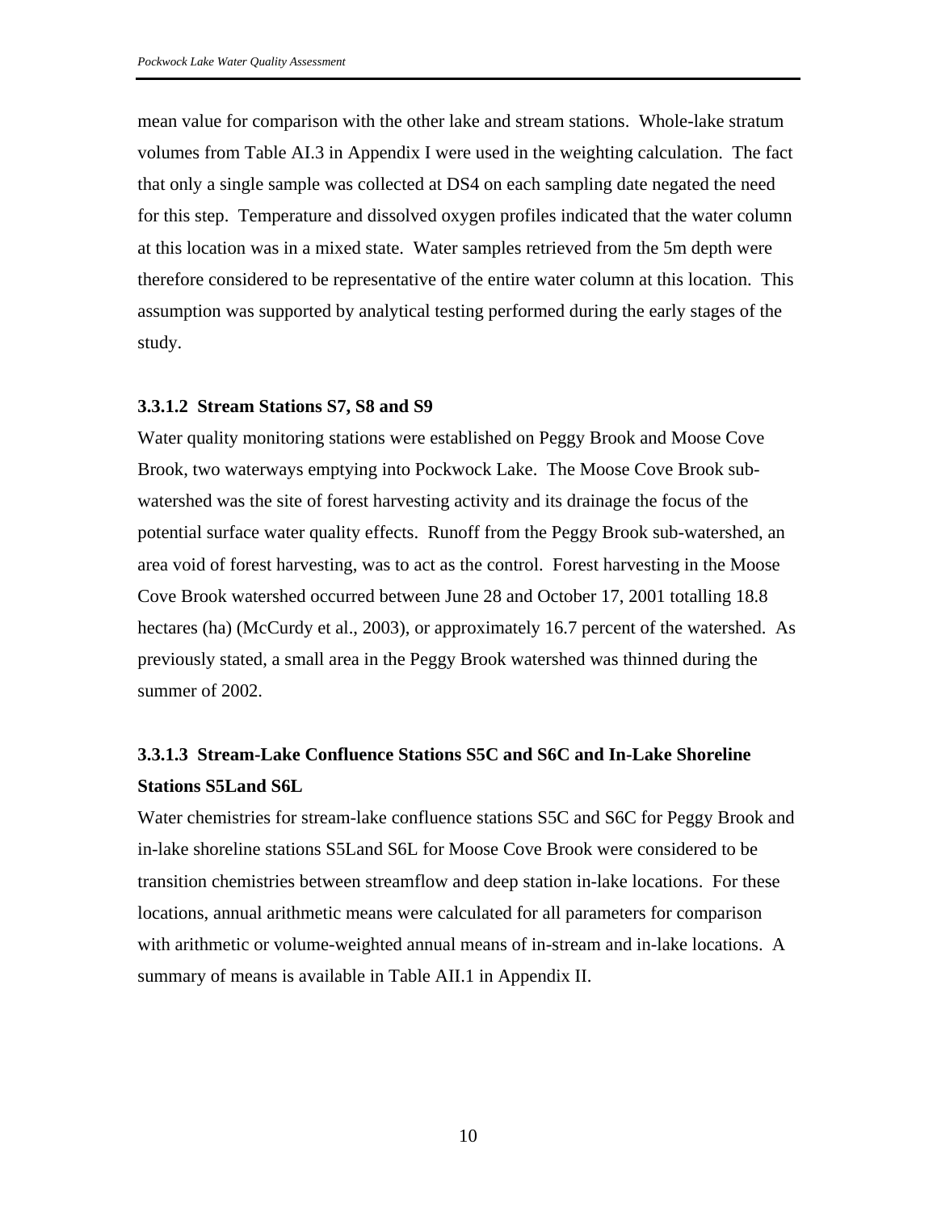mean value for comparison with the other lake and stream stations. Whole-lake stratum volumes from Table AI.3 in Appendix I were used in the weighting calculation. The fact that only a single sample was collected at DS4 on each sampling date negated the need for this step. Temperature and dissolved oxygen profiles indicated that the water column at this location was in a mixed state. Water samples retrieved from the 5m depth were therefore considered to be representative of the entire water column at this location. This assumption was supported by analytical testing performed during the early stages of the study.

#### 3.3.1.2 Stream Stations S7, S8 and S9

Water quality monitoring stations were established on Peggy Brook and Moose Cove Brook, two waterways emptying into Pockwock Lake. The Moose Cove Brook sub-watershed was the site of forest harvesting activity and its drainage the focus of the potential surface water quality effects. Runoff from the Peggy Brook sub-watershed, an area void of forest harvesting, was to act as the control. Forest harvesting in the Moose Cove Brook watershed occurred between June 28 and October 17, 2001 totalling 18.8 hectares (ha) (McCurdy et al., 2003), or approximately 16.7 percent of the watershed. As previously stated, a small area in the Peggy Brook watershed was thinned during the summer of 2002.

#### 3.3.1.3 Stream-Lake Confluence Stations S5C and S6C and In-Lake Shoreline Stations S5Land S6L

Water chemistries for stream-lake confluence stations S5C and S6C for Peggy Brook and in-lake shoreline stations S5Land S6L for Moose Cove Brook were considered to be transition chemistries between streamflow and deep station in-lake locations. For these locations, annual arithmetic means were calculated for all parameters for comparison with arithmetic or volume-weighted annual means of in-stream and in-lake locations. A summary of means is available in Table AII.1 in Appendix II.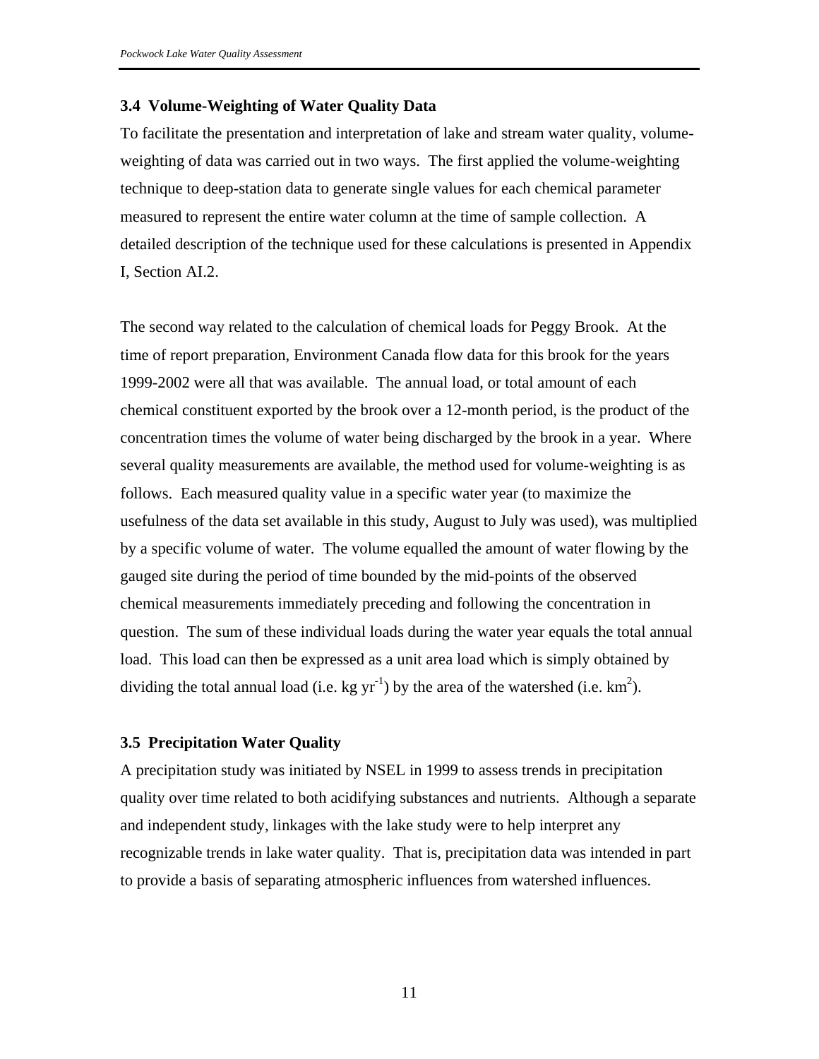### 3.4 Volume-Weighting of Water Quality Data

To facilitate the presentation and interpretation of lake and stream water quality, volume-weighting of data was carried out in two ways. The first applied the volume-weighting technique to deep-station data to generate single values for each chemical parameter measured to represent the entire water column at the time of sample collection. A detailed description of the technique used for these calculations is presented in Appendix I, Section AI.2.

The second way related to the calculation of chemical loads for Peggy Brook. At the time of report preparation, Environment Canada flow data for this brook for the years 1999-2002 were all that was available. The annual load, or total amount of each chemical constituent exported by the brook over a 12-month period, is the product of the concentration times the volume of water being discharged by the brook in a year. Where several quality measurements are available, the method used for volume-weighting is as follows. Each measured quality value in a specific water year (to maximize the usefulness of the data set available in this study, August to July was used), was multiplied by a specific volume of water. The volume equalled the amount of water flowing by the gauged site during the period of time bounded by the mid-points of the observed chemical measurements immediately preceding and following the concentration in question. The sum of these individual loads during the water year equals the total annual load. This load can then be expressed as a unit area load which is simply obtained by dividing the total annual load (i.e. kg $yr^{-1}$) by the area of the watershed (i.e. $km^2$).

### 3.5 Precipitation Water Quality

A precipitation study was initiated by NSEL in 1999 to assess trends in precipitation quality over time related to both acidifying substances and nutrients. Although a separate and independent study, linkages with the lake study were to help interpret any recognizable trends in lake water quality. That is, precipitation data was intended in part to provide a basis of separating atmospheric influences from watershed influences.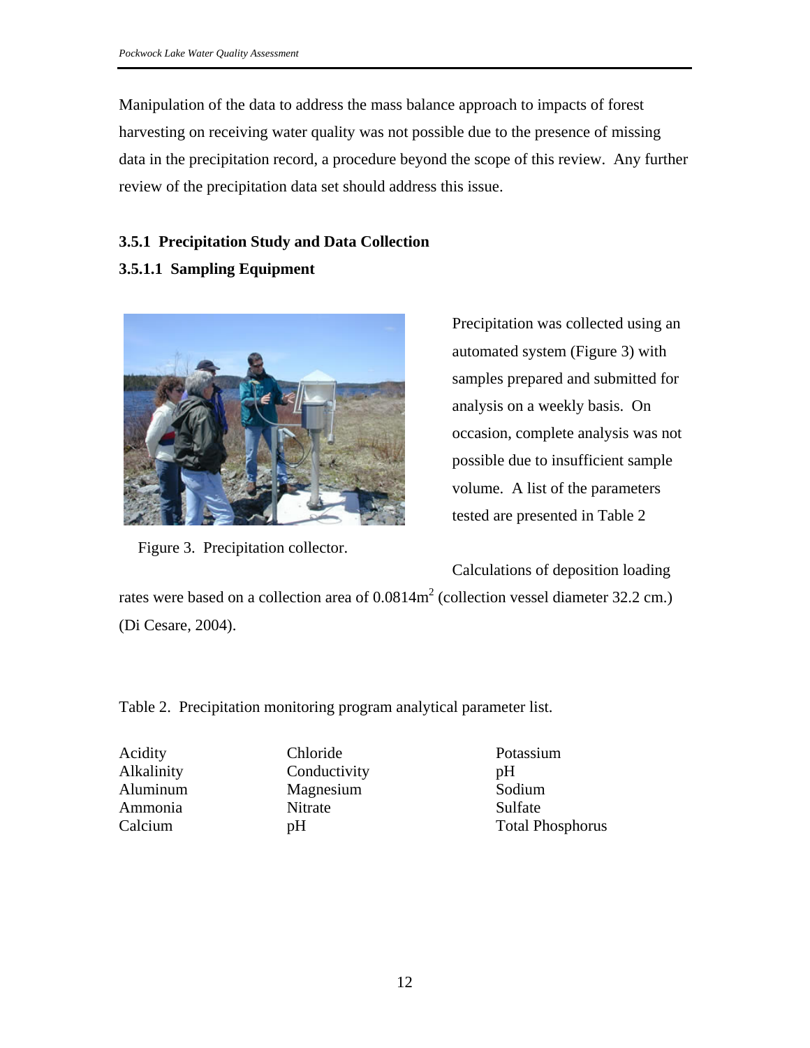Manipulation of the data to address the mass balance approach to impacts of forest harvesting on receiving water quality was not possible due to the presence of missing data in the precipitation record, a procedure beyond the scope of this review. Any further review of the precipitation data set should address this issue.

### 3.5.1 Precipitation Study and Data Collection

#### 3.5.1.1 Sampling Equipment

Figure 3. Precipitation collector.

Precipitation was collected using an automated system (Figure 3) with samples prepared and submitted for analysis on a weekly basis. On occasion, complete analysis was not possible due to insufficient sample volume. A list of the parameters tested are presented in Table 2

Calculations of deposition loading rates were based on a collection area of $0.0814 m^2$ (collection vessel diameter 32.2 cm.) (Di Cesare, 2004).

Table 2. Precipitation monitoring program analytical parameter list.

| | | |
|---|---|---|
| Acidity | Chloride | Potassium |
| Alkalinity | Conductivity | pH |
| Aluminum | Magnesium | Sodium |
| Ammonia | Nitrate | Sulfate |
| Calcium | pH | Total Phosphorus |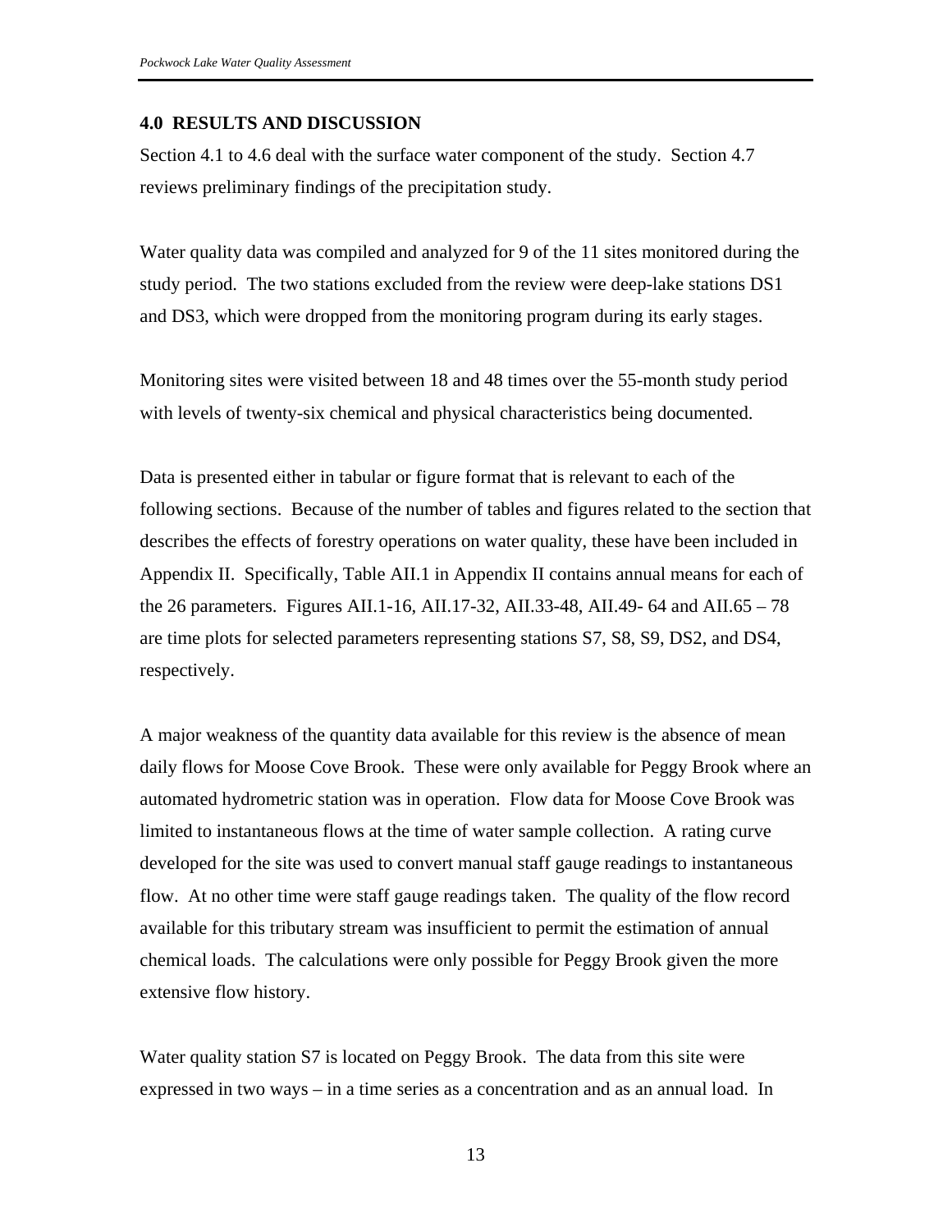## 4.0 RESULTS AND DISCUSSION

Section 4.1 to 4.6 deal with the surface water component of the study. Section 4.7 reviews preliminary findings of the precipitation study.

Water quality data was compiled and analyzed for 9 of the 11 sites monitored during the study period. The two stations excluded from the review were deep-lake stations DS1 and DS3, which were dropped from the monitoring program during its early stages.

Monitoring sites were visited between 18 and 48 times over the 55-month study period with levels of twenty-six chemical and physical characteristics being documented.

Data is presented either in tabular or figure format that is relevant to each of the following sections. Because of the number of tables and figures related to the section that describes the effects of forestry operations on water quality, these have been included in Appendix II. Specifically, Table AII.1 in Appendix II contains annual means for each of the 26 parameters. Figures AII.1-16, AII.17-32, AII.33-48, AII.49- 64 and AII.65 – 78 are time plots for selected parameters representing stations S7, S8, S9, DS2, and DS4, respectively.

A major weakness of the quantity data available for this review is the absence of mean daily flows for Moose Cove Brook. These were only available for Peggy Brook where an automated hydrometric station was in operation. Flow data for Moose Cove Brook was limited to instantaneous flows at the time of water sample collection. A rating curve developed for the site was used to convert manual staff gauge readings to instantaneous flow. At no other time were staff gauge readings taken. The quality of the flow record available for this tributary stream was insufficient to permit the estimation of annual chemical loads. The calculations were only possible for Peggy Brook given the more extensive flow history.

Water quality station S7 is located on Peggy Brook. The data from this site were expressed in two ways – in a time series as a concentration and as an annual load. In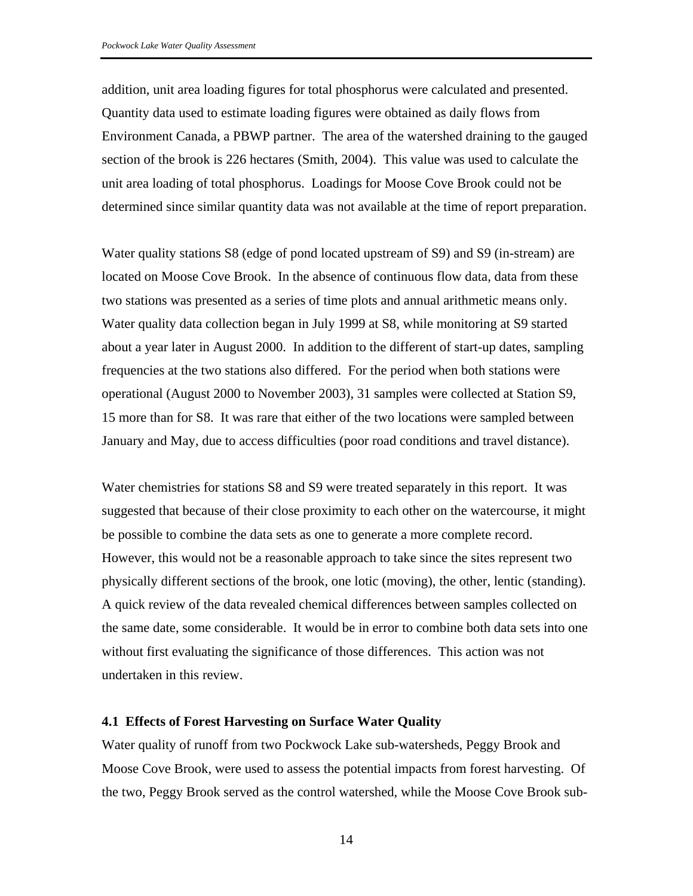addition, unit area loading figures for total phosphorus were calculated and presented. Quantity data used to estimate loading figures were obtained as daily flows from Environment Canada, a PBWP partner. The area of the watershed draining to the gauged section of the brook is 226 hectares (Smith, 2004). This value was used to calculate the unit area loading of total phosphorus. Loadings for Moose Cove Brook could not be determined since similar quantity data was not available at the time of report preparation.

Water quality stations S8 (edge of pond located upstream of S9) and S9 (in-stream) are located on Moose Cove Brook. In the absence of continuous flow data, data from these two stations was presented as a series of time plots and annual arithmetic means only. Water quality data collection began in July 1999 at S8, while monitoring at S9 started about a year later in August 2000. In addition to the different of start-up dates, sampling frequencies at the two stations also differed. For the period when both stations were operational (August 2000 to November 2003), 31 samples were collected at Station S9, 15 more than for S8. It was rare that either of the two locations were sampled between January and May, due to access difficulties (poor road conditions and travel distance).

Water chemistries for stations S8 and S9 were treated separately in this report. It was suggested that because of their close proximity to each other on the watercourse, it might be possible to combine the data sets as one to generate a more complete record. However, this would not be a reasonable approach to take since the sites represent two physically different sections of the brook, one lotic (moving), the other, lentic (standing). A quick review of the data revealed chemical differences between samples collected on the same date, some considerable. It would be in error to combine both data sets into one without first evaluating the significance of those differences. This action was not undertaken in this review.

### 4.1 Effects of Forest Harvesting on Surface Water Quality

Water quality of runoff from two Pockwock Lake sub-watersheds, Peggy Brook and Moose Cove Brook, were used to assess the potential impacts from forest harvesting. Of the two, Peggy Brook served as the control watershed, while the Moose Cove Brook sub-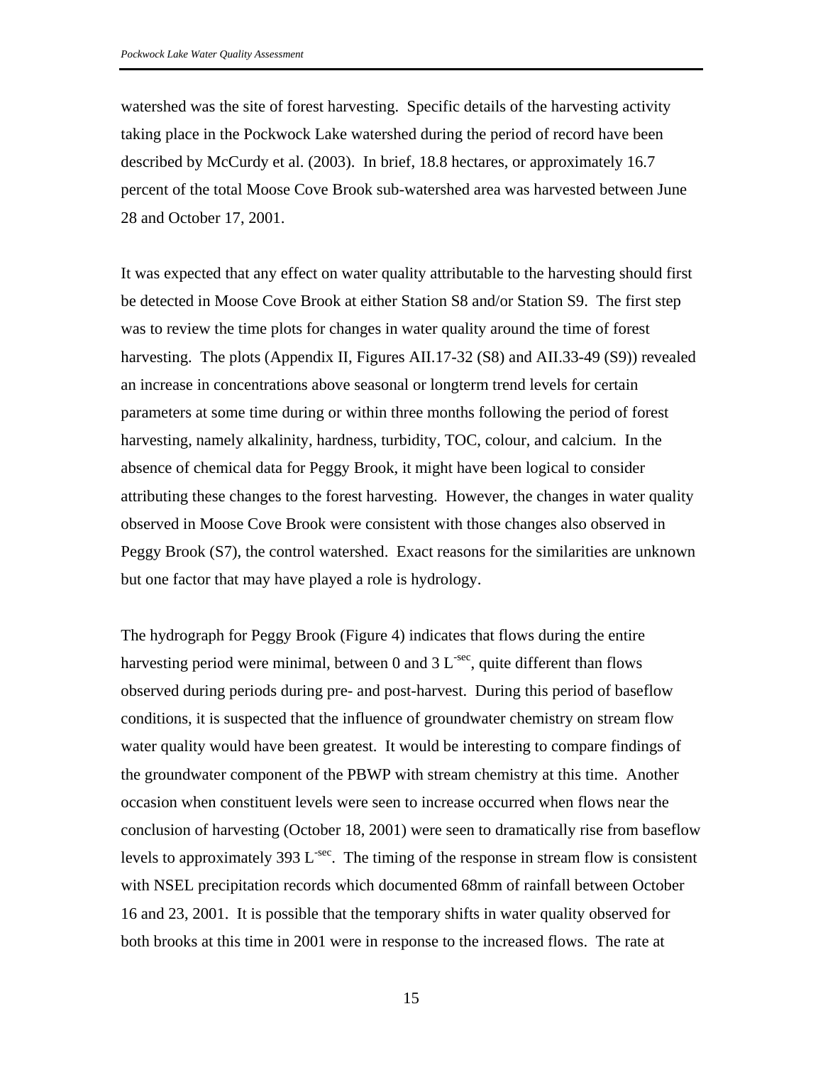watershed was the site of forest harvesting. Specific details of the harvesting activity taking place in the Pockwock Lake watershed during the period of record have been described by McCurdy et al. (2003). In brief, 18.8 hectares, or approximately 16.7 percent of the total Moose Cove Brook sub-watershed area was harvested between June 28 and October 17, 2001.

It was expected that any effect on water quality attributable to the harvesting should first be detected in Moose Cove Brook at either Station S8 and/or Station S9. The first step was to review the time plots for changes in water quality around the time of forest harvesting. The plots (Appendix II, Figures AII.17-32 (S8) and AII.33-49 (S9)) revealed an increase in concentrations above seasonal or longterm trend levels for certain parameters at some time during or within three months following the period of forest harvesting, namely alkalinity, hardness, turbidity, TOC, colour, and calcium. In the absence of chemical data for Peggy Brook, it might have been logical to consider attributing these changes to the forest harvesting. However, the changes in water quality observed in Moose Cove Brook were consistent with those changes also observed in Peggy Brook (S7), the control watershed. Exact reasons for the similarities are unknown but one factor that may have played a role is hydrology.

The hydrograph for Peggy Brook (Figure 4) indicates that flows during the entire harvesting period were minimal, between 0 and 3 $L^{-sec}$, quite different than flows observed during periods during pre- and post-harvest. During this period of baseflow conditions, it is suspected that the influence of groundwater chemistry on stream flow water quality would have been greatest. It would be interesting to compare findings of the groundwater component of the PBWP with stream chemistry at this time. Another occasion when constituent levels were seen to increase occurred when flows near the conclusion of harvesting (October 18, 2001) were seen to dramatically rise from baseflow levels to approximately 393 $L^{-sec}$. The timing of the response in stream flow is consistent with NSEL precipitation records which documented 68mm of rainfall between October 16 and 23, 2001. It is possible that the temporary shifts in water quality observed for both brooks at this time in 2001 were in response to the increased flows. The rate at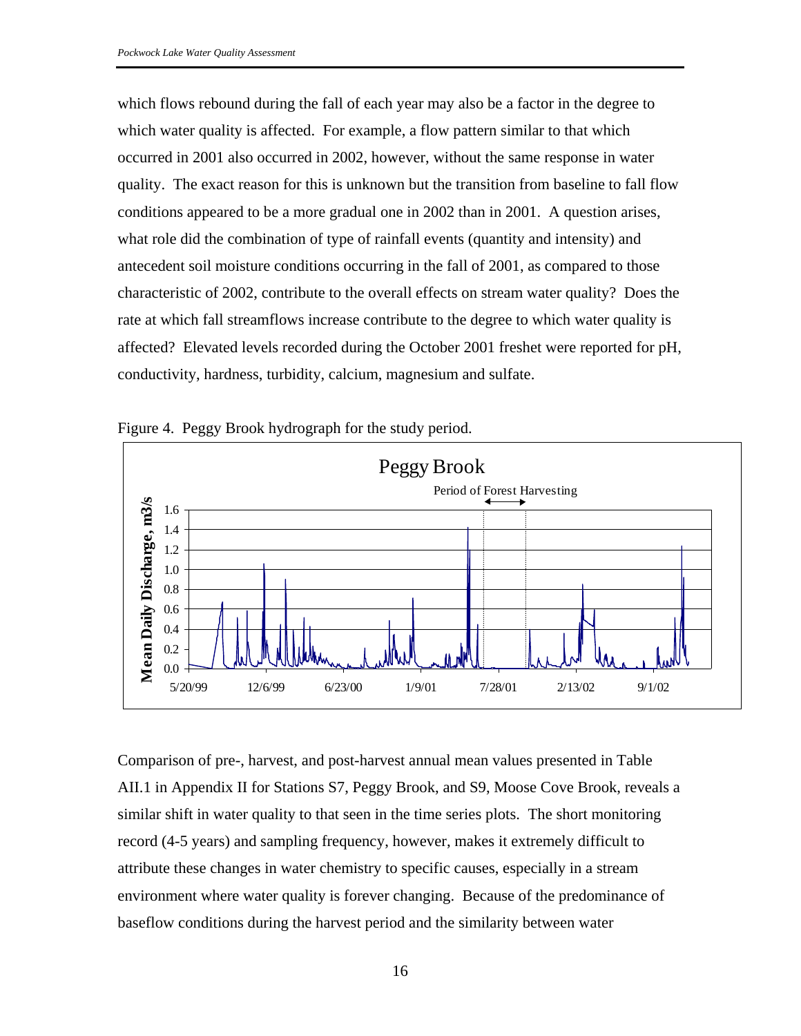which flows rebound during the fall of each year may also be a factor in the degree to which water quality is affected. For example, a flow pattern similar to that which occurred in 2001 also occurred in 2002, however, without the same response in water quality. The exact reason for this is unknown but the transition from baseline to fall flow conditions appeared to be a more gradual one in 2002 than in 2001. A question arises, what role did the combination of type of rainfall events (quantity and intensity) and antecedent soil moisture conditions occurring in the fall of 2001, as compared to those characteristic of 2002, contribute to the overall effects on stream water quality? Does the rate at which fall streamflows increase contribute to the degree to which water quality is affected? Elevated levels recorded during the October 2001 freshet were reported for pH, conductivity, hardness, turbidity, calcium, magnesium and sulfate.

Figure 4. Peggy Brook hydrograph for the study period.

Comparison of pre-, harvest, and post-harvest annual mean values presented in Table AII.1 in Appendix II for Stations S7, Peggy Brook, and S9, Moose Cove Brook, reveals a similar shift in water quality to that seen in the time series plots. The short monitoring record (4-5 years) and sampling frequency, however, makes it extremely difficult to attribute these changes in water chemistry to specific causes, especially in a stream environment where water quality is forever changing. Because of the predominance of baseflow conditions during the harvest period and the similarity between water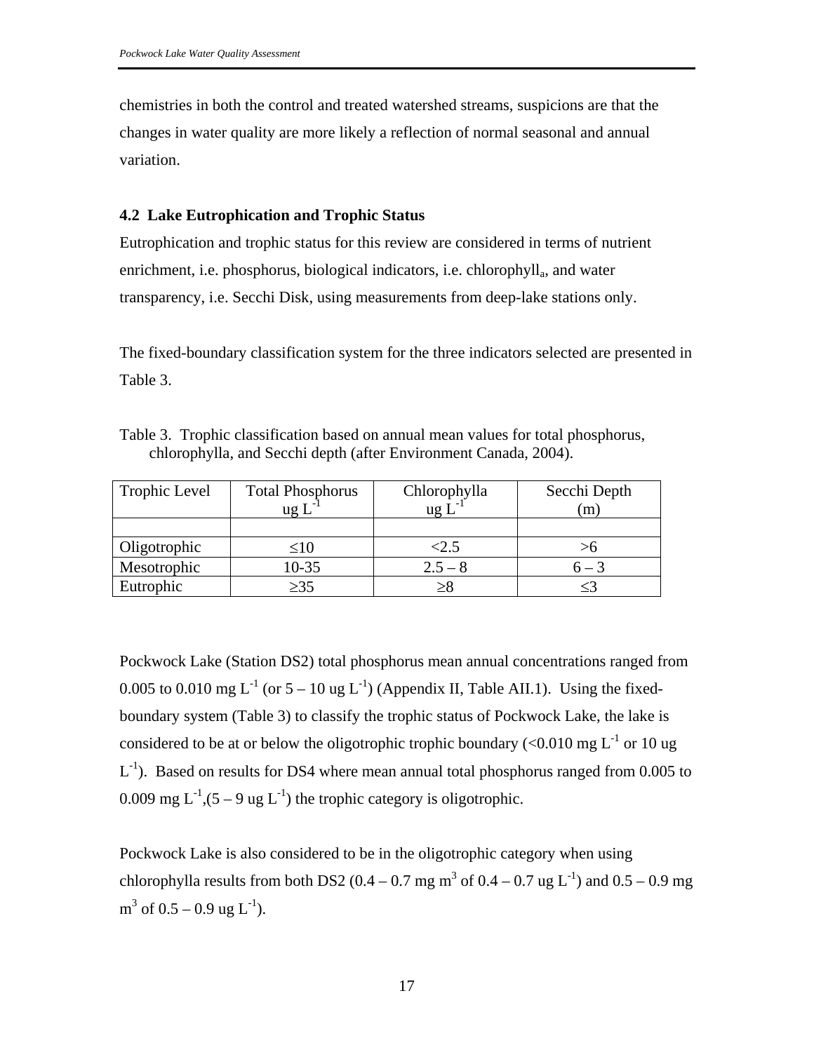chemistries in both the control and treated watershed streams, suspicions are that the changes in water quality are more likely a reflection of normal seasonal and annual variation.

### 4.2 Lake Eutrophication and Trophic Status

Eutrophication and trophic status for this review are considered in terms of nutrient enrichment, i.e. phosphorus, biological indicators, i.e. chlorophyll$_a$, and water transparency, i.e. Secchi Disk, using measurements from deep-lake stations only.

The fixed-boundary classification system for the three indicators selected are presented in Table 3.

Table 3. Trophic classification based on annual mean values for total phosphorus, chlorophylla, and Secchi depth (after Environment Canada, 2004).

| Trophic Level | Total Phosphorus ug $L^{-1}$ | Chlorophylla ug $L^{-1}$ | Secchi Depth (m) |
|---|---|---|---|
| | | | |
| Oligotrophic | ≤10 | <2.5 | >6 |
| Mesotrophic | 10-35 | 2.5 – 8 | 6 – 3 |
| Eutrophic | ≥35 | ≥8 | ≤3 |

Pockwock Lake (Station DS2) total phosphorus mean annual concentrations ranged from 0.005 to 0.010 mg $L^{-1}$ (or 5 – 10 ug $L^{-1}$) (Appendix II, Table AII.1). Using the fixed-boundary system (Table 3) to classify the trophic status of Pockwock Lake, the lake is considered to be at or below the oligotrophic trophic boundary (<0.010 mg $L^{-1}$ or 10 ug $L^{-1}$). Based on results for DS4 where mean annual total phosphorus ranged from 0.005 to 0.009 mg $L^{-1}$,(5 – 9 ug $L^{-1}$) the trophic category is oligotrophic.

Pockwock Lake is also considered to be in the oligotrophic category when using chlorophylla results from both DS2 (0.4 – 0.7 mg $m^3$ of 0.4 – 0.7 ug $L^{-1}$) and 0.5 – 0.9 mg $m^3$ of 0.5 – 0.9 ug $L^{-1}$).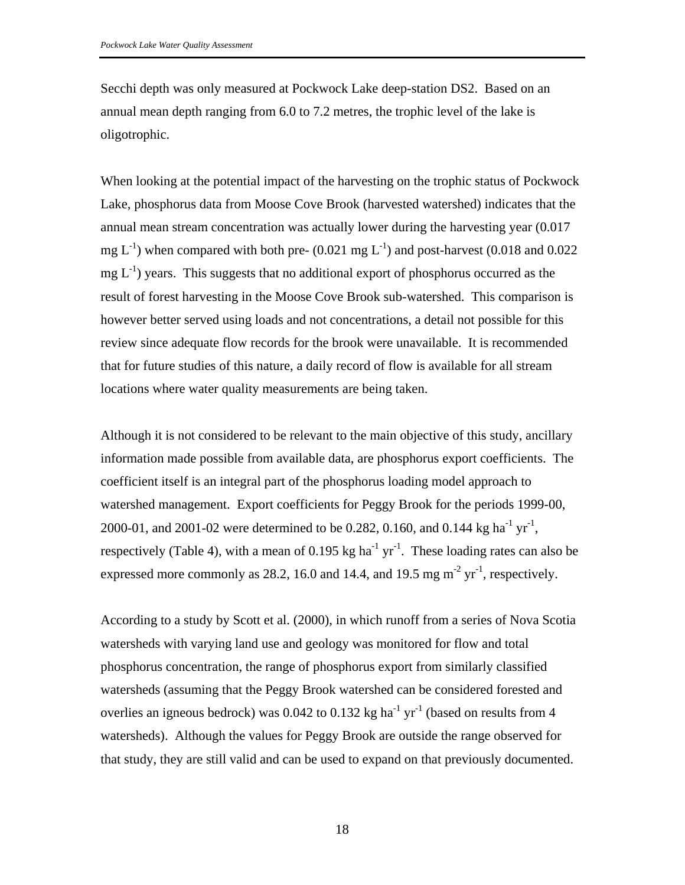Secchi depth was only measured at Pockwock Lake deep-station DS2. Based on an annual mean depth ranging from 6.0 to 7.2 metres, the trophic level of the lake is oligotrophic.

When looking at the potential impact of the harvesting on the trophic status of Pockwock Lake, phosphorus data from Moose Cove Brook (harvested watershed) indicates that the annual mean stream concentration was actually lower during the harvesting year (0.017 mg $L^{-1}$) when compared with both pre- (0.021 mg $L^{-1}$) and post-harvest (0.018 and 0.022 mg $L^{-1}$) years. This suggests that no additional export of phosphorus occurred as the result of forest harvesting in the Moose Cove Brook sub-watershed. This comparison is however better served using loads and not concentrations, a detail not possible for this review since adequate flow records for the brook were unavailable. It is recommended that for future studies of this nature, a daily record of flow is available for all stream locations where water quality measurements are being taken.

Although it is not considered to be relevant to the main objective of this study, ancillary information made possible from available data, are phosphorus export coefficients. The coefficient itself is an integral part of the phosphorus loading model approach to watershed management. Export coefficients for Peggy Brook for the periods 1999-00, 2000-01, and 2001-02 were determined to be 0.282, 0.160, and 0.144 kg $ha^{-1}$ $yr^{-1}$, respectively (Table 4), with a mean of 0.195 kg $ha^{-1}$ $yr^{-1}$. These loading rates can also be expressed more commonly as 28.2, 16.0 and 14.4, and 19.5 mg $m^{-2}$ $yr^{-1}$, respectively.

According to a study by Scott et al. (2000), in which runoff from a series of Nova Scotia watersheds with varying land use and geology was monitored for flow and total phosphorus concentration, the range of phosphorus export from similarly classified watersheds (assuming that the Peggy Brook watershed can be considered forested and overlies an igneous bedrock) was 0.042 to 0.132 kg $ha^{-1}$ $yr^{-1}$ (based on results from 4 watersheds). Although the values for Peggy Brook are outside the range observed for that study, they are still valid and can be used to expand on that previously documented.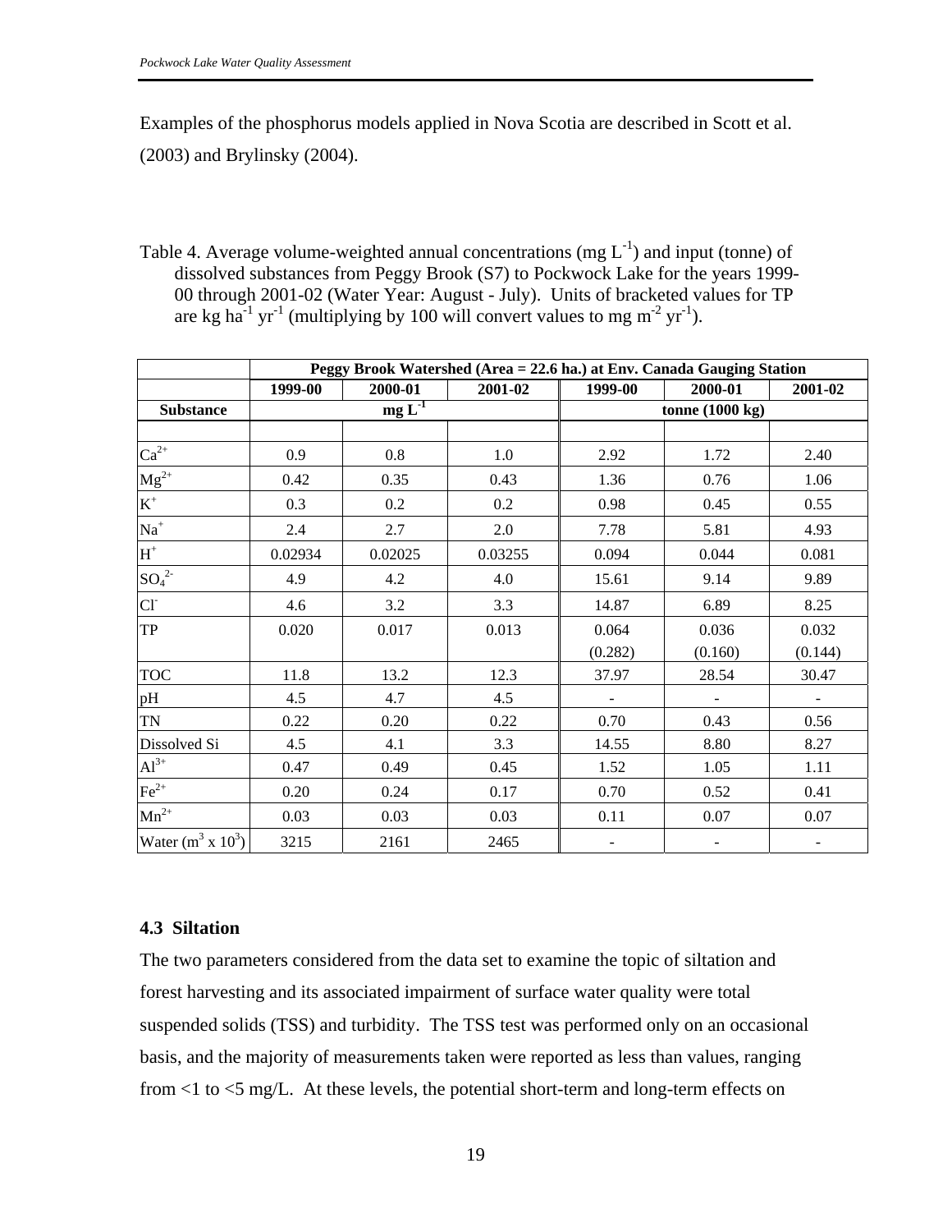Examples of the phosphorus models applied in Nova Scotia are described in Scott et al. (2003) and Brylinsky (2004).

Table 4. Average volume-weighted annual concentrations (mg $L^{-1}$) and input (tonne) of dissolved substances from Peggy Brook (S7) to Pockwock Lake for the years 1999-00 through 2001-02 (Water Year: August - July). Units of bracketed values for TP are kg $ha^{-1}$ $yr^{-1}$ (multiplying by 100 will convert values to mg $m^{-2}$ $yr^{-1}$).

| | Peggy Brook Watershed (Area = 22.6 ha.) at Env. Canada Gauging Station | | | | | |
|---|---|---|---|---|---|---|
| | 1999-00 | 2000-01 | 2001-02 | 1999-00 | 2000-01 | 2001-02 |
| **Substance** | mg $L^{-1}$ | | | tonne (1000 kg) | | |
| $Ca^{2+}$ | 0.9 | 0.8 | 1.0 | 2.92 | 1.72 | 2.40 |
| $Mg^{2+}$ | 0.42 | 0.35 | 0.43 | 1.36 | 0.76 | 1.06 |
| $K^{+}$ | 0.3 | 0.2 | 0.2 | 0.98 | 0.45 | 0.55 |
| $Na^{+}$ | 2.4 | 2.7 | 2.0 | 7.78 | 5.81 | 4.93 |
| $H^{+}$ | 0.02934 | 0.02025 | 0.03255 | 0.094 | 0.044 | 0.081 |
| $SO_4^{2-}$ | 4.9 | 4.2 | 4.0 | 15.61 | 9.14 | 9.89 |
| $Cl^{-}$ | 4.6 | 3.2 | 3.3 | 14.87 | 6.89 | 8.25 |
| TP | 0.020 | 0.017 | 0.013 | 0.064 (0.282) | 0.036 (0.160) | 0.032 (0.144) |
| TOC | 11.8 | 13.2 | 12.3 | 37.97 | 28.54 | 30.47 |
| pH | 4.5 | 4.7 | 4.5 | - | - | - |
| TN | 0.22 | 0.20 | 0.22 | 0.70 | 0.43 | 0.56 |
| Dissolved Si | 4.5 | 4.1 | 3.3 | 14.55 | 8.80 | 8.27 |
| $Al^{3+}$ | 0.47 | 0.49 | 0.45 | 1.52 | 1.05 | 1.11 |
| $Fe^{2+}$ | 0.20 | 0.24 | 0.17 | 0.70 | 0.52 | 0.41 |
| $Mn^{2+}$ | 0.03 | 0.03 | 0.03 | 0.11 | 0.07 | 0.07 |
| Water ($m^3$ x $10^3$) | 3215 | 2161 | 2465 | - | - | - |

### 4.3 Siltation

The two parameters considered from the data set to examine the topic of siltation and forest harvesting and its associated impairment of surface water quality were total suspended solids (TSS) and turbidity. The TSS test was performed only on an occasional basis, and the majority of measurements taken were reported as less than values, ranging from <1 to <5 mg/L. At these levels, the potential short-term and long-term effects on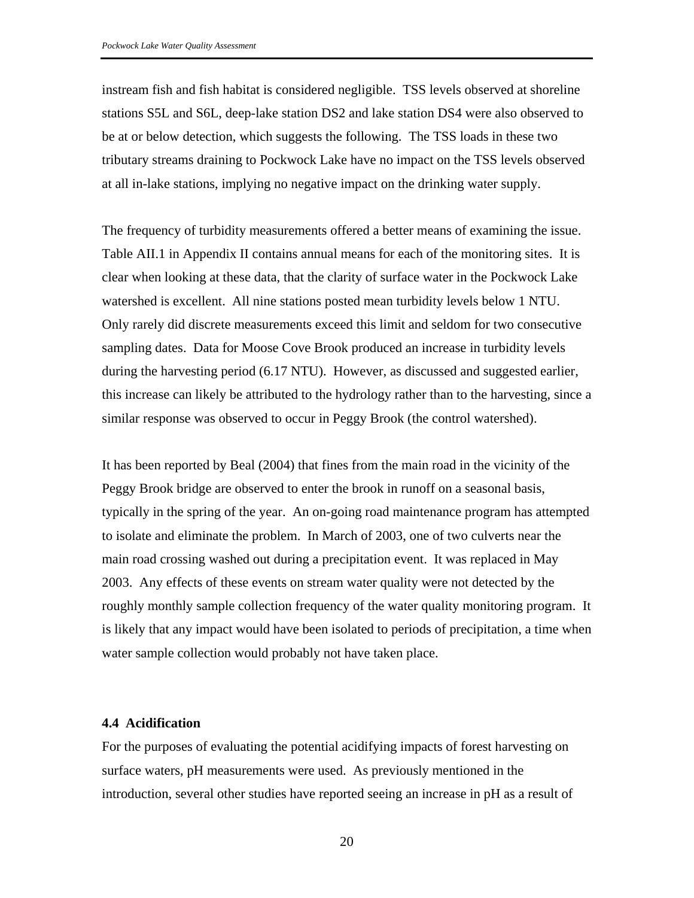instream fish and fish habitat is considered negligible. TSS levels observed at shoreline stations S5L and S6L, deep-lake station DS2 and lake station DS4 were also observed to be at or below detection, which suggests the following. The TSS loads in these two tributary streams draining to Pockwock Lake have no impact on the TSS levels observed at all in-lake stations, implying no negative impact on the drinking water supply.

The frequency of turbidity measurements offered a better means of examining the issue. Table AII.1 in Appendix II contains annual means for each of the monitoring sites. It is clear when looking at these data, that the clarity of surface water in the Pockwock Lake watershed is excellent. All nine stations posted mean turbidity levels below 1 NTU. Only rarely did discrete measurements exceed this limit and seldom for two consecutive sampling dates. Data for Moose Cove Brook produced an increase in turbidity levels during the harvesting period (6.17 NTU). However, as discussed and suggested earlier, this increase can likely be attributed to the hydrology rather than to the harvesting, since a similar response was observed to occur in Peggy Brook (the control watershed).

It has been reported by Beal (2004) that fines from the main road in the vicinity of the Peggy Brook bridge are observed to enter the brook in runoff on a seasonal basis, typically in the spring of the year. An on-going road maintenance program has attempted to isolate and eliminate the problem. In March of 2003, one of two culverts near the main road crossing washed out during a precipitation event. It was replaced in May 2003. Any effects of these events on stream water quality were not detected by the roughly monthly sample collection frequency of the water quality monitoring program. It is likely that any impact would have been isolated to periods of precipitation, a time when water sample collection would probably not have taken place.

### 4.4 Acidification

For the purposes of evaluating the potential acidifying impacts of forest harvesting on surface waters, pH measurements were used. As previously mentioned in the introduction, several other studies have reported seeing an increase in pH as a result of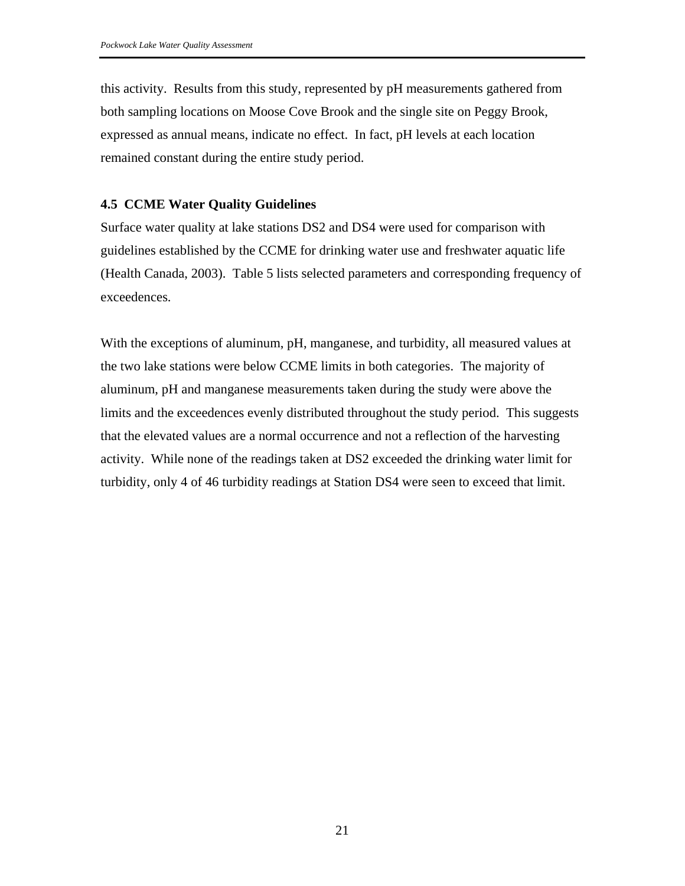this activity. Results from this study, represented by pH measurements gathered from both sampling locations on Moose Cove Brook and the single site on Peggy Brook, expressed as annual means, indicate no effect. In fact, pH levels at each location remained constant during the entire study period.

### 4.5 CCME Water Quality Guidelines

Surface water quality at lake stations DS2 and DS4 were used for comparison with guidelines established by the CCME for drinking water use and freshwater aquatic life (Health Canada, 2003). Table 5 lists selected parameters and corresponding frequency of exceedences.

With the exceptions of aluminum, pH, manganese, and turbidity, all measured values at the two lake stations were below CCME limits in both categories. The majority of aluminum, pH and manganese measurements taken during the study were above the limits and the exceedences evenly distributed throughout the study period. This suggests that the elevated values are a normal occurrence and not a reflection of the harvesting activity. While none of the readings taken at DS2 exceeded the drinking water limit for turbidity, only 4 of 46 turbidity readings at Station DS4 were seen to exceed that limit.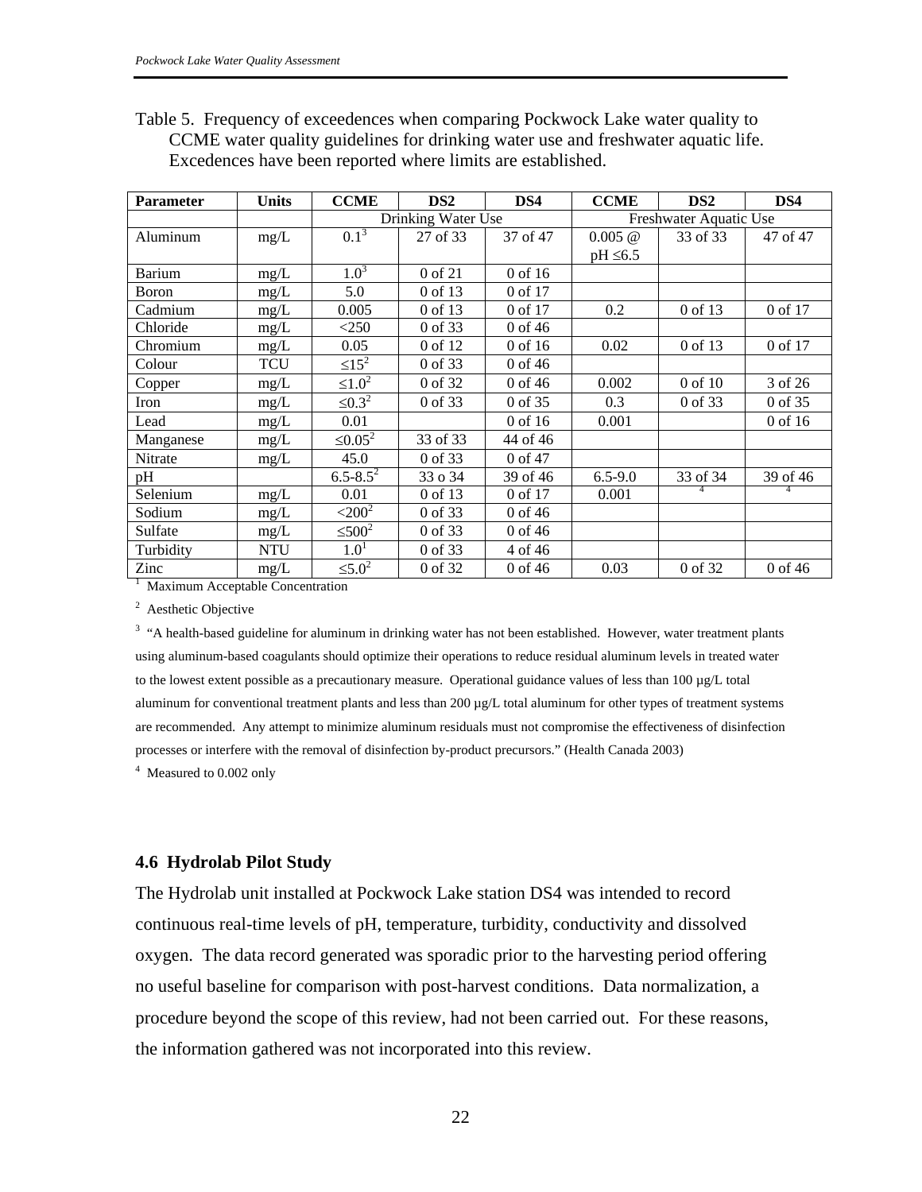Table 5. Frequency of exceedences when comparing Pockwock Lake water quality to CCME water quality guidelines for drinking water use and freshwater aquatic life. Excedences have been reported where limits are established.

| Parameter | Units | CCME | DS2 | DS4 | CCME | DS2 | DS4 |
|---|---|---|---|---|---|---|---|
| | | Drinking Water Use | | | Freshwater Aquatic Use | | |
| Aluminum | mg/L | 0.1[3] | 27 of 33 | 37 of 47 | 0.005 @ pH ≤6.5 | 33 of 33 | 47 of 47 |
| Barium | mg/L | 1.0[3] | 0 of 21 | 0 of 16 | | | |
| Boron | mg/L | 5.0 | 0 of 13 | 0 of 17 | | | |
| Cadmium | mg/L | 0.005 | 0 of 13 | 0 of 17 | 0.2 | 0 of 13 | 0 of 17 |
| Chloride | mg/L | <250 | 0 of 33 | 0 of 46 | | | |
| Chromium | mg/L | 0.05 | 0 of 12 | 0 of 16 | 0.02 | 0 of 13 | 0 of 17 |
| Colour | TCU | ≤15[2] | 0 of 33 | 0 of 46 | | | |
| Copper | mg/L | ≤1.0[2] | 0 of 32 | 0 of 46 | 0.002 | 0 of 10 | 3 of 26 |
| Iron | mg/L | ≤0.3[2] | 0 of 33 | 0 of 35 | 0.3 | 0 of 33 | 0 of 35 |
| Lead | mg/L | 0.01 | | 0 of 16 | 0.001 | | 0 of 16 |
| Manganese | mg/L | ≤0.05[2] | 33 of 33 | 44 of 46 | | | |
| Nitrate | mg/L | 45.0 | 0 of 33 | 0 of 47 | | | |
| pH | | 6.5-8.5[2] | 33 o 34 | 39 of 46 | 6.5-9.0 | 33 of 34 | 39 of 46 |
| Selenium | mg/L | 0.01 | 0 of 13 | 0 of 17 | 0.001 | [4] | [4] |
| Sodium | mg/L | <200[2] | 0 of 33 | 0 of 46 | | | |
| Sulfate | mg/L | ≤500[2] | 0 of 33 | 0 of 46 | | | |
| Turbidity | NTU | 1.0[1] | 0 of 33 | 4 of 46 | | | |
| Zinc | mg/L | ≤5.0[2] | 0 of 32 | 0 of 46 | 0.03 | 0 of 32 | 0 of 46 |

[1] Maximum Acceptable Concentration

[2] Aesthetic Objective

[3] "A health-based guideline for aluminum in drinking water has not been established. However, water treatment plants using aluminum-based coagulants should optimize their operations to reduce residual aluminum levels in treated water to the lowest extent possible as a precautionary measure. Operational guidance values of less than 100 µg/L total aluminum for conventional treatment plants and less than 200 µg/L total aluminum for other types of treatment systems are recommended. Any attempt to minimize aluminum residuals must not compromise the effectiveness of disinfection processes or interfere with the removal of disinfection by-product precursors." (Health Canada 2003)

[4] Measured to 0.002 only

### 4.6 Hydrolab Pilot Study

The Hydrolab unit installed at Pockwock Lake station DS4 was intended to record continuous real-time levels of pH, temperature, turbidity, conductivity and dissolved oxygen. The data record generated was sporadic prior to the harvesting period offering no useful baseline for comparison with post-harvest conditions. Data normalization, a procedure beyond the scope of this review, had not been carried out. For these reasons, the information gathered was not incorporated into this review.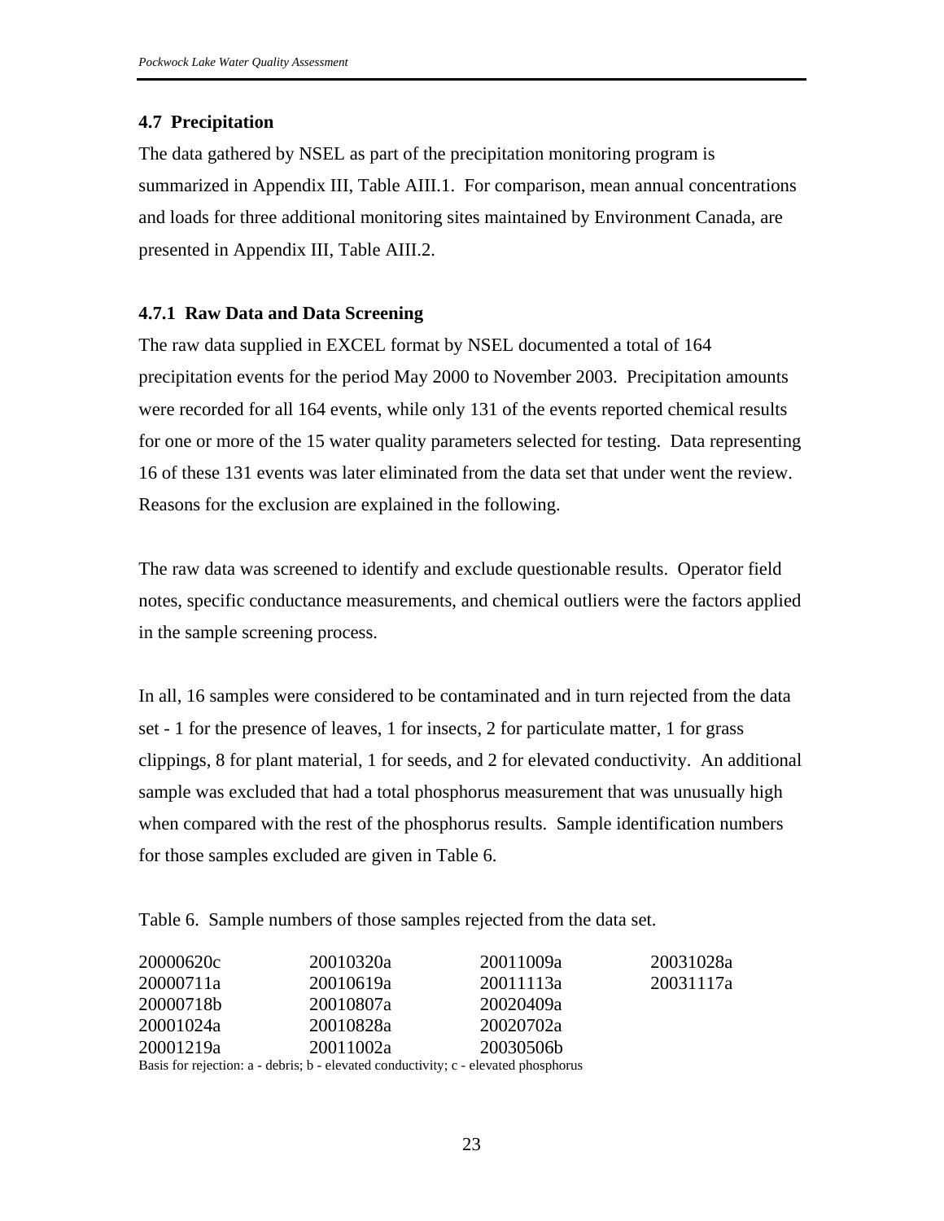## 4.7 Precipitation

The data gathered by NSEL as part of the precipitation monitoring program is summarized in Appendix III, Table AIII.1. For comparison, mean annual concentrations and loads for three additional monitoring sites maintained by Environment Canada, are presented in Appendix III, Table AIII.2.

### 4.7.1 Raw Data and Data Screening

The raw data supplied in EXCEL format by NSEL documented a total of 164 precipitation events for the period May 2000 to November 2003. Precipitation amounts were recorded for all 164 events, while only 131 of the events reported chemical results for one or more of the 15 water quality parameters selected for testing. Data representing 16 of these 131 events was later eliminated from the data set that under went the review. Reasons for the exclusion are explained in the following.

The raw data was screened to identify and exclude questionable results. Operator field notes, specific conductance measurements, and chemical outliers were the factors applied in the sample screening process.

In all, 16 samples were considered to be contaminated and in turn rejected from the data set - 1 for the presence of leaves, 1 for insects, 2 for particulate matter, 1 for grass clippings, 8 for plant material, 1 for seeds, and 2 for elevated conductivity. An additional sample was excluded that had a total phosphorus measurement that was unusually high when compared with the rest of the phosphorus results. Sample identification numbers for those samples excluded are given in Table 6.

Table 6. Sample numbers of those samples rejected from the data set.

| | | | |
|---|---|---|---|
| 20000620c | 20010320a | 20011009a | 20031028a |
| 20000711a | 20010619a | 20011113a | 20031117a |
| 20000718b | 20010807a | 20020409a | |
| 20001024a | 20010828a | 20020702a | |
| 20001219a | 20011002a | 20030506b | |

Basis for rejection: a - debris; b - elevated conductivity; c - elevated phosphorus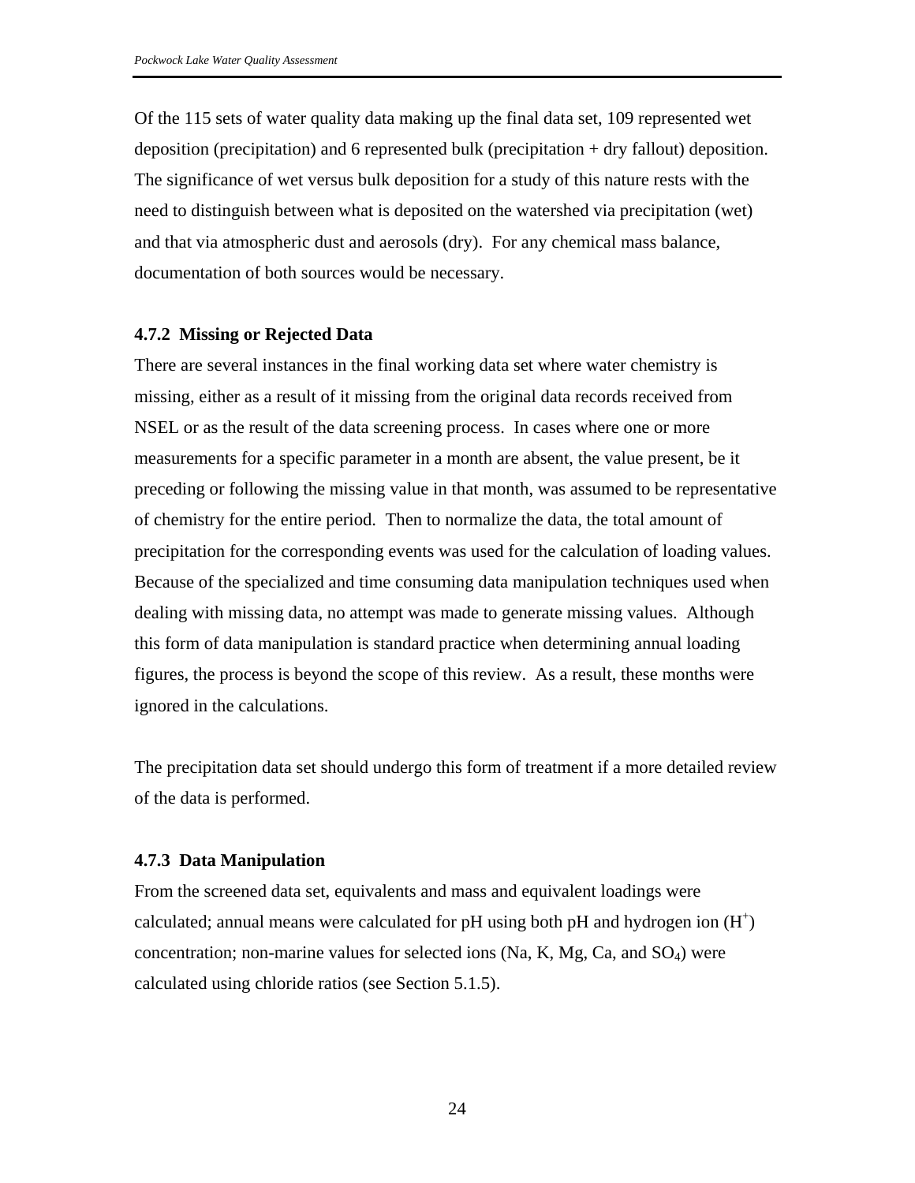Of the 115 sets of water quality data making up the final data set, 109 represented wet deposition (precipitation) and 6 represented bulk (precipitation + dry fallout) deposition. The significance of wet versus bulk deposition for a study of this nature rests with the need to distinguish between what is deposited on the watershed via precipitation (wet) and that via atmospheric dust and aerosols (dry). For any chemical mass balance, documentation of both sources would be necessary.

### 4.7.2 Missing or Rejected Data

There are several instances in the final working data set where water chemistry is missing, either as a result of it missing from the original data records received from NSEL or as the result of the data screening process. In cases where one or more measurements for a specific parameter in a month are absent, the value present, be it preceding or following the missing value in that month, was assumed to be representative of chemistry for the entire period. Then to normalize the data, the total amount of precipitation for the corresponding events was used for the calculation of loading values. Because of the specialized and time consuming data manipulation techniques used when dealing with missing data, no attempt was made to generate missing values. Although this form of data manipulation is standard practice when determining annual loading figures, the process is beyond the scope of this review. As a result, these months were ignored in the calculations.

The precipitation data set should undergo this form of treatment if a more detailed review of the data is performed.

### 4.7.3 Data Manipulation

From the screened data set, equivalents and mass and equivalent loadings were calculated; annual means were calculated for pH using both pH and hydrogen ion ($H^+$) concentration; non-marine values for selected ions (Na, K, Mg, Ca, and $SO_4$) were calculated using chloride ratios (see Section 5.1.5).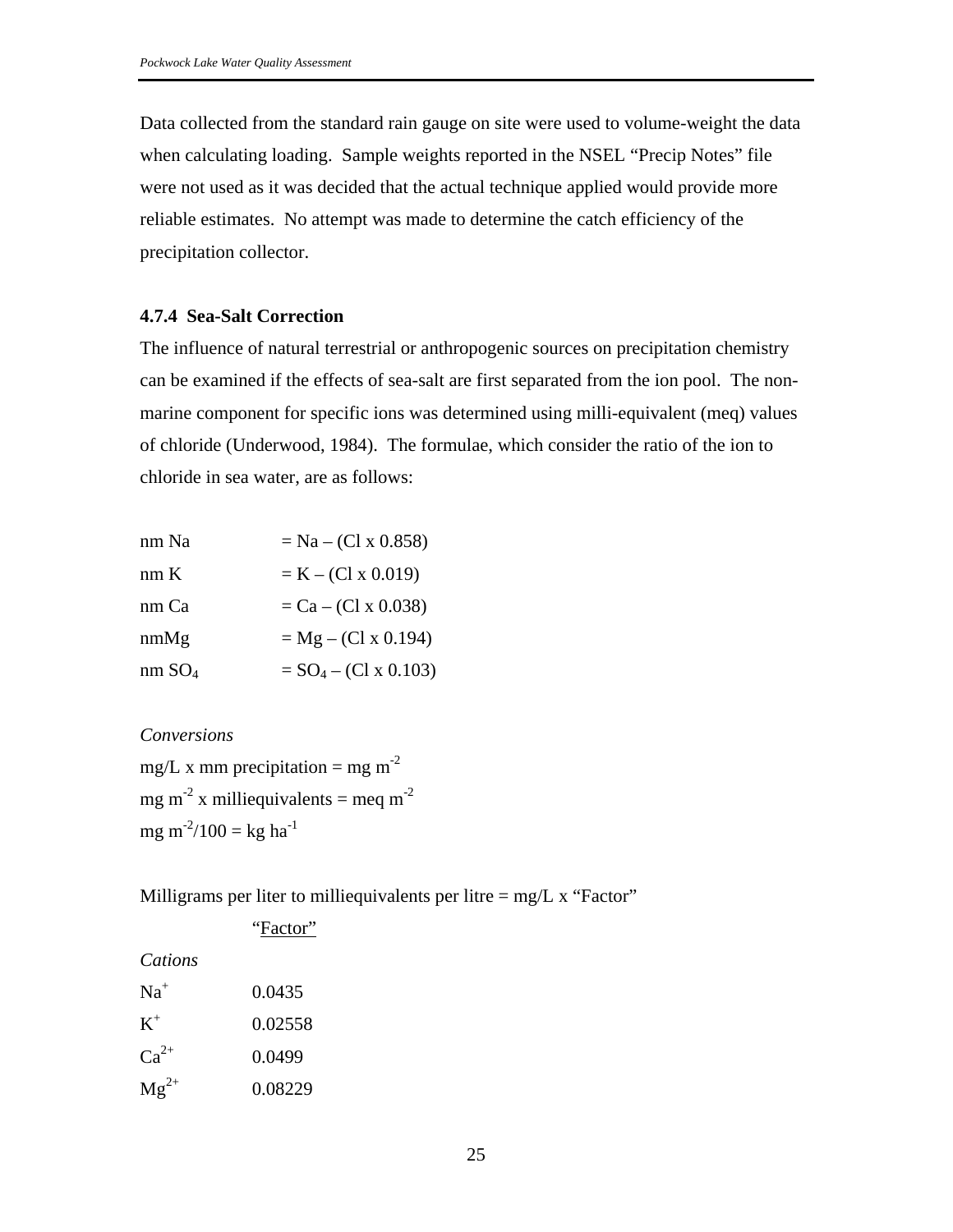Data collected from the standard rain gauge on site were used to volume-weight the data when calculating loading. Sample weights reported in the NSEL "Precip Notes" file were not used as it was decided that the actual technique applied would provide more reliable estimates. No attempt was made to determine the catch efficiency of the precipitation collector.

### 4.7.4 Sea-Salt Correction

The influence of natural terrestrial or anthropogenic sources on precipitation chemistry can be examined if the effects of sea-salt are first separated from the ion pool. The non-marine component for specific ions was determined using milli-equivalent (meq) values of chloride (Underwood, 1984). The formulae, which consider the ratio of the ion to chloride in sea water, are as follows:

nm Na = Na – (Cl x 0.858)

nm K = K – (Cl x 0.019)

nm Ca = Ca – (Cl x 0.038)

nmMg = Mg – (Cl x 0.194)

nm $SO_4$ = $SO_4$ – (Cl x 0.103)

*Conversions*

mg/L x mm precipitation = mg $m^{-2}$

mg $m^{-2}$ x milliequivalents = meq $m^{-2}$

mg $m^{-2}$/100 = kg $ha^{-1}$

Milligrams per liter to milliequivalents per litre = mg/L x "Factor"

| | "Factor" |
|---|---|
| *Cations* | |
| $Na^{+}$ | 0.0435 |
| $K^{+}$ | 0.02558 |
| $Ca^{2+}$ | 0.0499 |
| $Mg^{2+}$ | 0.08229 |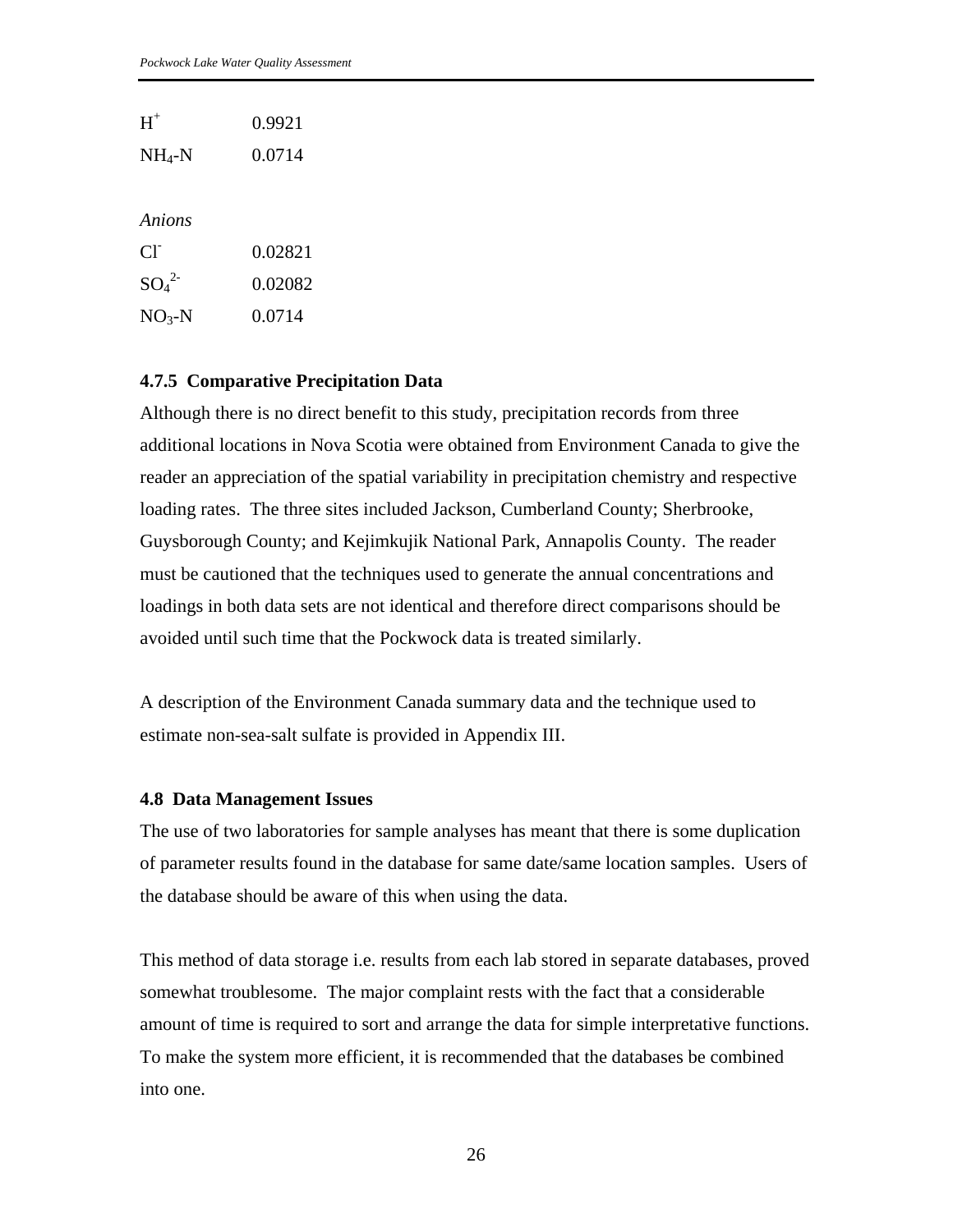| | |
|---|---|
| $H^+$ | 0.9921 |
| $NH_4$-N | 0.0714 |

*Anions*

| | |
|---|---|
| $Cl^-$ | 0.02821 |
| $SO_4^{2-}$ | 0.02082 |
| $NO_3$-N | 0.0714 |

### 4.7.5 Comparative Precipitation Data

Although there is no direct benefit to this study, precipitation records from three additional locations in Nova Scotia were obtained from Environment Canada to give the reader an appreciation of the spatial variability in precipitation chemistry and respective loading rates. The three sites included Jackson, Cumberland County; Sherbrooke, Guysborough County; and Kejimkujik National Park, Annapolis County. The reader must be cautioned that the techniques used to generate the annual concentrations and loadings in both data sets are not identical and therefore direct comparisons should be avoided until such time that the Pockwock data is treated similarly.

A description of the Environment Canada summary data and the technique used to estimate non-sea-salt sulfate is provided in Appendix III.

## 4.8 Data Management Issues

The use of two laboratories for sample analyses has meant that there is some duplication of parameter results found in the database for same date/same location samples. Users of the database should be aware of this when using the data.

This method of data storage i.e. results from each lab stored in separate databases, proved somewhat troublesome. The major complaint rests with the fact that a considerable amount of time is required to sort and arrange the data for simple interpretative functions. To make the system more efficient, it is recommended that the databases be combined into one.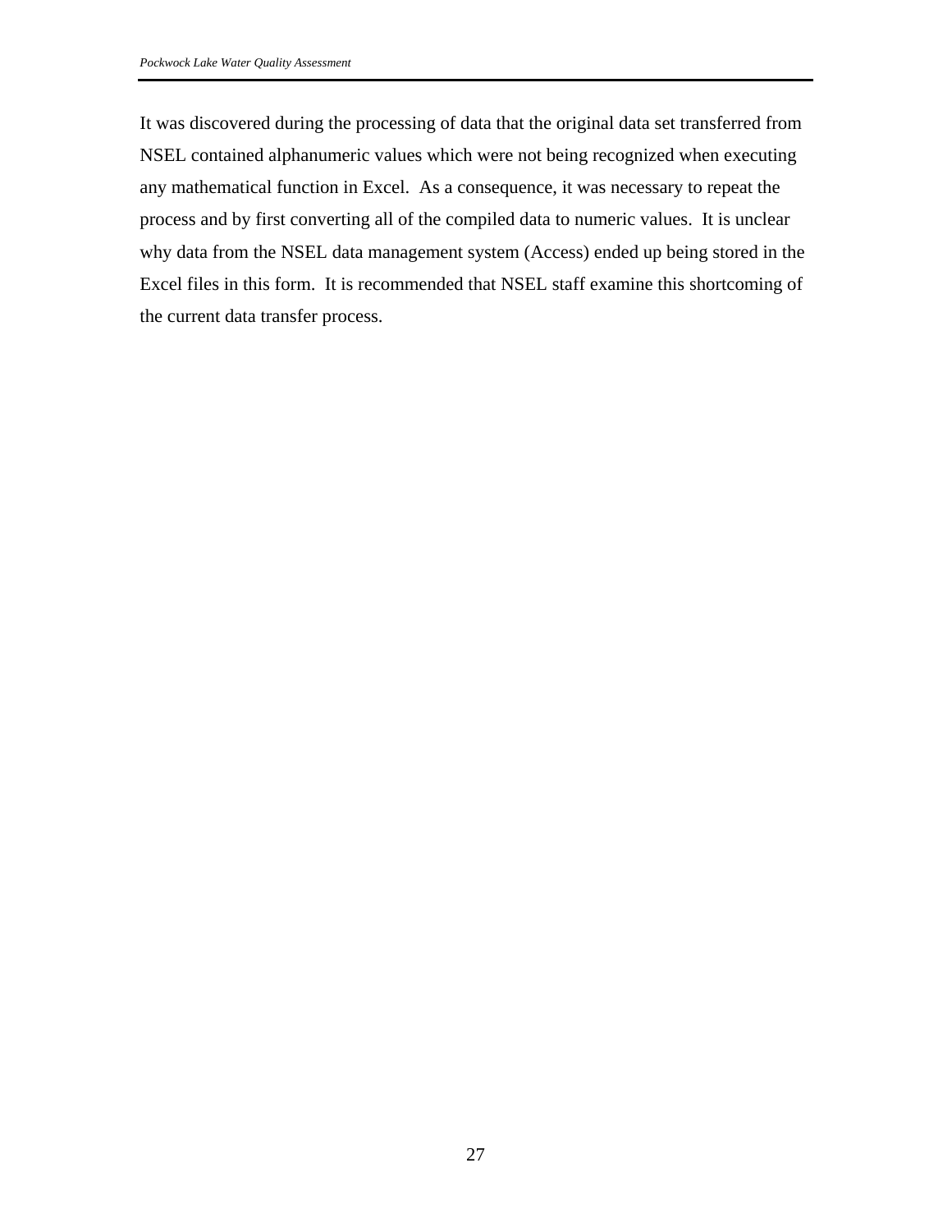It was discovered during the processing of data that the original data set transferred from NSEL contained alphanumeric values which were not being recognized when executing any mathematical function in Excel.  As a consequence, it was necessary to repeat the process and by first converting all of the compiled data to numeric values.  It is unclear why data from the NSEL data management system (Access) ended up being stored in the Excel files in this form.  It is recommended that NSEL staff examine this shortcoming of the current data transfer process.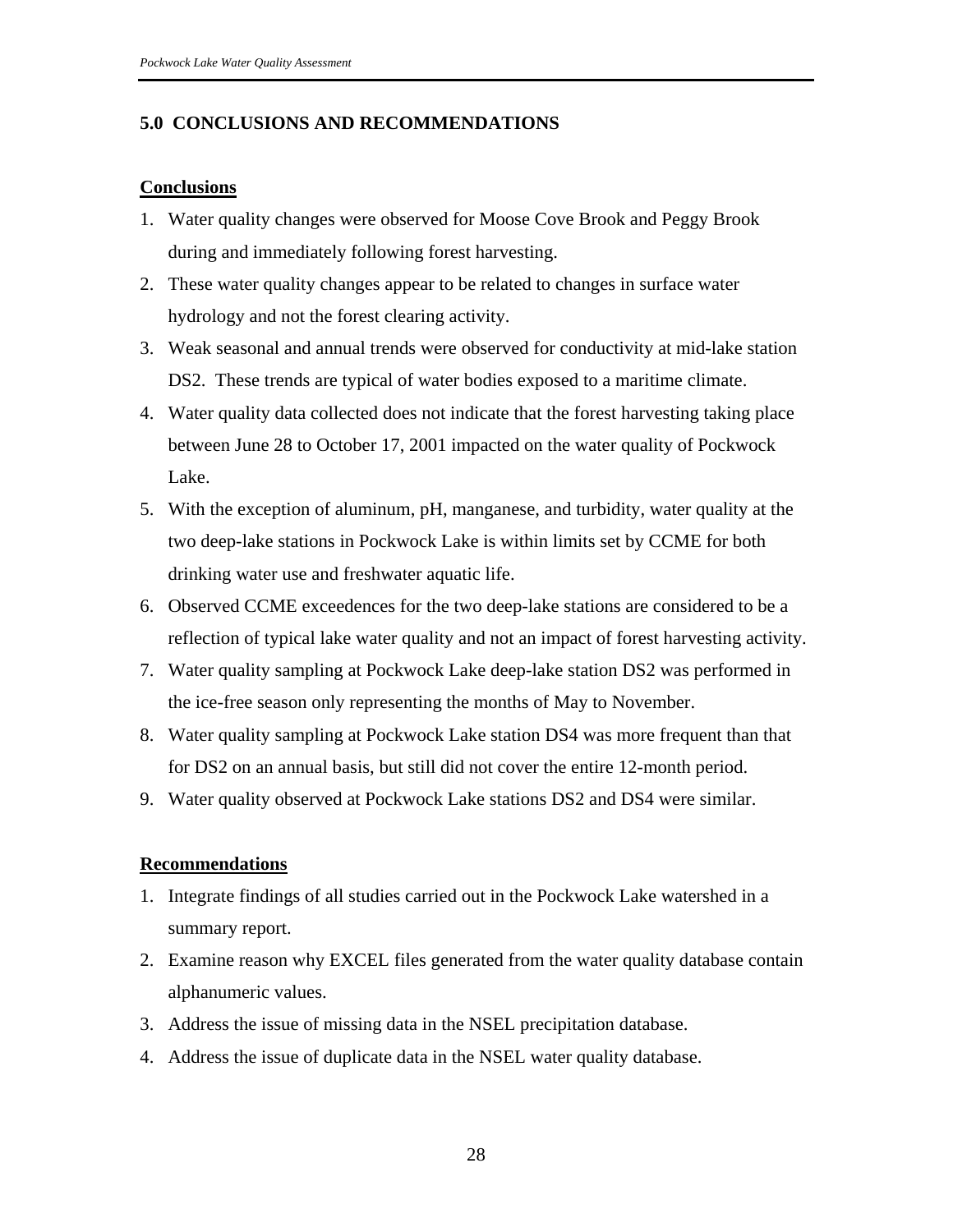## 5.0 CONCLUSIONS AND RECOMMENDATIONS

### Conclusions

1. Water quality changes were observed for Moose Cove Brook and Peggy Brook during and immediately following forest harvesting.
2. These water quality changes appear to be related to changes in surface water hydrology and not the forest clearing activity.
3. Weak seasonal and annual trends were observed for conductivity at mid-lake station DS2. These trends are typical of water bodies exposed to a maritime climate.
4. Water quality data collected does not indicate that the forest harvesting taking place between June 28 to October 17, 2001 impacted on the water quality of Pockwock Lake.
5. With the exception of aluminum, pH, manganese, and turbidity, water quality at the two deep-lake stations in Pockwock Lake is within limits set by CCME for both drinking water use and freshwater aquatic life.
6. Observed CCME exceedences for the two deep-lake stations are considered to be a reflection of typical lake water quality and not an impact of forest harvesting activity.
7. Water quality sampling at Pockwock Lake deep-lake station DS2 was performed in the ice-free season only representing the months of May to November.
8. Water quality sampling at Pockwock Lake station DS4 was more frequent than that for DS2 on an annual basis, but still did not cover the entire 12-month period.
9. Water quality observed at Pockwock Lake stations DS2 and DS4 were similar.

### Recommendations

1. Integrate findings of all studies carried out in the Pockwock Lake watershed in a summary report.
2. Examine reason why EXCEL files generated from the water quality database contain alphanumeric values.
3. Address the issue of missing data in the NSEL precipitation database.
4. Address the issue of duplicate data in the NSEL water quality database.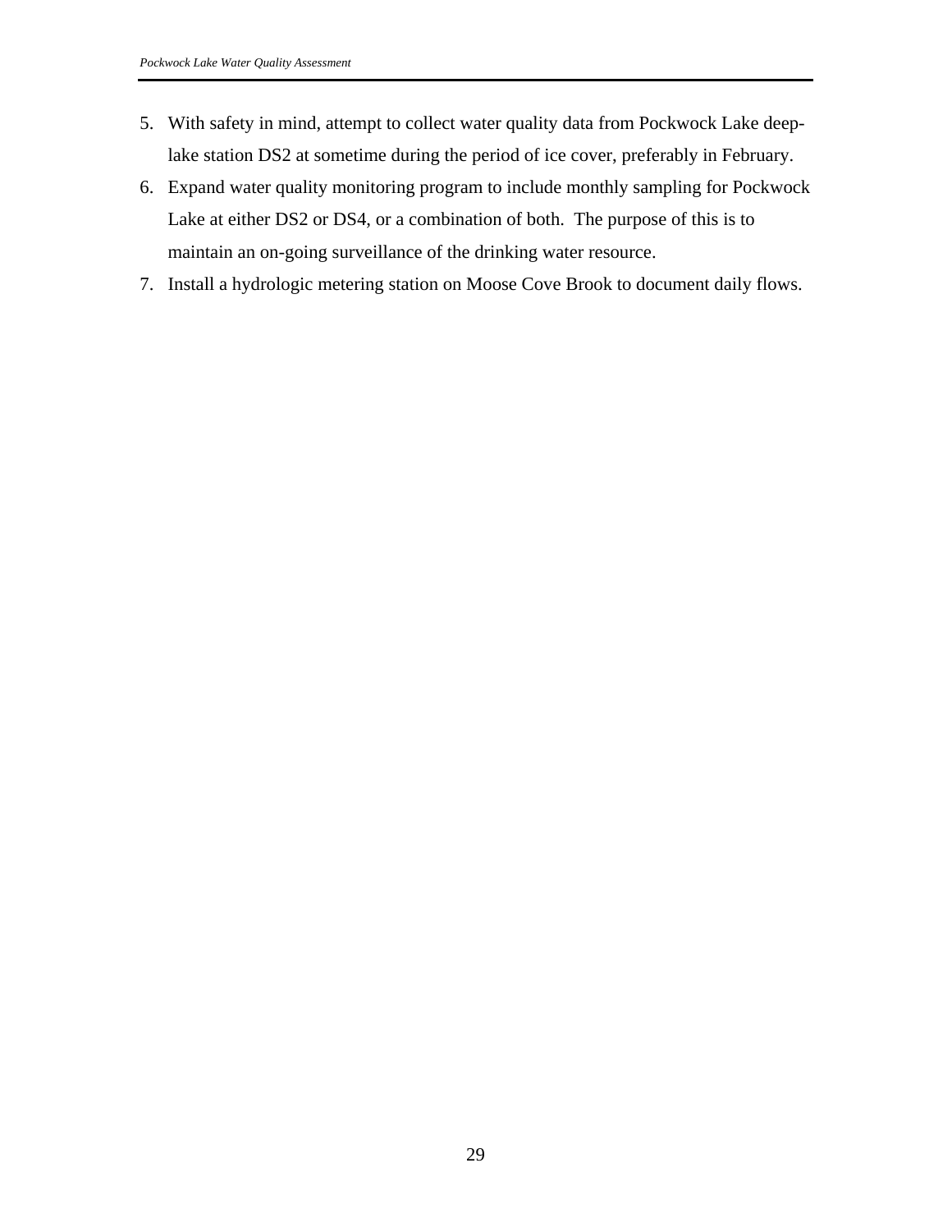5. With safety in mind, attempt to collect water quality data from Pockwock Lake deep-lake station DS2 at sometime during the period of ice cover, preferably in February.
6. Expand water quality monitoring program to include monthly sampling for Pockwock Lake at either DS2 or DS4, or a combination of both. The purpose of this is to maintain an on-going surveillance of the drinking water resource.
7. Install a hydrologic metering station on Moose Cove Brook to document daily flows.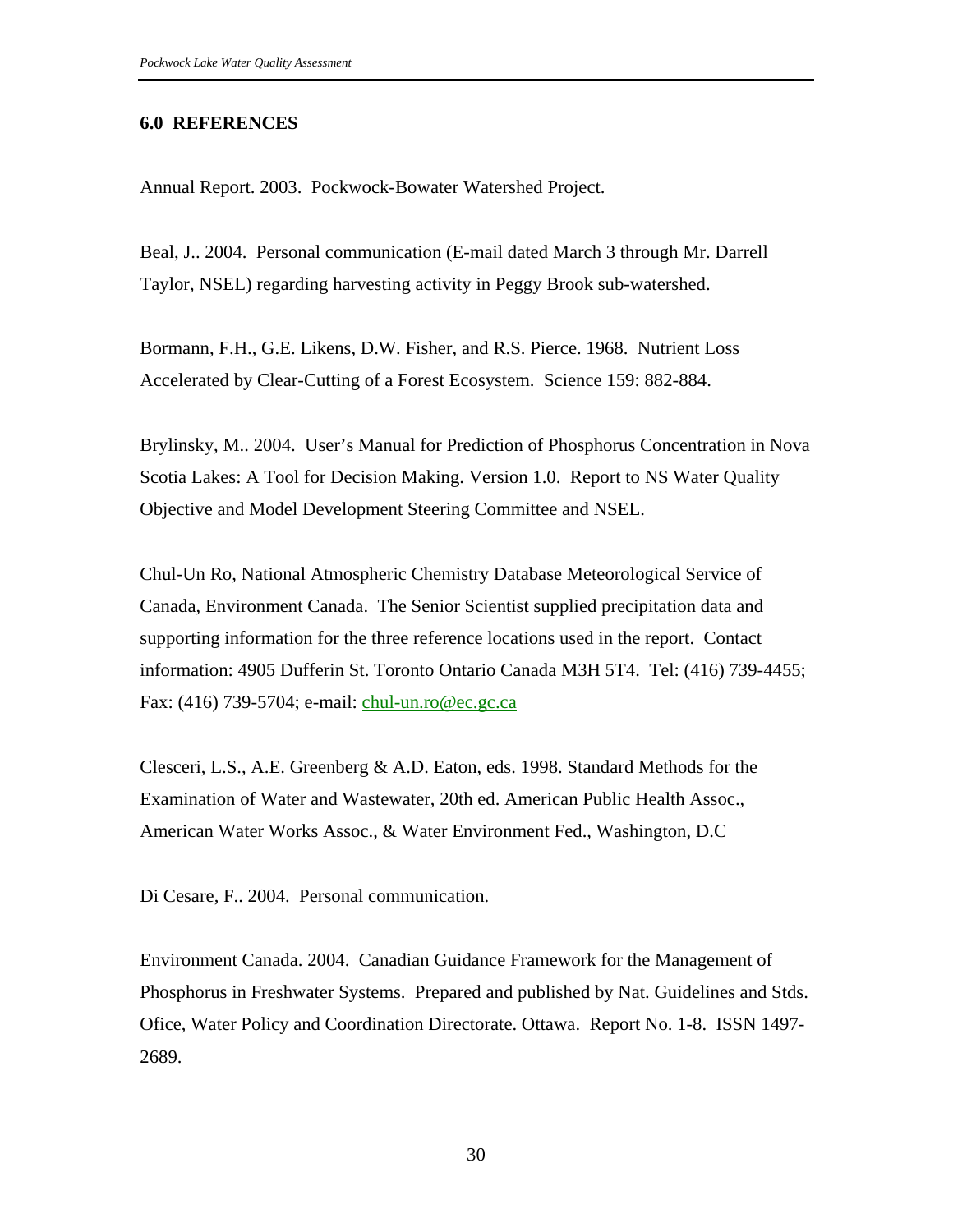## 6.0 REFERENCES

Annual Report. 2003. Pockwock-Bowater Watershed Project.

Beal, J.. 2004. Personal communication (E-mail dated March 3 through Mr. Darrell Taylor, NSEL) regarding harvesting activity in Peggy Brook sub-watershed.

Bormann, F.H., G.E. Likens, D.W. Fisher, and R.S. Pierce. 1968. Nutrient Loss Accelerated by Clear-Cutting of a Forest Ecosystem. Science 159: 882-884.

Brylinsky, M.. 2004. User's Manual for Prediction of Phosphorus Concentration in Nova Scotia Lakes: A Tool for Decision Making. Version 1.0. Report to NS Water Quality Objective and Model Development Steering Committee and NSEL.

Chul-Un Ro, National Atmospheric Chemistry Database Meteorological Service of Canada, Environment Canada. The Senior Scientist supplied precipitation data and supporting information for the three reference locations used in the report. Contact information: 4905 Dufferin St. Toronto Ontario Canada M3H 5T4. Tel: (416) 739-4455; Fax: (416) 739-5704; e-mail: chul-un.ro@ec.gc.ca

Clesceri, L.S., A.E. Greenberg & A.D. Eaton, eds. 1998. Standard Methods for the Examination of Water and Wastewater, 20th ed. American Public Health Assoc., American Water Works Assoc., & Water Environment Fed., Washington, D.C

Di Cesare, F.. 2004. Personal communication.

Environment Canada. 2004. Canadian Guidance Framework for the Management of Phosphorus in Freshwater Systems. Prepared and published by Nat. Guidelines and Stds. Ofice, Water Policy and Coordination Directorate. Ottawa. Report No. 1-8. ISSN 1497-2689.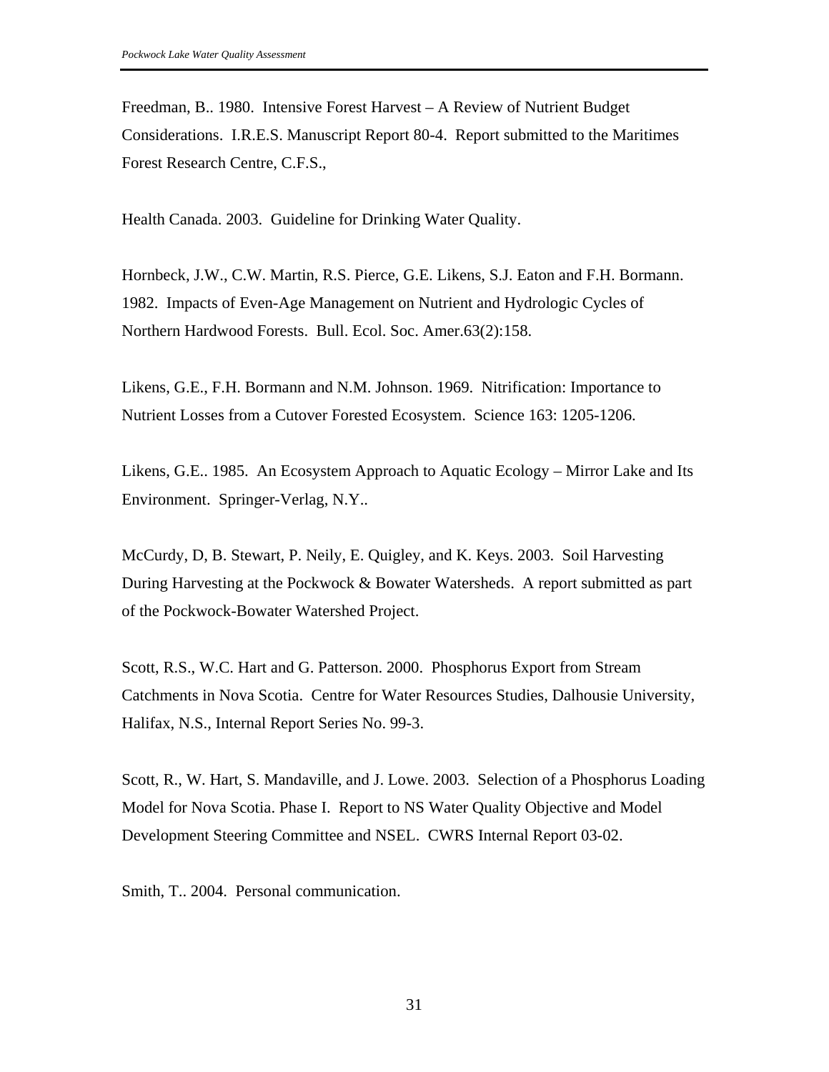Freedman, B.. 1980. Intensive Forest Harvest – A Review of Nutrient Budget Considerations. I.R.E.S. Manuscript Report 80-4. Report submitted to the Maritimes Forest Research Centre, C.F.S.,

Health Canada. 2003. Guideline for Drinking Water Quality.

Hornbeck, J.W., C.W. Martin, R.S. Pierce, G.E. Likens, S.J. Eaton and F.H. Bormann. 1982. Impacts of Even-Age Management on Nutrient and Hydrologic Cycles of Northern Hardwood Forests. Bull. Ecol. Soc. Amer.63(2):158.

Likens, G.E., F.H. Bormann and N.M. Johnson. 1969. Nitrification: Importance to Nutrient Losses from a Cutover Forested Ecosystem. Science 163: 1205-1206.

Likens, G.E.. 1985. An Ecosystem Approach to Aquatic Ecology – Mirror Lake and Its Environment. Springer-Verlag, N.Y..

McCurdy, D, B. Stewart, P. Neily, E. Quigley, and K. Keys. 2003. Soil Harvesting During Harvesting at the Pockwock & Bowater Watersheds. A report submitted as part of the Pockwock-Bowater Watershed Project.

Scott, R.S., W.C. Hart and G. Patterson. 2000. Phosphorus Export from Stream Catchments in Nova Scotia. Centre for Water Resources Studies, Dalhousie University, Halifax, N.S., Internal Report Series No. 99-3.

Scott, R., W. Hart, S. Mandaville, and J. Lowe. 2003. Selection of a Phosphorus Loading Model for Nova Scotia. Phase I. Report to NS Water Quality Objective and Model Development Steering Committee and NSEL. CWRS Internal Report 03-02.

Smith, T.. 2004. Personal communication.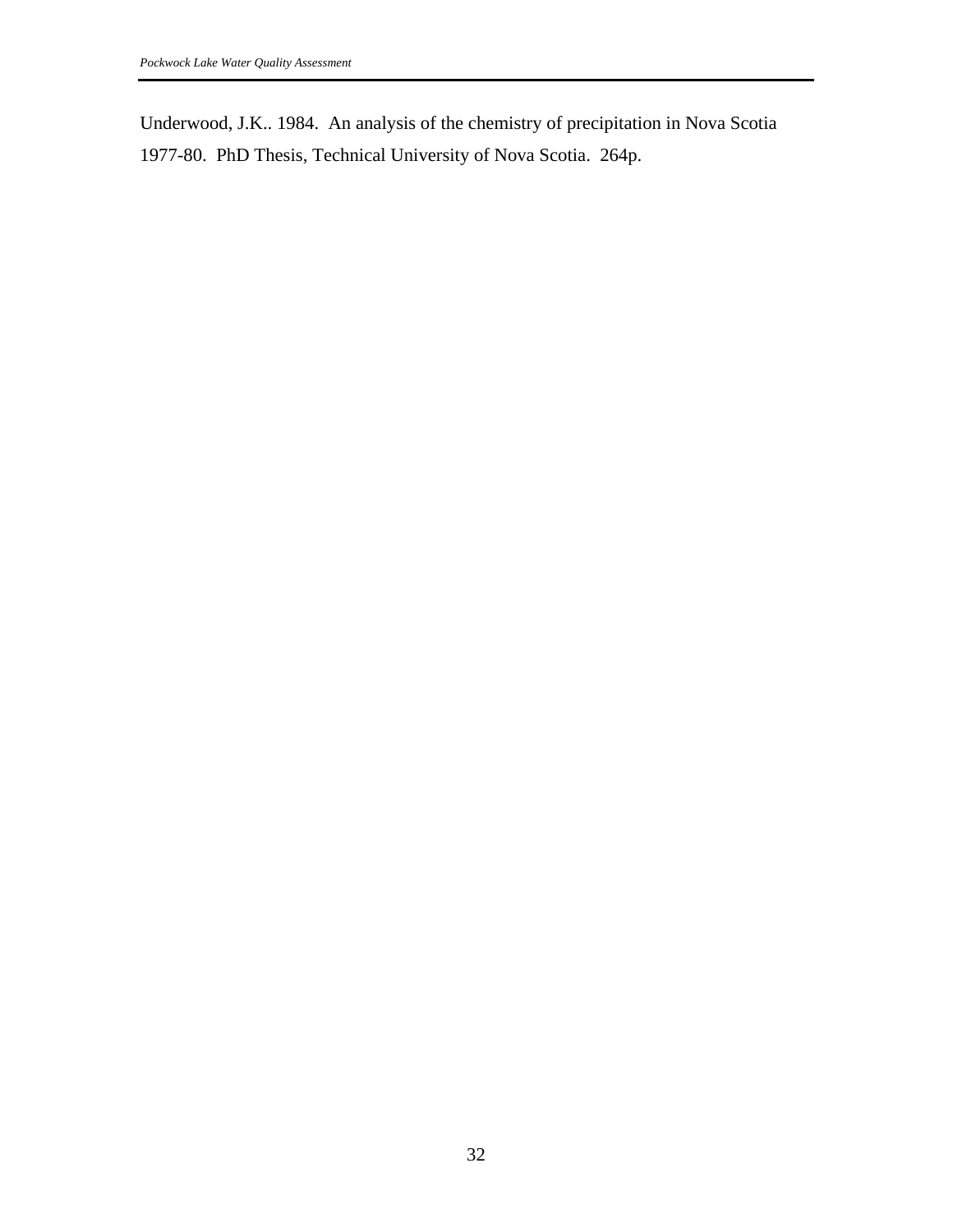Underwood, J.K.. 1984. An analysis of the chemistry of precipitation in Nova Scotia 1977-80. PhD Thesis, Technical University of Nova Scotia. 264p.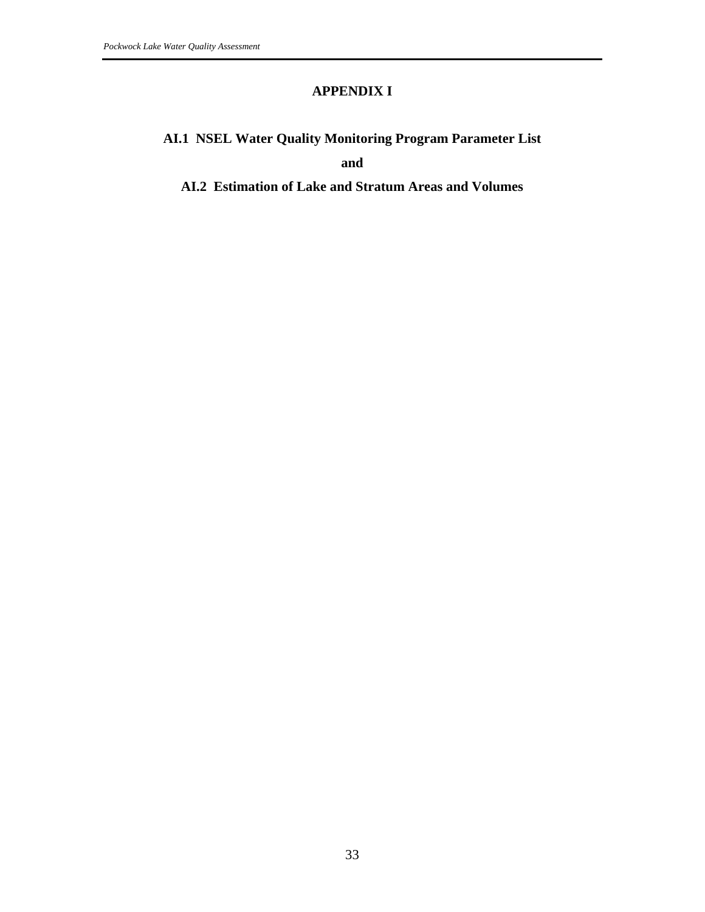# APPENDIX I

## AI.1 NSEL Water Quality Monitoring Program Parameter List

**and**

## AI.2 Estimation of Lake and Stratum Areas and Volumes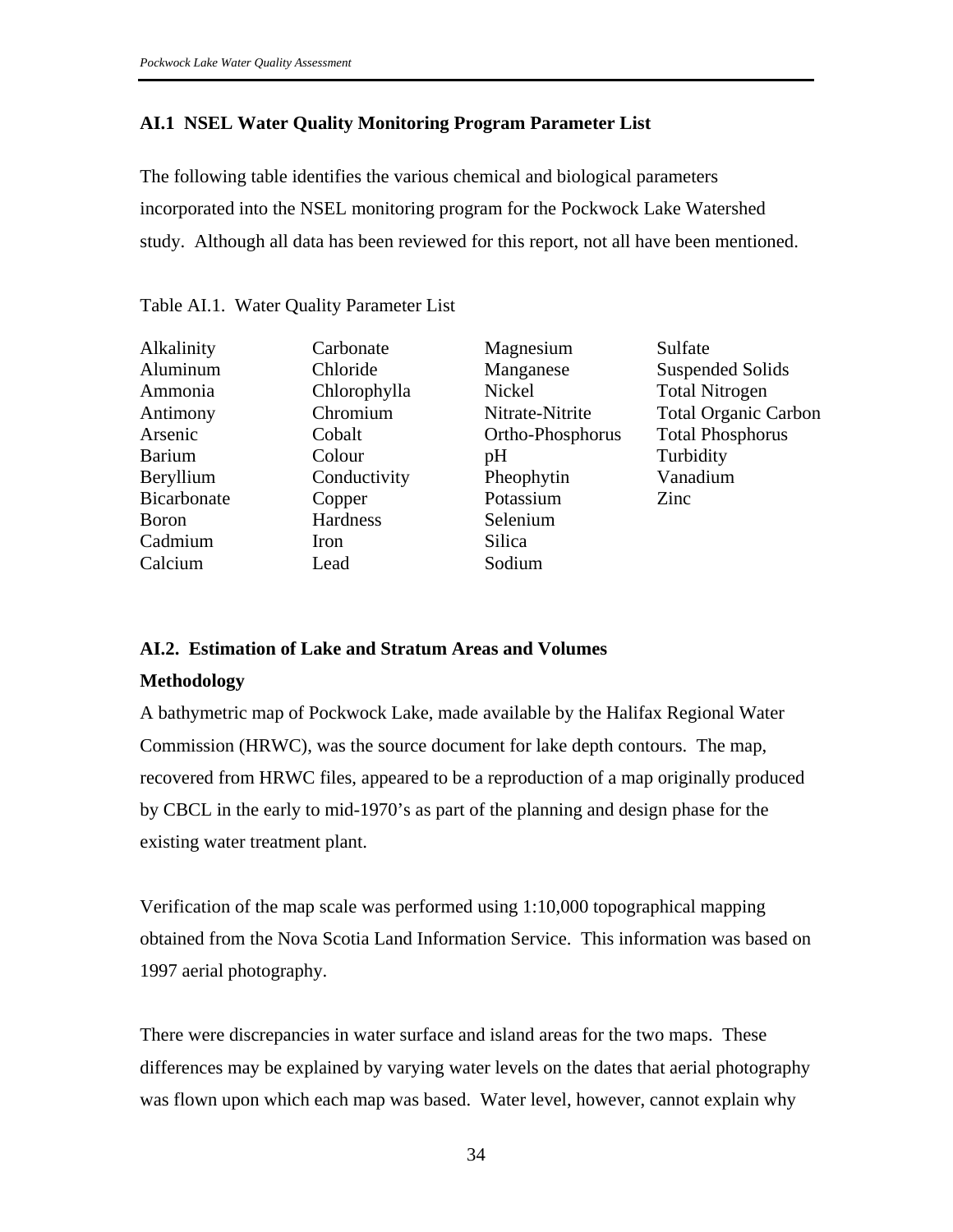## AI.1 NSEL Water Quality Monitoring Program Parameter List

The following table identifies the various chemical and biological parameters incorporated into the NSEL monitoring program for the Pockwock Lake Watershed study. Although all data has been reviewed for this report, not all have been mentioned.

Table AI.1. Water Quality Parameter List

| | | | |
|---|---|---|---|
| Alkalinity | Carbonate | Magnesium | Sulfate |
| Aluminum | Chloride | Manganese | Suspended Solids |
| Ammonia | Chlorophylla | Nickel | Total Nitrogen |
| Antimony | Chromium | Nitrate-Nitrite | Total Organic Carbon |
| Arsenic | Cobalt | Ortho-Phosphorus | Total Phosphorus |
| Barium | Colour | pH | Turbidity |
| Beryllium | Conductivity | Pheophytin | Vanadium |
| Bicarbonate | Copper | Potassium | Zinc |
| Boron | Hardness | Selenium | |
| Cadmium | Iron | Silica | |
| Calcium | Lead | Sodium | |

## AI.2. Estimation of Lake and Stratum Areas and Volumes

### Methodology

A bathymetric map of Pockwock Lake, made available by the Halifax Regional Water Commission (HRWC), was the source document for lake depth contours. The map, recovered from HRWC files, appeared to be a reproduction of a map originally produced by CBCL in the early to mid-1970's as part of the planning and design phase for the existing water treatment plant.

Verification of the map scale was performed using 1:10,000 topographical mapping obtained from the Nova Scotia Land Information Service. This information was based on 1997 aerial photography.

There were discrepancies in water surface and island areas for the two maps. These differences may be explained by varying water levels on the dates that aerial photography was flown upon which each map was based. Water level, however, cannot explain why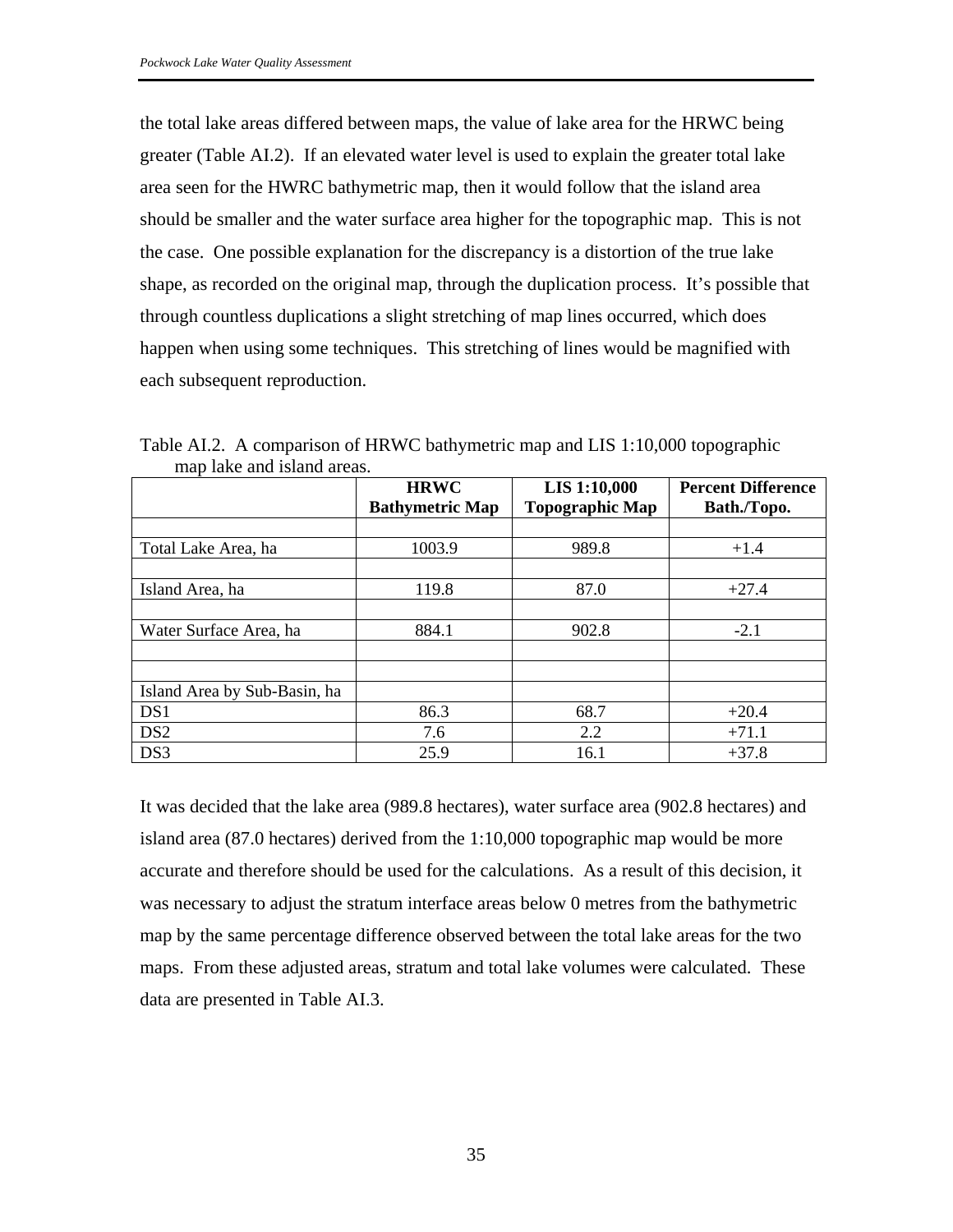the total lake areas differed between maps, the value of lake area for the HRWC being greater (Table AI.2). If an elevated water level is used to explain the greater total lake area seen for the HWRC bathymetric map, then it would follow that the island area should be smaller and the water surface area higher for the topographic map. This is not the case. One possible explanation for the discrepancy is a distortion of the true lake shape, as recorded on the original map, through the duplication process. It's possible that through countless duplications a slight stretching of map lines occurred, which does happen when using some techniques. This stretching of lines would be magnified with each subsequent reproduction.

Table AI.2. A comparison of HRWC bathymetric map and LIS 1:10,000 topographic map lake and island areas.

| | **HRWC Bathymetric Map** | **LIS 1:10,000 Topographic Map** | **Percent Difference Bath./Topo.** |
|---|---|---|---|
| | | | |
| Total Lake Area, ha | 1003.9 | 989.8 | +1.4 |
| | | | |
| Island Area, ha | 119.8 | 87.0 | +27.4 |
| | | | |
| Water Surface Area, ha | 884.1 | 902.8 | -2.1 |
| | | | |
| | | | |
| Island Area by Sub-Basin, ha | | | |
| DS1 | 86.3 | 68.7 | +20.4 |
| DS2 | 7.6 | 2.2 | +71.1 |
| DS3 | 25.9 | 16.1 | +37.8 |

It was decided that the lake area (989.8 hectares), water surface area (902.8 hectares) and island area (87.0 hectares) derived from the 1:10,000 topographic map would be more accurate and therefore should be used for the calculations. As a result of this decision, it was necessary to adjust the stratum interface areas below 0 metres from the bathymetric map by the same percentage difference observed between the total lake areas for the two maps. From these adjusted areas, stratum and total lake volumes were calculated. These data are presented in Table AI.3.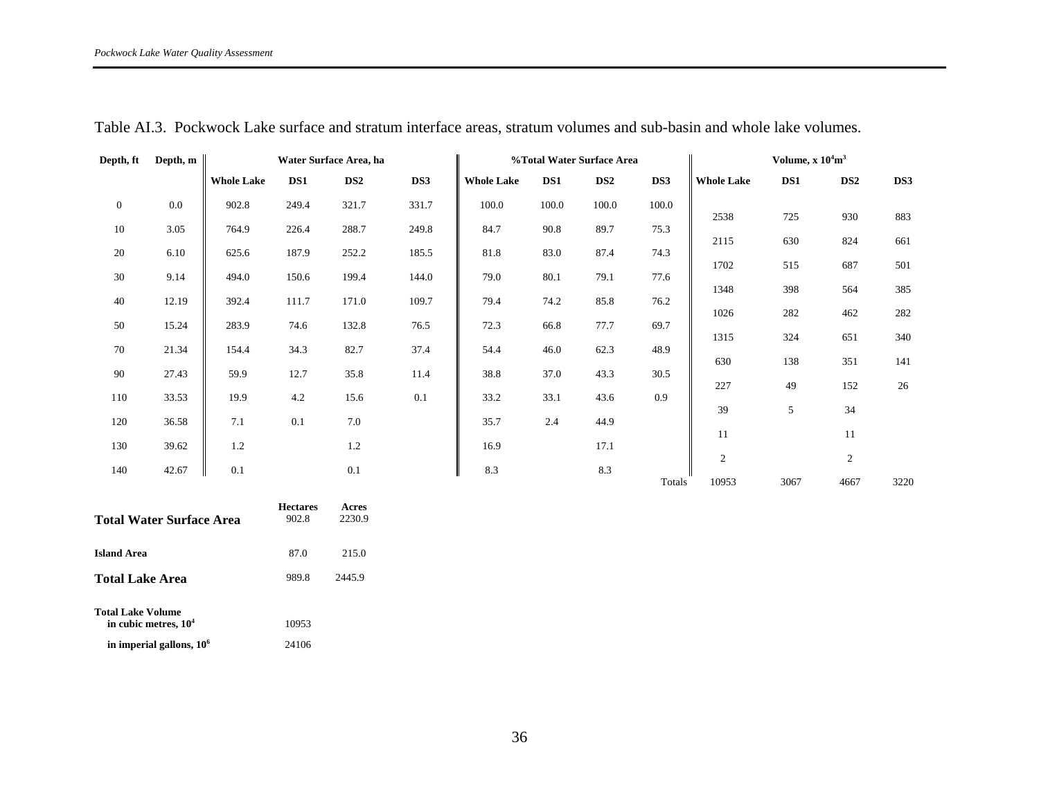Table AI.3. Pockwock Lake surface and stratum interface areas, stratum volumes and sub-basin and whole lake volumes.

| Depth, ft | Depth, m | Water Surface Area, ha | | | | %Total Water Surface Area | | | | Volume, x $10^4 m^3$ | | | |
|---|---|---|---|---|---|---|---|---|---|---|---|---|---|
| | | Whole Lake | DS1 | DS2 | DS3 | Whole Lake | DS1 | DS2 | DS3 | Whole Lake | DS1 | DS2 | DS3 |
| 0 | 0.0 | 902.8 | 249.4 | 321.7 | 331.7 | 100.0 | 100.0 | 100.0 | 100.0 | | | | |
| | | | | | | | | | | 2538 | 725 | 930 | 883 |
| 10 | 3.05 | 764.9 | 226.4 | 288.7 | 249.8 | 84.7 | 90.8 | 89.7 | 75.3 | | | | |
| | | | | | | | | | | 2115 | 630 | 824 | 661 |
| 20 | 6.10 | 625.6 | 187.9 | 252.2 | 185.5 | 81.8 | 83.0 | 87.4 | 74.3 | | | | |
| | | | | | | | | | | 1702 | 515 | 687 | 501 |
| 30 | 9.14 | 494.0 | 150.6 | 199.4 | 144.0 | 79.0 | 80.1 | 79.1 | 77.6 | | | | |
| | | | | | | | | | | 1348 | 398 | 564 | 385 |
| 40 | 12.19 | 392.4 | 111.7 | 171.0 | 109.7 | 79.4 | 74.2 | 85.8 | 76.2 | | | | |
| | | | | | | | | | | 1026 | 282 | 462 | 282 |
| 50 | 15.24 | 283.9 | 74.6 | 132.8 | 76.5 | 72.3 | 66.8 | 77.7 | 69.7 | | | | |
| | | | | | | | | | | 1315 | 324 | 651 | 340 |
| 70 | 21.34 | 154.4 | 34.3 | 82.7 | 37.4 | 54.4 | 46.0 | 62.3 | 48.9 | | | | |
| | | | | | | | | | | 630 | 138 | 351 | 141 |
| 90 | 27.43 | 59.9 | 12.7 | 35.8 | 11.4 | 38.8 | 37.0 | 43.3 | 30.5 | | | | |
| | | | | | | | | | | 227 | 49 | 152 | 26 |
| 110 | 33.53 | 19.9 | 4.2 | 15.6 | 0.1 | 33.2 | 33.1 | 43.6 | 0.9 | | | | |
| | | | | | | | | | | 39 | 5 | 34 | |
| 120 | 36.58 | 7.1 | 0.1 | 7.0 | | 35.7 | 2.4 | 44.9 | | | | | |
| | | | | | | | | | | 11 | | 11 | |
| 130 | 39.62 | 1.2 | | 1.2 | | 16.9 | | 17.1 | | | | | |
| | | | | | | | | | | 2 | | 2 | |
| 140 | 42.67 | 0.1 | | 0.1 | | 8.3 | | 8.3 | | | | | |
| | | | | | | | | | Totals | 10953 | 3067 | 4667 | 3220 |

| | Hectares | Acres |
|---|---|---|
| **Total Water Surface Area** | 902.8 | 2230.9 |
| **Island Area** | 87.0 | 215.0 |
| **Total Lake Area** | 989.8 | 2445.9 |
| **Total Lake Volume** | | |
| **in cubic metres, $10^4$** | 10953 | |
| **in imperial gallons, $10^6$** | 24106 | |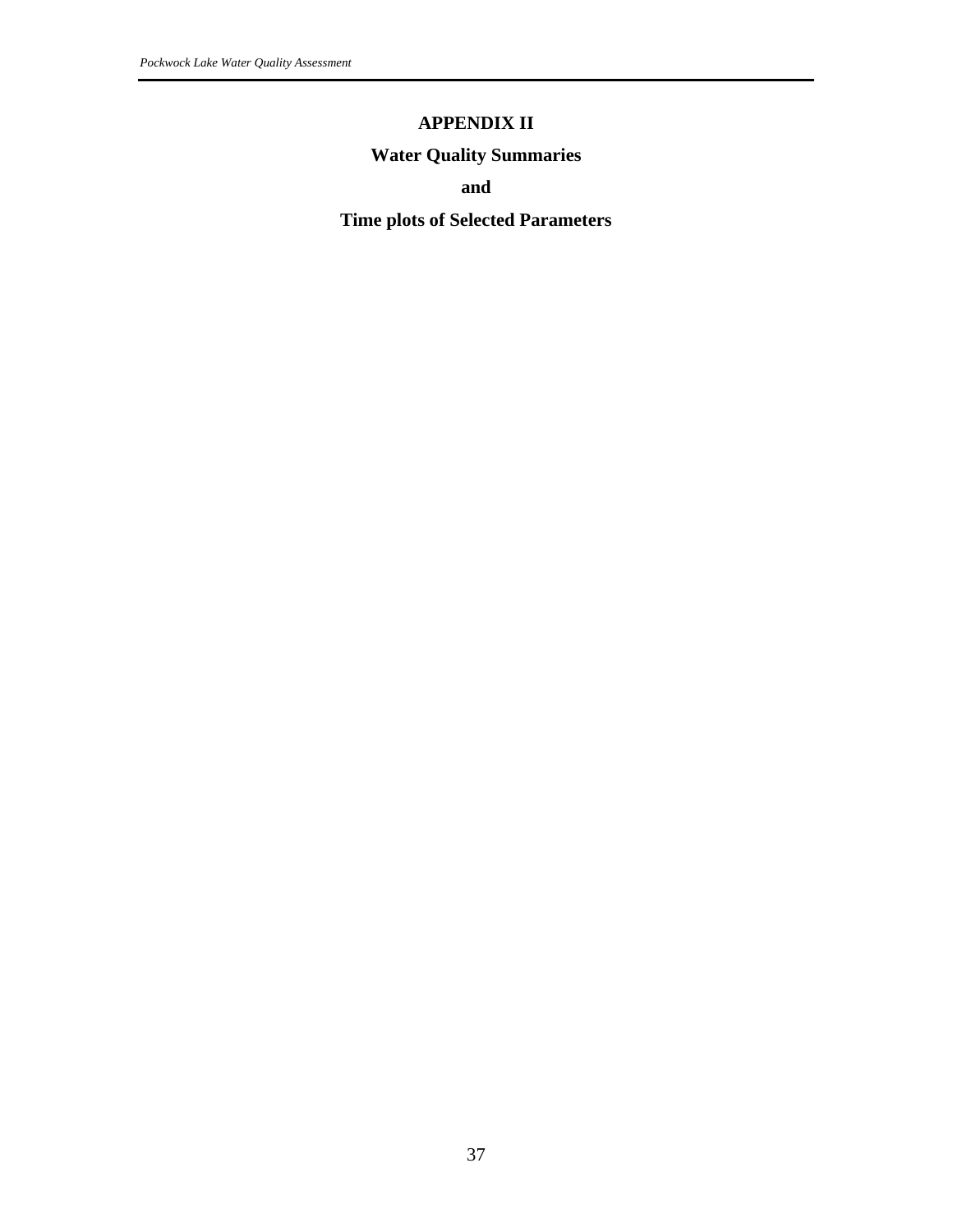# APPENDIX II

## Water Quality Summaries

## and

## Time plots of Selected Parameters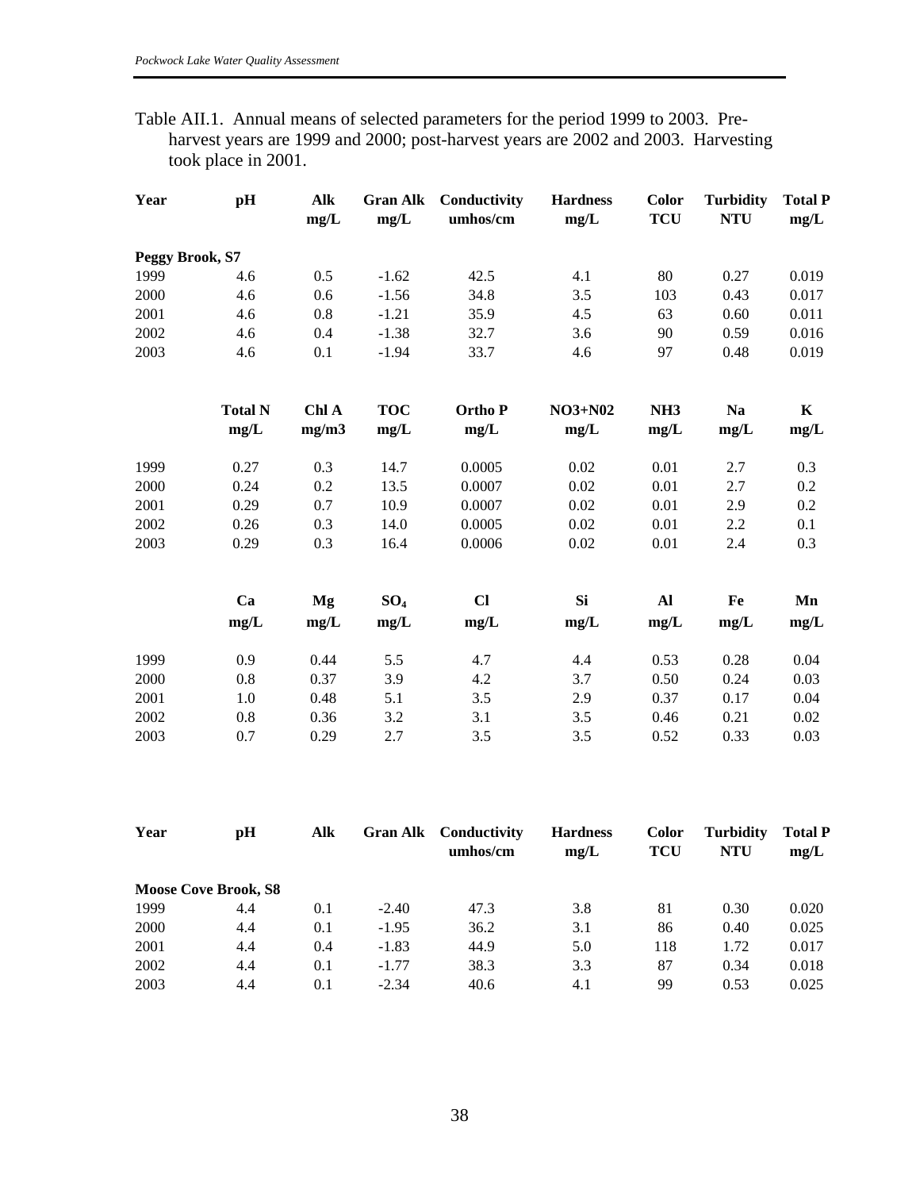Table AII.1. Annual means of selected parameters for the period 1999 to 2003. Pre-harvest years are 1999 and 2000; post-harvest years are 2002 and 2003. Harvesting took place in 2001.

| Year | pH | Alk mg/L | Gran Alk mg/L | Conductivity umhos/cm | Hardness mg/L | Color TCU | Turbidity NTU | Total P mg/L |
|---|---|---|---|---|---|---|---|---|
| **Peggy Brook, S7** | | | | | | | | |
| 1999 | 4.6 | 0.5 | -1.62 | 42.5 | 4.1 | 80 | 0.27 | 0.019 |
| 2000 | 4.6 | 0.6 | -1.56 | 34.8 | 3.5 | 103 | 0.43 | 0.017 |
| 2001 | 4.6 | 0.8 | -1.21 | 35.9 | 4.5 | 63 | 0.60 | 0.011 |
| 2002 | 4.6 | 0.4 | -1.38 | 32.7 | 3.6 | 90 | 0.59 | 0.016 |
| 2003 | 4.6 | 0.1 | -1.94 | 33.7 | 4.6 | 97 | 0.48 | 0.019 |

| | Total N mg/L | Chl A mg/m3 | TOC mg/L | Ortho P mg/L | NO3+N02 mg/L | NH3 mg/L | Na mg/L | K mg/L |
|---|---|---|---|---|---|---|---|---|
| 1999 | 0.27 | 0.3 | 14.7 | 0.0005 | 0.02 | 0.01 | 2.7 | 0.3 |
| 2000 | 0.24 | 0.2 | 13.5 | 0.0007 | 0.02 | 0.01 | 2.7 | 0.2 |
| 2001 | 0.29 | 0.7 | 10.9 | 0.0007 | 0.02 | 0.01 | 2.9 | 0.2 |
| 2002 | 0.26 | 0.3 | 14.0 | 0.0005 | 0.02 | 0.01 | 2.2 | 0.1 |
| 2003 | 0.29 | 0.3 | 16.4 | 0.0006 | 0.02 | 0.01 | 2.4 | 0.3 |

| | Ca mg/L | Mg mg/L | $SO_4$ mg/L | Cl mg/L | Si mg/L | Al mg/L | Fe mg/L | Mn mg/L |
|---|---|---|---|---|---|---|---|---|
| 1999 | 0.9 | 0.44 | 5.5 | 4.7 | 4.4 | 0.53 | 0.28 | 0.04 |
| 2000 | 0.8 | 0.37 | 3.9 | 4.2 | 3.7 | 0.50 | 0.24 | 0.03 |
| 2001 | 1.0 | 0.48 | 5.1 | 3.5 | 2.9 | 0.37 | 0.17 | 0.04 |
| 2002 | 0.8 | 0.36 | 3.2 | 3.1 | 3.5 | 0.46 | 0.21 | 0.02 |
| 2003 | 0.7 | 0.29 | 2.7 | 3.5 | 3.5 | 0.52 | 0.33 | 0.03 |

| Year | pH | Alk | Gran Alk | Conductivity umhos/cm | Hardness mg/L | Color TCU | Turbidity NTU | Total P mg/L |
|---|---|---|---|---|---|---|---|---|
| **Moose Cove Brook, S8** | | | | | | | | |
| 1999 | 4.4 | 0.1 | -2.40 | 47.3 | 3.8 | 81 | 0.30 | 0.020 |
| 2000 | 4.4 | 0.1 | -1.95 | 36.2 | 3.1 | 86 | 0.40 | 0.025 |
| 2001 | 4.4 | 0.4 | -1.83 | 44.9 | 5.0 | 118 | 1.72 | 0.017 |
| 2002 | 4.4 | 0.1 | -1.77 | 38.3 | 3.3 | 87 | 0.34 | 0.018 |
| 2003 | 4.4 | 0.1 | -2.34 | 40.6 | 4.1 | 99 | 0.53 | 0.025 |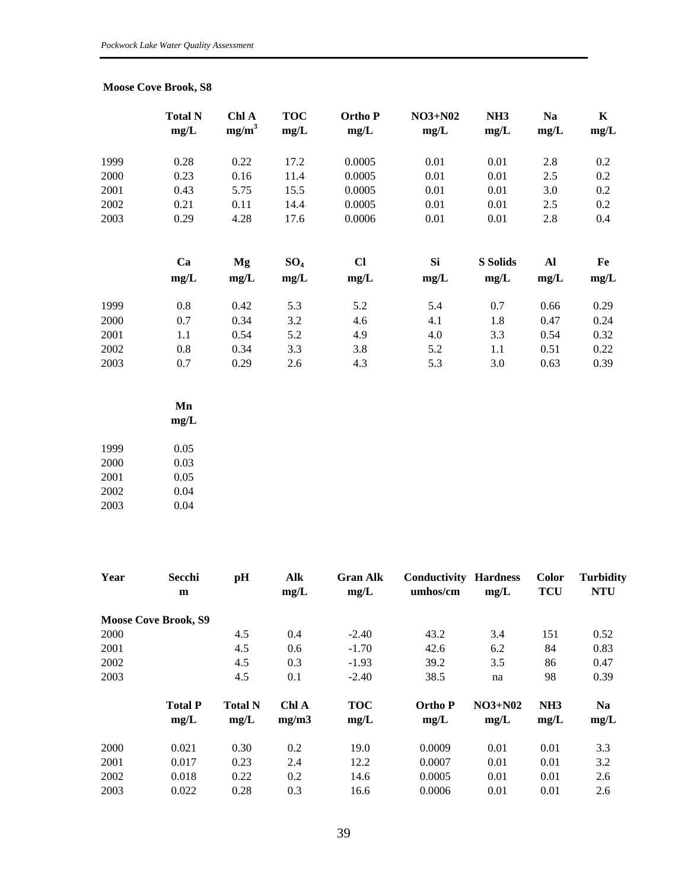**Moose Cove Brook, S8**

| | Total N mg/L | Chl A $mg/m^3$ | TOC mg/L | Ortho P mg/L | NO3+N02 mg/L | NH3 mg/L | Na mg/L | K mg/L |
|---|---|---|---|---|---|---|---|---|
| 1999 | 0.28 | 0.22 | 17.2 | 0.0005 | 0.01 | 0.01 | 2.8 | 0.2 |
| 2000 | 0.23 | 0.16 | 11.4 | 0.0005 | 0.01 | 0.01 | 2.5 | 0.2 |
| 2001 | 0.43 | 5.75 | 15.5 | 0.0005 | 0.01 | 0.01 | 3.0 | 0.2 |
| 2002 | 0.21 | 0.11 | 14.4 | 0.0005 | 0.01 | 0.01 | 2.5 | 0.2 |
| 2003 | 0.29 | 4.28 | 17.6 | 0.0006 | 0.01 | 0.01 | 2.8 | 0.4 |

| | Ca mg/L | Mg mg/L | $SO_4$ mg/L | Cl mg/L | Si mg/L | S Solids mg/L | Al mg/L | Fe mg/L |
|---|---|---|---|---|---|---|---|---|
| 1999 | 0.8 | 0.42 | 5.3 | 5.2 | 5.4 | 0.7 | 0.66 | 0.29 |
| 2000 | 0.7 | 0.34 | 3.2 | 4.6 | 4.1 | 1.8 | 0.47 | 0.24 |
| 2001 | 1.1 | 0.54 | 5.2 | 4.9 | 4.0 | 3.3 | 0.54 | 0.32 |
| 2002 | 0.8 | 0.34 | 3.3 | 3.8 | 5.2 | 1.1 | 0.51 | 0.22 |
| 2003 | 0.7 | 0.29 | 2.6 | 4.3 | 5.3 | 3.0 | 0.63 | 0.39 |

| | Mn mg/L |
|---|---|
| 1999 | 0.05 |
| 2000 | 0.03 |
| 2001 | 0.05 |
| 2002 | 0.04 |
| 2003 | 0.04 |

| Year | Secchi m | pH | Alk mg/L | Gran Alk mg/L | Conductivity umhos/cm | Hardness mg/L | Color TCU | Turbidity NTU |
|---|---|---|---|---|---|---|---|---|
| **Moose Cove Brook, S9** | | | | | | | | |
| 2000 | | 4.5 | 0.4 | -2.40 | 43.2 | 3.4 | 151 | 0.52 |
| 2001 | | 4.5 | 0.6 | -1.70 | 42.6 | 6.2 | 84 | 0.83 |
| 2002 | | 4.5 | 0.3 | -1.93 | 39.2 | 3.5 | 86 | 0.47 |
| 2003 | | 4.5 | 0.1 | -2.40 | 38.5 | na | 98 | 0.39 |

| | Total P mg/L | Total N mg/L | Chl A mg/m3 | TOC mg/L | Ortho P mg/L | NO3+N02 mg/L | NH3 mg/L | Na mg/L |
|---|---|---|---|---|---|---|---|---|
| 2000 | 0.021 | 0.30 | 0.2 | 19.0 | 0.0009 | 0.01 | 0.01 | 3.3 |
| 2001 | 0.017 | 0.23 | 2.4 | 12.2 | 0.0007 | 0.01 | 0.01 | 3.2 |
| 2002 | 0.018 | 0.22 | 0.2 | 14.6 | 0.0005 | 0.01 | 0.01 | 2.6 |
| 2003 | 0.022 | 0.28 | 0.3 | 16.6 | 0.0006 | 0.01 | 0.01 | 2.6 |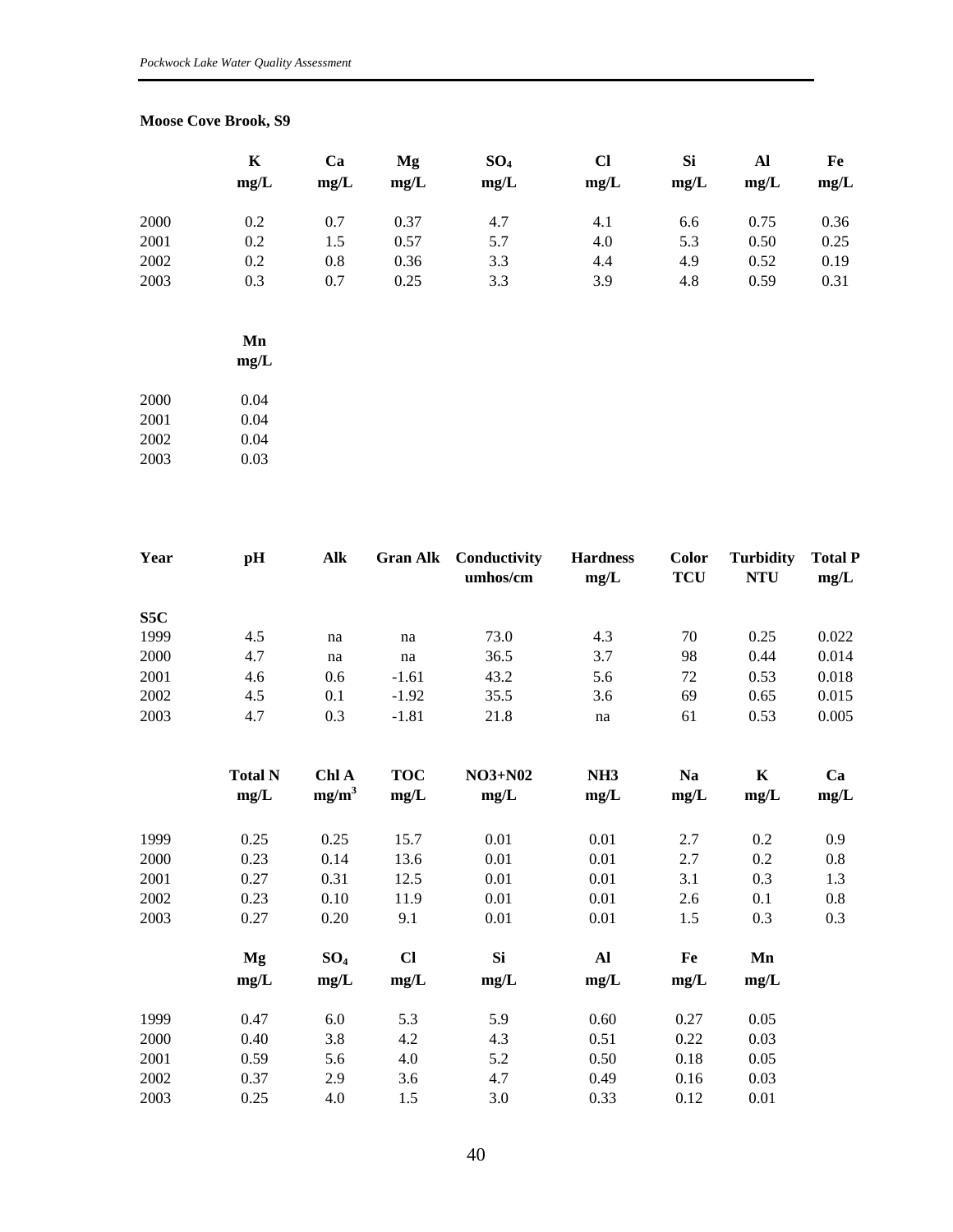**Moose Cove Brook, S9**

| | K mg/L | Ca mg/L | Mg mg/L | $SO_4$ mg/L | Cl mg/L | Si mg/L | Al mg/L | Fe mg/L |
|---|---|---|---|---|---|---|---|---|
| 2000 | 0.2 | 0.7 | 0.37 | 4.7 | 4.1 | 6.6 | 0.75 | 0.36 |
| 2001 | 0.2 | 1.5 | 0.57 | 5.7 | 4.0 | 5.3 | 0.50 | 0.25 |
| 2002 | 0.2 | 0.8 | 0.36 | 3.3 | 4.4 | 4.9 | 0.52 | 0.19 |
| 2003 | 0.3 | 0.7 | 0.25 | 3.3 | 3.9 | 4.8 | 0.59 | 0.31 |

| | Mn mg/L |
|---|---|
| 2000 | 0.04 |
| 2001 | 0.04 |
| 2002 | 0.04 |
| 2003 | 0.03 |

| Year | pH | Alk | Gran Alk | Conductivity umhos/cm | Hardness mg/L | Color TCU | Turbidity NTU | Total P mg/L |
|---|---|---|---|---|---|---|---|---|
| **S5C** | | | | | | | | |
| 1999 | 4.5 | na | na | 73.0 | 4.3 | 70 | 0.25 | 0.022 |
| 2000 | 4.7 | na | na | 36.5 | 3.7 | 98 | 0.44 | 0.014 |
| 2001 | 4.6 | 0.6 | -1.61 | 43.2 | 5.6 | 72 | 0.53 | 0.018 |
| 2002 | 4.5 | 0.1 | -1.92 | 35.5 | 3.6 | 69 | 0.65 | 0.015 |
| 2003 | 4.7 | 0.3 | -1.81 | 21.8 | na | 61 | 0.53 | 0.005 |

| | Total N mg/L | Chl A $mg/m^3$ | TOC mg/L | NO3+N02 mg/L | NH3 mg/L | Na mg/L | K mg/L | Ca mg/L |
|---|---|---|---|---|---|---|---|---|
| 1999 | 0.25 | 0.25 | 15.7 | 0.01 | 0.01 | 2.7 | 0.2 | 0.9 |
| 2000 | 0.23 | 0.14 | 13.6 | 0.01 | 0.01 | 2.7 | 0.2 | 0.8 |
| 2001 | 0.27 | 0.31 | 12.5 | 0.01 | 0.01 | 3.1 | 0.3 | 1.3 |
| 2002 | 0.23 | 0.10 | 11.9 | 0.01 | 0.01 | 2.6 | 0.1 | 0.8 |
| 2003 | 0.27 | 0.20 | 9.1 | 0.01 | 0.01 | 1.5 | 0.3 | 0.3 |

| | Mg mg/L | $SO_4$ mg/L | Cl mg/L | Si mg/L | Al mg/L | Fe mg/L | Mn mg/L |
|---|---|---|---|---|---|---|---|
| 1999 | 0.47 | 6.0 | 5.3 | 5.9 | 0.60 | 0.27 | 0.05 |
| 2000 | 0.40 | 3.8 | 4.2 | 4.3 | 0.51 | 0.22 | 0.03 |
| 2001 | 0.59 | 5.6 | 4.0 | 5.2 | 0.50 | 0.18 | 0.05 |
| 2002 | 0.37 | 2.9 | 3.6 | 4.7 | 0.49 | 0.16 | 0.03 |
| 2003 | 0.25 | 4.0 | 1.5 | 3.0 | 0.33 | 0.12 | 0.01 |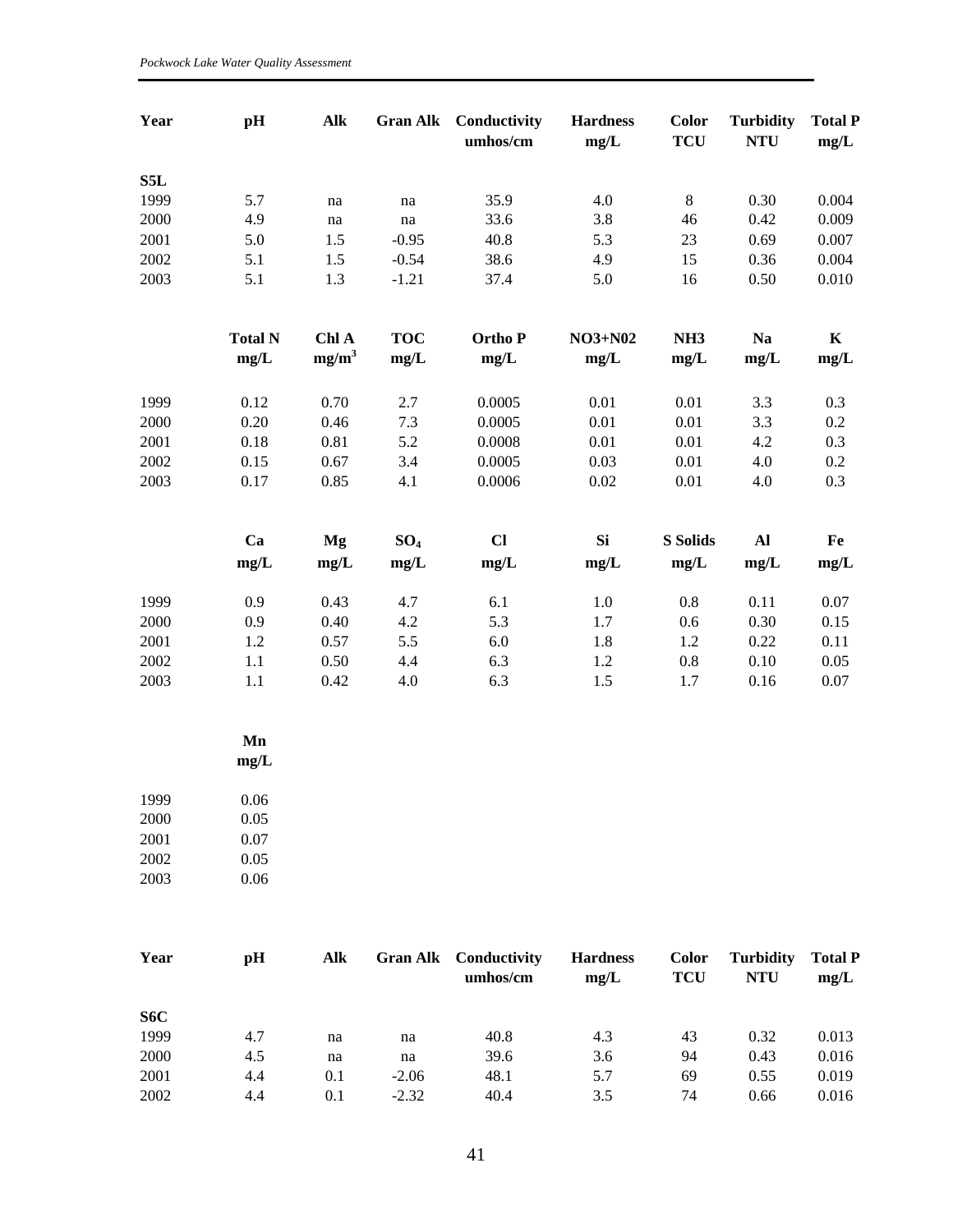| Year | pH | Alk | Gran Alk | Conductivity umhos/cm | Hardness mg/L | Color TCU | Turbidity NTU | Total P mg/L |
|---|---|---|---|---|---|---|---|---|
| **S5L** | | | | | | | | |
| 1999 | 5.7 | na | na | 35.9 | 4.0 | 8 | 0.30 | 0.004 |
| 2000 | 4.9 | na | na | 33.6 | 3.8 | 46 | 0.42 | 0.009 |
| 2001 | 5.0 | 1.5 | -0.95 | 40.8 | 5.3 | 23 | 0.69 | 0.007 |
| 2002 | 5.1 | 1.5 | -0.54 | 38.6 | 4.9 | 15 | 0.36 | 0.004 |
| 2003 | 5.1 | 1.3 | -1.21 | 37.4 | 5.0 | 16 | 0.50 | 0.010 |

| | Total N mg/L | Chl A $mg/m^3$ | TOC mg/L | Ortho P mg/L | NO3+N02 mg/L | NH3 mg/L | Na mg/L | K mg/L |
|---|---|---|---|---|---|---|---|---|
| 1999 | 0.12 | 0.70 | 2.7 | 0.0005 | 0.01 | 0.01 | 3.3 | 0.3 |
| 2000 | 0.20 | 0.46 | 7.3 | 0.0005 | 0.01 | 0.01 | 3.3 | 0.2 |
| 2001 | 0.18 | 0.81 | 5.2 | 0.0008 | 0.01 | 0.01 | 4.2 | 0.3 |
| 2002 | 0.15 | 0.67 | 3.4 | 0.0005 | 0.03 | 0.01 | 4.0 | 0.2 |
| 2003 | 0.17 | 0.85 | 4.1 | 0.0006 | 0.02 | 0.01 | 4.0 | 0.3 |

| | Ca mg/L | Mg mg/L | $SO_4$ mg/L | Cl mg/L | Si mg/L | S Solids mg/L | Al mg/L | Fe mg/L |
|---|---|---|---|---|---|---|---|---|
| 1999 | 0.9 | 0.43 | 4.7 | 6.1 | 1.0 | 0.8 | 0.11 | 0.07 |
| 2000 | 0.9 | 0.40 | 4.2 | 5.3 | 1.7 | 0.6 | 0.30 | 0.15 |
| 2001 | 1.2 | 0.57 | 5.5 | 6.0 | 1.8 | 1.2 | 0.22 | 0.11 |
| 2002 | 1.1 | 0.50 | 4.4 | 6.3 | 1.2 | 0.8 | 0.10 | 0.05 |
| 2003 | 1.1 | 0.42 | 4.0 | 6.3 | 1.5 | 1.7 | 0.16 | 0.07 |

| | Mn mg/L |
|---|---|
| 1999 | 0.06 |
| 2000 | 0.05 |
| 2001 | 0.07 |
| 2002 | 0.05 |
| 2003 | 0.06 |

| Year | pH | Alk | Gran Alk | Conductivity umhos/cm | Hardness mg/L | Color TCU | Turbidity NTU | Total P mg/L |
|---|---|---|---|---|---|---|---|---|
| **S6C** | | | | | | | | |
| 1999 | 4.7 | na | na | 40.8 | 4.3 | 43 | 0.32 | 0.013 |
| 2000 | 4.5 | na | na | 39.6 | 3.6 | 94 | 0.43 | 0.016 |
| 2001 | 4.4 | 0.1 | -2.06 | 48.1 | 5.7 | 69 | 0.55 | 0.019 |
| 2002 | 4.4 | 0.1 | -2.32 | 40.4 | 3.5 | 74 | 0.66 | 0.016 |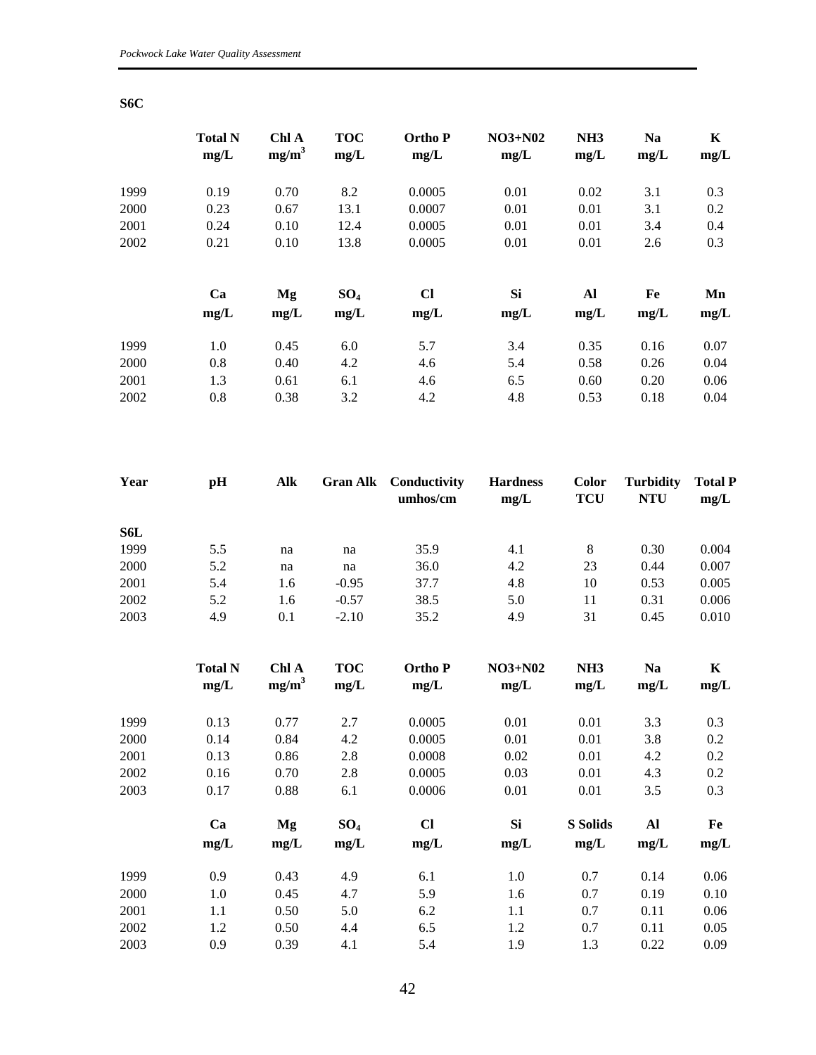**S6C**

| | Total N mg/L | Chl A mg/m$^3$ | TOC mg/L | Ortho P mg/L | NO3+N02 mg/L | NH3 mg/L | Na mg/L | K mg/L |
|---|---|---|---|---|---|---|---|---|
| 1999 | 0.19 | 0.70 | 8.2 | 0.0005 | 0.01 | 0.02 | 3.1 | 0.3 |
| 2000 | 0.23 | 0.67 | 13.1 | 0.0007 | 0.01 | 0.01 | 3.1 | 0.2 |
| 2001 | 0.24 | 0.10 | 12.4 | 0.0005 | 0.01 | 0.01 | 3.4 | 0.4 |
| 2002 | 0.21 | 0.10 | 13.8 | 0.0005 | 0.01 | 0.01 | 2.6 | 0.3 |

| | Ca mg/L | Mg mg/L | $SO_4$ mg/L | Cl mg/L | Si mg/L | Al mg/L | Fe mg/L | Mn mg/L |
|---|---|---|---|---|---|---|---|---|
| 1999 | 1.0 | 0.45 | 6.0 | 5.7 | 3.4 | 0.35 | 0.16 | 0.07 |
| 2000 | 0.8 | 0.40 | 4.2 | 4.6 | 5.4 | 0.58 | 0.26 | 0.04 |
| 2001 | 1.3 | 0.61 | 6.1 | 4.6 | 6.5 | 0.60 | 0.20 | 0.06 |
| 2002 | 0.8 | 0.38 | 3.2 | 4.2 | 4.8 | 0.53 | 0.18 | 0.04 |

| Year | pH | Alk | Gran Alk | Conductivity umhos/cm | Hardness mg/L | Color TCU | Turbidity NTU | Total P mg/L |
|---|---|---|---|---|---|---|---|---|
| **S6L** | | | | | | | | |
| 1999 | 5.5 | na | na | 35.9 | 4.1 | 8 | 0.30 | 0.004 |
| 2000 | 5.2 | na | na | 36.0 | 4.2 | 23 | 0.44 | 0.007 |
| 2001 | 5.4 | 1.6 | -0.95 | 37.7 | 4.8 | 10 | 0.53 | 0.005 |
| 2002 | 5.2 | 1.6 | -0.57 | 38.5 | 5.0 | 11 | 0.31 | 0.006 |
| 2003 | 4.9 | 0.1 | -2.10 | 35.2 | 4.9 | 31 | 0.45 | 0.010 |

| | Total N mg/L | Chl A mg/m$^3$ | TOC mg/L | Ortho P mg/L | NO3+N02 mg/L | NH3 mg/L | Na mg/L | K mg/L |
|---|---|---|---|---|---|---|---|---|
| 1999 | 0.13 | 0.77 | 2.7 | 0.0005 | 0.01 | 0.01 | 3.3 | 0.3 |
| 2000 | 0.14 | 0.84 | 4.2 | 0.0005 | 0.01 | 0.01 | 3.8 | 0.2 |
| 2001 | 0.13 | 0.86 | 2.8 | 0.0008 | 0.02 | 0.01 | 4.2 | 0.2 |
| 2002 | 0.16 | 0.70 | 2.8 | 0.0005 | 0.03 | 0.01 | 4.3 | 0.2 |
| 2003 | 0.17 | 0.88 | 6.1 | 0.0006 | 0.01 | 0.01 | 3.5 | 0.3 |

| | Ca mg/L | Mg mg/L | $SO_4$ mg/L | Cl mg/L | Si mg/L | S Solids mg/L | Al mg/L | Fe mg/L |
|---|---|---|---|---|---|---|---|---|
| 1999 | 0.9 | 0.43 | 4.9 | 6.1 | 1.0 | 0.7 | 0.14 | 0.06 |
| 2000 | 1.0 | 0.45 | 4.7 | 5.9 | 1.6 | 0.7 | 0.19 | 0.10 |
| 2001 | 1.1 | 0.50 | 5.0 | 6.2 | 1.1 | 0.7 | 0.11 | 0.06 |
| 2002 | 1.2 | 0.50 | 4.4 | 6.5 | 1.2 | 0.7 | 0.11 | 0.05 |
| 2003 | 0.9 | 0.39 | 4.1 | 5.4 | 1.9 | 1.3 | 0.22 | 0.09 |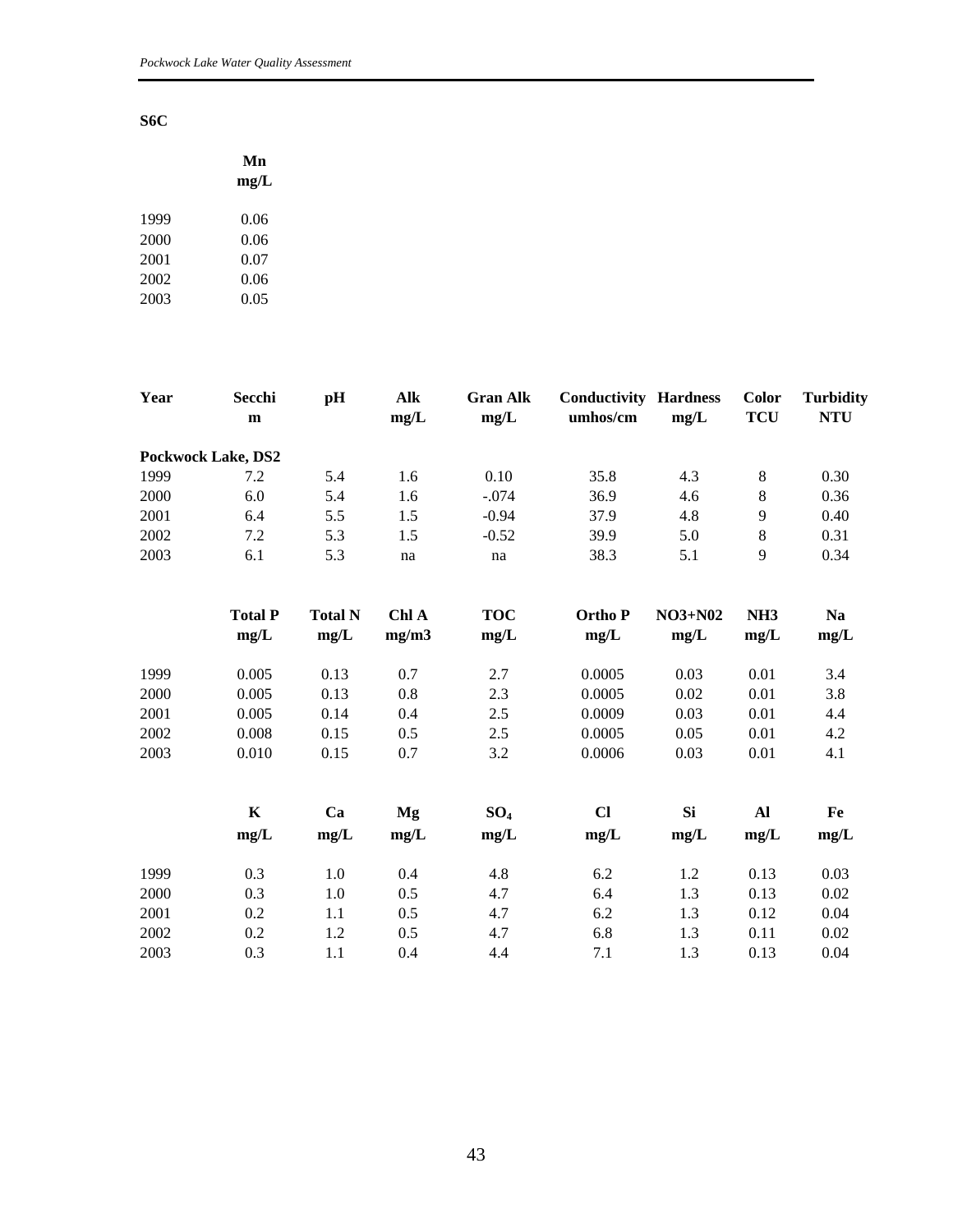**S6C**

| | Mn mg/L |
|---|---|
| 1999 | 0.06 |
| 2000 | 0.06 |
| 2001 | 0.07 |
| 2002 | 0.06 |
| 2003 | 0.05 |

| Year | Secchi m | pH | Alk mg/L | Gran Alk mg/L | Conductivity umhos/cm | Hardness mg/L | Color TCU | Turbidity NTU |
|---|---|---|---|---|---|---|---|---|
| **Pockwock Lake, DS2** | | | | | | | | |
| 1999 | 7.2 | 5.4 | 1.6 | 0.10 | 35.8 | 4.3 | 8 | 0.30 |
| 2000 | 6.0 | 5.4 | 1.6 | -.074 | 36.9 | 4.6 | 8 | 0.36 |
| 2001 | 6.4 | 5.5 | 1.5 | -0.94 | 37.9 | 4.8 | 9 | 0.40 |
| 2002 | 7.2 | 5.3 | 1.5 | -0.52 | 39.9 | 5.0 | 8 | 0.31 |
| 2003 | 6.1 | 5.3 | na | na | 38.3 | 5.1 | 9 | 0.34 |

| | Total P mg/L | Total N mg/L | Chl A mg/m3 | TOC mg/L | Ortho P mg/L | NO3+N02 mg/L | NH3 mg/L | Na mg/L |
|---|---|---|---|---|---|---|---|---|
| 1999 | 0.005 | 0.13 | 0.7 | 2.7 | 0.0005 | 0.03 | 0.01 | 3.4 |
| 2000 | 0.005 | 0.13 | 0.8 | 2.3 | 0.0005 | 0.02 | 0.01 | 3.8 |
| 2001 | 0.005 | 0.14 | 0.4 | 2.5 | 0.0009 | 0.03 | 0.01 | 4.4 |
| 2002 | 0.008 | 0.15 | 0.5 | 2.5 | 0.0005 | 0.05 | 0.01 | 4.2 |
| 2003 | 0.010 | 0.15 | 0.7 | 3.2 | 0.0006 | 0.03 | 0.01 | 4.1 |

| | K mg/L | Ca mg/L | Mg mg/L | $SO_4$ mg/L | Cl mg/L | Si mg/L | Al mg/L | Fe mg/L |
|---|---|---|---|---|---|---|---|---|
| 1999 | 0.3 | 1.0 | 0.4 | 4.8 | 6.2 | 1.2 | 0.13 | 0.03 |
| 2000 | 0.3 | 1.0 | 0.5 | 4.7 | 6.4 | 1.3 | 0.13 | 0.02 |
| 2001 | 0.2 | 1.1 | 0.5 | 4.7 | 6.2 | 1.3 | 0.12 | 0.04 |
| 2002 | 0.2 | 1.2 | 0.5 | 4.7 | 6.8 | 1.3 | 0.11 | 0.02 |
| 2003 | 0.3 | 1.1 | 0.4 | 4.4 | 7.1 | 1.3 | 0.13 | 0.04 |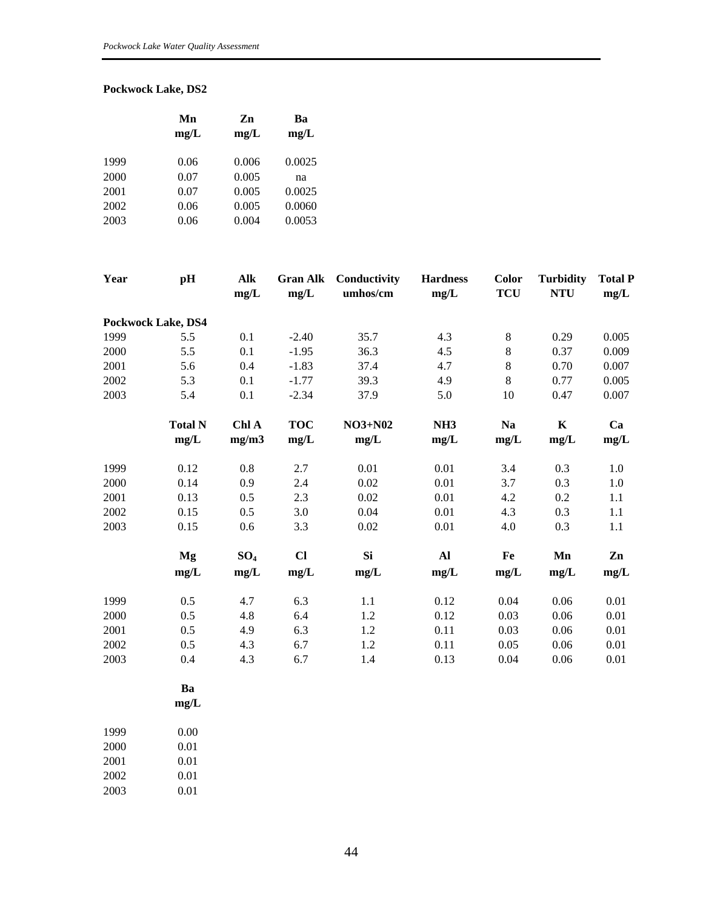**Pockwock Lake, DS2**

| | Mn mg/L | Zn mg/L | Ba mg/L |
|---|---|---|---|
| 1999 | 0.06 | 0.006 | 0.0025 |
| 2000 | 0.07 | 0.005 | na |
| 2001 | 0.07 | 0.005 | 0.0025 |
| 2002 | 0.06 | 0.005 | 0.0060 |
| 2003 | 0.06 | 0.004 | 0.0053 |

| Year | pH | Alk mg/L | Gran Alk mg/L | Conductivity umhos/cm | Hardness mg/L | Color TCU | Turbidity NTU | Total P mg/L |
|---|---|---|---|---|---|---|---|---|
| **Pockwock Lake, DS4** | | | | | | | | |
| 1999 | 5.5 | 0.1 | -2.40 | 35.7 | 4.3 | 8 | 0.29 | 0.005 |
| 2000 | 5.5 | 0.1 | -1.95 | 36.3 | 4.5 | 8 | 0.37 | 0.009 |
| 2001 | 5.6 | 0.4 | -1.83 | 37.4 | 4.7 | 8 | 0.70 | 0.007 |
| 2002 | 5.3 | 0.1 | -1.77 | 39.3 | 4.9 | 8 | 0.77 | 0.005 |
| 2003 | 5.4 | 0.1 | -2.34 | 37.9 | 5.0 | 10 | 0.47 | 0.007 |
| | **Total N mg/L** | **Chl A mg/m3** | **TOC mg/L** | **NO3+N02 mg/L** | **NH3 mg/L** | **Na mg/L** | **K mg/L** | **Ca mg/L** |
| 1999 | 0.12 | 0.8 | 2.7 | 0.01 | 0.01 | 3.4 | 0.3 | 1.0 |
| 2000 | 0.14 | 0.9 | 2.4 | 0.02 | 0.01 | 3.7 | 0.3 | 1.0 |
| 2001 | 0.13 | 0.5 | 2.3 | 0.02 | 0.01 | 4.2 | 0.2 | 1.1 |
| 2002 | 0.15 | 0.5 | 3.0 | 0.04 | 0.01 | 4.3 | 0.3 | 1.1 |
| 2003 | 0.15 | 0.6 | 3.3 | 0.02 | 0.01 | 4.0 | 0.3 | 1.1 |
| | **Mg mg/L** | **$SO_4$ mg/L** | **Cl mg/L** | **Si mg/L** | **Al mg/L** | **Fe mg/L** | **Mn mg/L** | **Zn mg/L** |
| 1999 | 0.5 | 4.7 | 6.3 | 1.1 | 0.12 | 0.04 | 0.06 | 0.01 |
| 2000 | 0.5 | 4.8 | 6.4 | 1.2 | 0.12 | 0.03 | 0.06 | 0.01 |
| 2001 | 0.5 | 4.9 | 6.3 | 1.2 | 0.11 | 0.03 | 0.06 | 0.01 |
| 2002 | 0.5 | 4.3 | 6.7 | 1.2 | 0.11 | 0.05 | 0.06 | 0.01 |
| 2003 | 0.4 | 4.3 | 6.7 | 1.4 | 0.13 | 0.04 | 0.06 | 0.01 |
| | **Ba mg/L** | | | | | | | |
| 1999 | 0.00 | | | | | | | |
| 2000 | 0.01 | | | | | | | |
| 2001 | 0.01 | | | | | | | |
| 2002 | 0.01 | | | | | | | |
| 2003 | 0.01 | | | | | | | |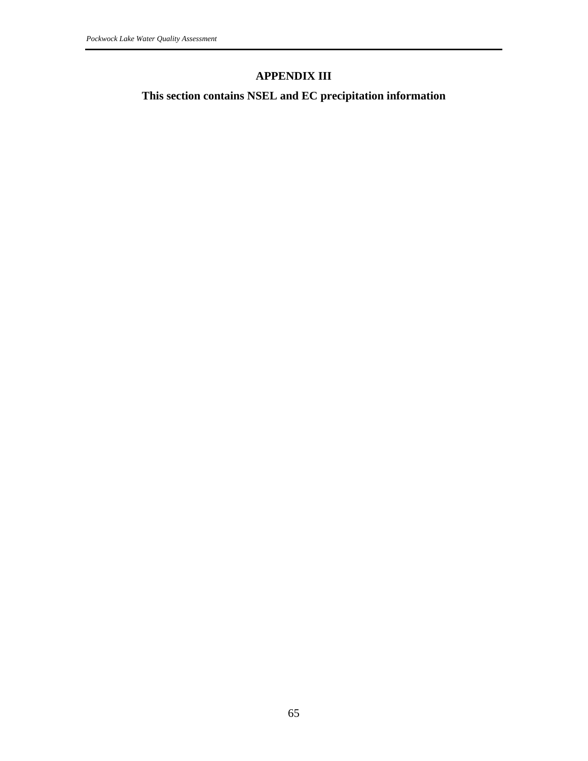# APPENDIX III

## This section contains NSEL and EC precipitation information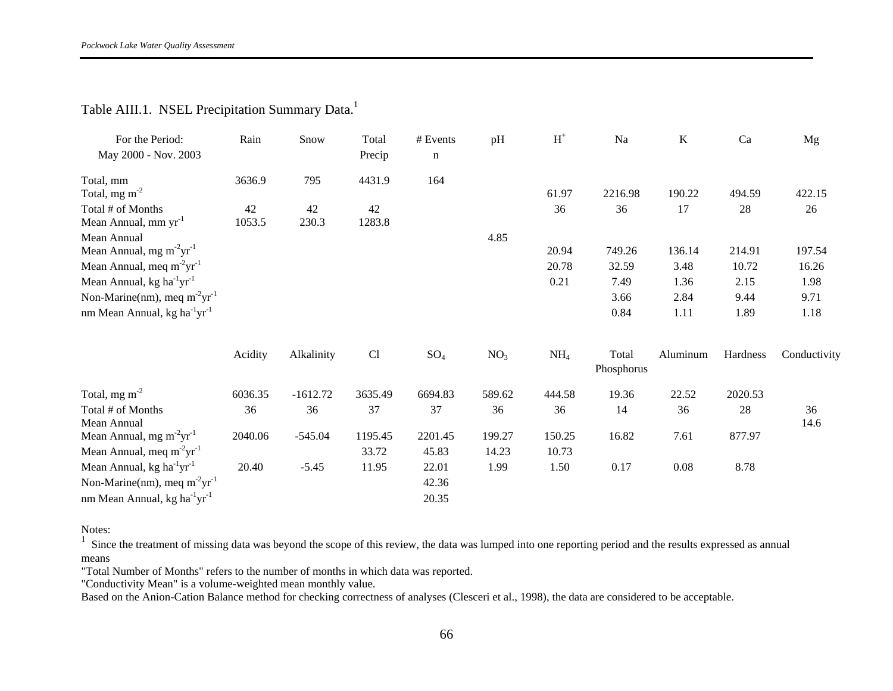Table AIII.1. NSEL Precipitation Summary Data.[1]

| For the Period: May 2000 - Nov. 2003 | Rain | Snow | Total Precip | # Events n | pH | $H^+$ | Na | K | Ca | Mg |
|---|---|---|---|---|---|---|---|---|---|---|
| Total, mm | 3636.9 | 795 | 4431.9 | 164 | | | | | | |
| Total, mg $m^{-2}$ | | | | | | 61.97 | 2216.98 | 190.22 | 494.59 | 422.15 |
| Total # of Months | 42 | 42 | 42 | | | 36 | 36 | 17 | 28 | 26 |
| Mean Annual, mm $yr^{-1}$ | 1053.5 | 230.3 | 1283.8 | | | | | | | |
| Mean Annual | | | | | 4.85 | | | | | |
| Mean Annual, mg $m^{-2}yr^{-1}$ | | | | | | 20.94 | 749.26 | 136.14 | 214.91 | 197.54 |
| Mean Annual, meq $m^{-2}yr^{-1}$ | | | | | | 20.78 | 32.59 | 3.48 | 10.72 | 16.26 |
| Mean Annual, kg $ha^{-1}yr^{-1}$ | | | | | | 0.21 | 7.49 | 1.36 | 2.15 | 1.98 |
| Non-Marine(nm), meq $m^{-2}yr^{-1}$ | | | | | | | 3.66 | 2.84 | 9.44 | 9.71 |
| nm Mean Annual, kg $ha^{-1}yr^{-1}$ | | | | | | | 0.84 | 1.11 | 1.89 | 1.18 |

| | Acidity | Alkalinity | Cl | $SO_4$ | $NO_3$ | $NH_4$ | Total Phosphorus | Aluminum | Hardness | Conductivity |
|---|---|---|---|---|---|---|---|---|---|---|
| Total, mg $m^{-2}$ | 6036.35 | -1612.72 | 3635.49 | 6694.83 | 589.62 | 444.58 | 19.36 | 22.52 | 2020.53 | |
| Total # of Months | 36 | 36 | 37 | 37 | 36 | 36 | 14 | 36 | 28 | 36 |
| Mean Annual | | | | | | | | | | 14.6 |
| Mean Annual, mg $m^{-2}yr^{-1}$ | 2040.06 | -545.04 | 1195.45 | 2201.45 | 199.27 | 150.25 | 16.82 | 7.61 | 877.97 | |
| Mean Annual, meq $m^{-2}yr^{-1}$ | | | 33.72 | 45.83 | 14.23 | 10.73 | | | | |
| Mean Annual, kg $ha^{-1}yr^{-1}$ | 20.40 | -5.45 | 11.95 | 22.01 | 1.99 | 1.50 | 0.17 | 0.08 | 8.78 | |
| Non-Marine(nm), meq $m^{-2}yr^{-1}$ | | | | 42.36 | | | | | | |
| nm Mean Annual, kg $ha^{-1}yr^{-1}$ | | | | 20.35 | | | | | | |

Notes:

[1] Since the treatment of missing data was beyond the scope of this review, the data was lumped into one reporting period and the results expressed as annual means

"Total Number of Months" refers to the number of months in which data was reported.

"Conductivity Mean" is a volume-weighted mean monthly value.

Based on the Anion-Cation Balance method for checking correctness of analyses (Clesceri et al., 1998), the data are considered to be acceptable.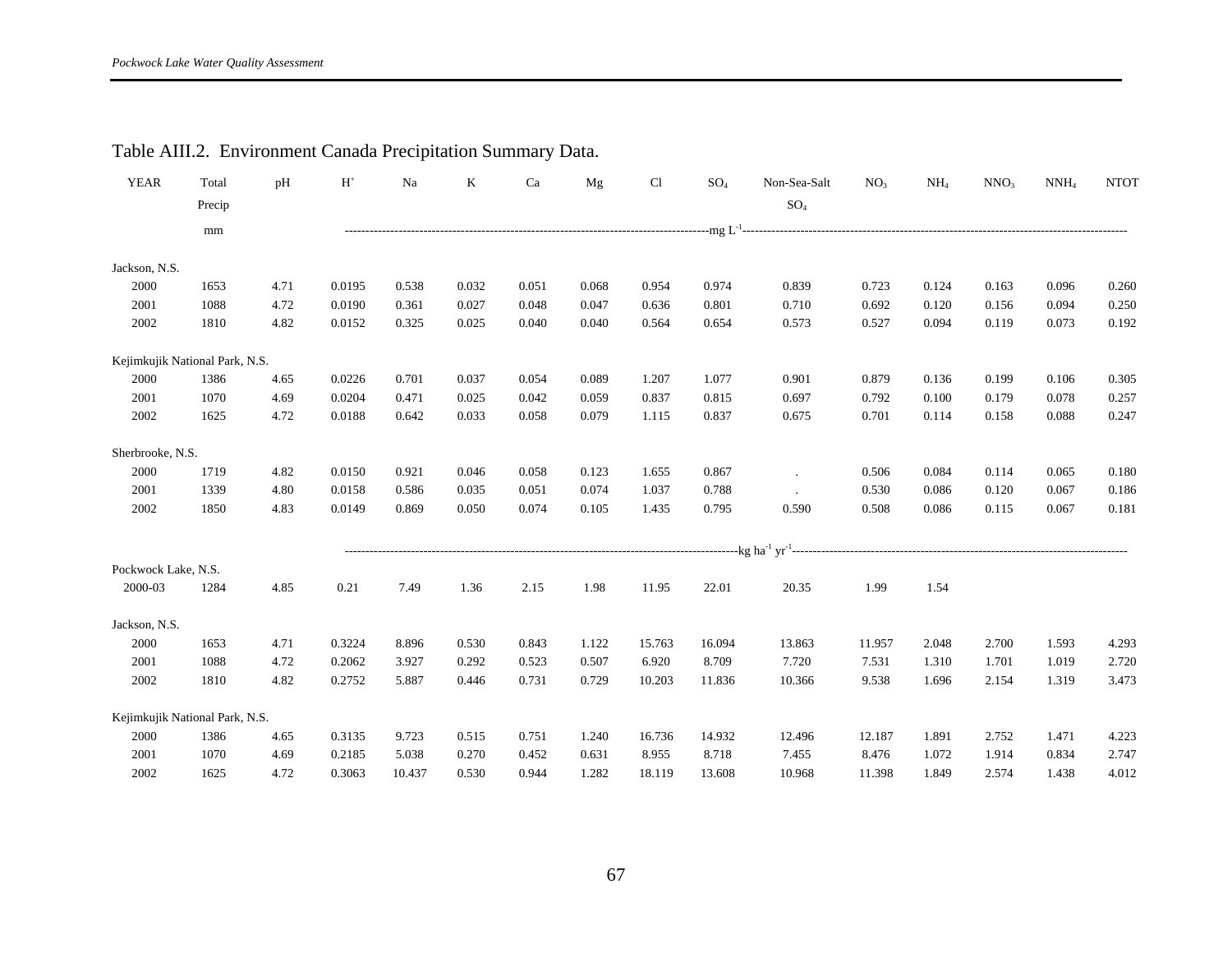## Table AIII.2. Environment Canada Precipitation Summary Data.

| YEAR | Total Precip | pH | $H^+$ | Na | K | Ca | Mg | Cl | $SO_4$ | Non-Sea-Salt $SO_4$ | $NO_3$ | $NH_4$ | $NNO_3$ | $NNH_4$ | NTOT |
|---|---|---|---|---|---|---|---|---|---|---|---|---|---|---|---|
| | mm | | $mg\ L^{-1}$ | | | | | | | | | | | | |
| **Jackson, N.S.** | | | | | | | | | | | | | | | |
| 2000 | 1653 | 4.71 | 0.0195 | 0.538 | 0.032 | 0.051 | 0.068 | 0.954 | 0.974 | 0.839 | 0.723 | 0.124 | 0.163 | 0.096 | 0.260 |
| 2001 | 1088 | 4.72 | 0.0190 | 0.361 | 0.027 | 0.048 | 0.047 | 0.636 | 0.801 | 0.710 | 0.692 | 0.120 | 0.156 | 0.094 | 0.250 |
| 2002 | 1810 | 4.82 | 0.0152 | 0.325 | 0.025 | 0.040 | 0.040 | 0.564 | 0.654 | 0.573 | 0.527 | 0.094 | 0.119 | 0.073 | 0.192 |
| **Kejimkujik National Park, N.S.** | | | | | | | | | | | | | | | |
| 2000 | 1386 | 4.65 | 0.0226 | 0.701 | 0.037 | 0.054 | 0.089 | 1.207 | 1.077 | 0.901 | 0.879 | 0.136 | 0.199 | 0.106 | 0.305 |
| 2001 | 1070 | 4.69 | 0.0204 | 0.471 | 0.025 | 0.042 | 0.059 | 0.837 | 0.815 | 0.697 | 0.792 | 0.100 | 0.179 | 0.078 | 0.257 |
| 2002 | 1625 | 4.72 | 0.0188 | 0.642 | 0.033 | 0.058 | 0.079 | 1.115 | 0.837 | 0.675 | 0.701 | 0.114 | 0.158 | 0.088 | 0.247 |
| **Sherbrooke, N.S.** | | | | | | | | | | | | | | | |
| 2000 | 1719 | 4.82 | 0.0150 | 0.921 | 0.046 | 0.058 | 0.123 | 1.655 | 0.867 | . | 0.506 | 0.084 | 0.114 | 0.065 | 0.180 |
| 2001 | 1339 | 4.80 | 0.0158 | 0.586 | 0.035 | 0.051 | 0.074 | 1.037 | 0.788 | . | 0.530 | 0.086 | 0.120 | 0.067 | 0.186 |
| 2002 | 1850 | 4.83 | 0.0149 | 0.869 | 0.050 | 0.074 | 0.105 | 1.435 | 0.795 | 0.590 | 0.508 | 0.086 | 0.115 | 0.067 | 0.181 |
| | | | $kg\ ha^{-1}\ yr^{-1}$ | | | | | | | | | | | | |
| **Pockwock Lake, N.S.** | | | | | | | | | | | | | | | |
| 2000-03 | 1284 | 4.85 | 0.21 | 7.49 | 1.36 | 2.15 | 1.98 | 11.95 | 22.01 | 20.35 | 1.99 | 1.54 | | | |
| **Jackson, N.S.** | | | | | | | | | | | | | | | |
| 2000 | 1653 | 4.71 | 0.3224 | 8.896 | 0.530 | 0.843 | 1.122 | 15.763 | 16.094 | 13.863 | 11.957 | 2.048 | 2.700 | 1.593 | 4.293 |
| 2001 | 1088 | 4.72 | 0.2062 | 3.927 | 0.292 | 0.523 | 0.507 | 6.920 | 8.709 | 7.720 | 7.531 | 1.310 | 1.701 | 1.019 | 2.720 |
| 2002 | 1810 | 4.82 | 0.2752 | 5.887 | 0.446 | 0.731 | 0.729 | 10.203 | 11.836 | 10.366 | 9.538 | 1.696 | 2.154 | 1.319 | 3.473 |
| **Kejimkujik National Park, N.S.** | | | | | | | | | | | | | | | |
| 2000 | 1386 | 4.65 | 0.3135 | 9.723 | 0.515 | 0.751 | 1.240 | 16.736 | 14.932 | 12.496 | 12.187 | 1.891 | 2.752 | 1.471 | 4.223 |
| 2001 | 1070 | 4.69 | 0.2185 | 5.038 | 0.270 | 0.452 | 0.631 | 8.955 | 8.718 | 7.455 | 8.476 | 1.072 | 1.914 | 0.834 | 2.747 |
| 2002 | 1625 | 4.72 | 0.3063 | 10.437 | 0.530 | 0.944 | 1.282 | 18.119 | 13.608 | 10.968 | 11.398 | 1.849 | 2.574 | 1.438 | 4.012 |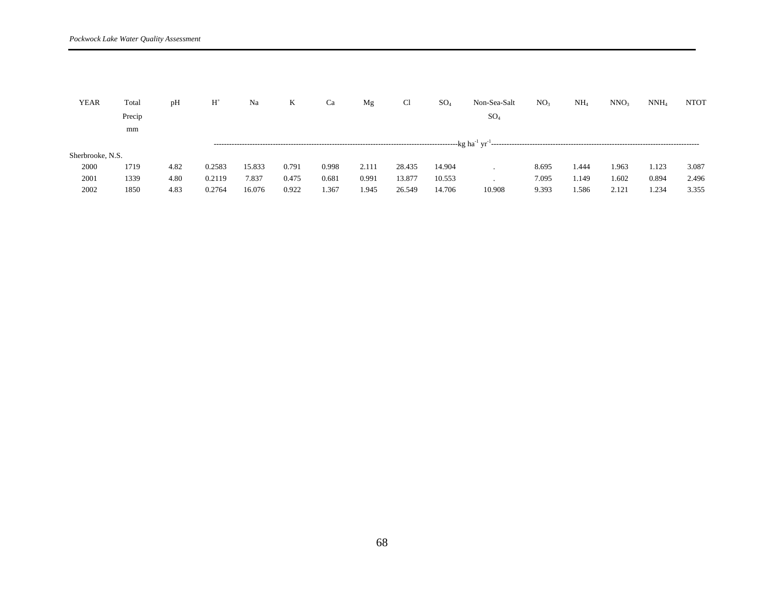| YEAR | Total Precip mm | pH | $H^+$ | Na | K | Ca | Mg | Cl | $SO_4$ | Non-Sea-Salt $SO_4$ | $NO_3$ | $NH_4$ | $NNO_3$ | $NNH_4$ | NTOT |
|---|---|---|---|---|---|---|---|---|---|---|---|---|---|---|---|
| | | | ---------- | ---------- | ---------- | ---------- | ---------- | ---------- | ---------- | kg $ha^{-1}$ $yr^{-1}$ | ---------- | ---------- | ---------- | ---------- | ---------- |
| Sherbrooke, N.S. | | | | | | | | | | | | | | | |
| 2000 | 1719 | 4.82 | 0.2583 | 15.833 | 0.791 | 0.998 | 2.111 | 28.435 | 14.904 | . | 8.695 | 1.444 | 1.963 | 1.123 | 3.087 |
| 2001 | 1339 | 4.80 | 0.2119 | 7.837 | 0.475 | 0.681 | 0.991 | 13.877 | 10.553 | . | 7.095 | 1.149 | 1.602 | 0.894 | 2.496 |
| 2002 | 1850 | 4.83 | 0.2764 | 16.076 | 0.922 | 1.367 | 1.945 | 26.549 | 14.706 | 10.908 | 9.393 | 1.586 | 2.121 | 1.234 | 3.355 |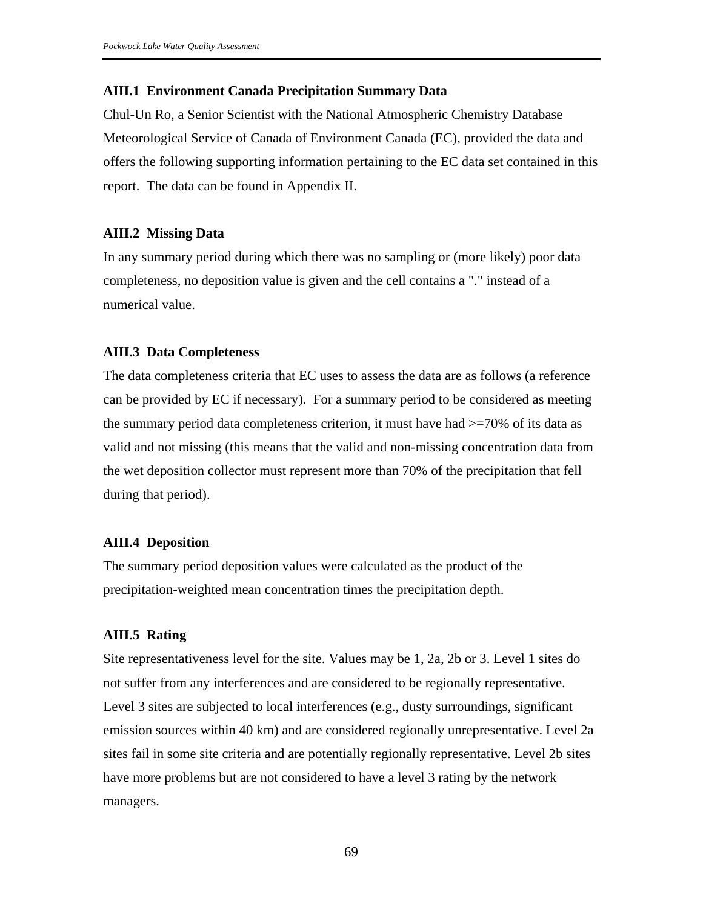### AIII.1 Environment Canada Precipitation Summary Data

Chul-Un Ro, a Senior Scientist with the National Atmospheric Chemistry Database Meteorological Service of Canada of Environment Canada (EC), provided the data and offers the following supporting information pertaining to the EC data set contained in this report. The data can be found in Appendix II.

### AIII.2 Missing Data

In any summary period during which there was no sampling or (more likely) poor data completeness, no deposition value is given and the cell contains a "." instead of a numerical value.

### AIII.3 Data Completeness

The data completeness criteria that EC uses to assess the data are as follows (a reference can be provided by EC if necessary). For a summary period to be considered as meeting the summary period data completeness criterion, it must have had >=70% of its data as valid and not missing (this means that the valid and non-missing concentration data from the wet deposition collector must represent more than 70% of the precipitation that fell during that period).

### AIII.4 Deposition

The summary period deposition values were calculated as the product of the precipitation-weighted mean concentration times the precipitation depth.

### AIII.5 Rating

Site representativeness level for the site. Values may be 1, 2a, 2b or 3. Level 1 sites do not suffer from any interferences and are considered to be regionally representative. Level 3 sites are subjected to local interferences (e.g., dusty surroundings, significant emission sources within 40 km) and are considered regionally unrepresentative. Level 2a sites fail in some site criteria and are potentially regionally representative. Level 2b sites have more problems but are not considered to have a level 3 rating by the network managers.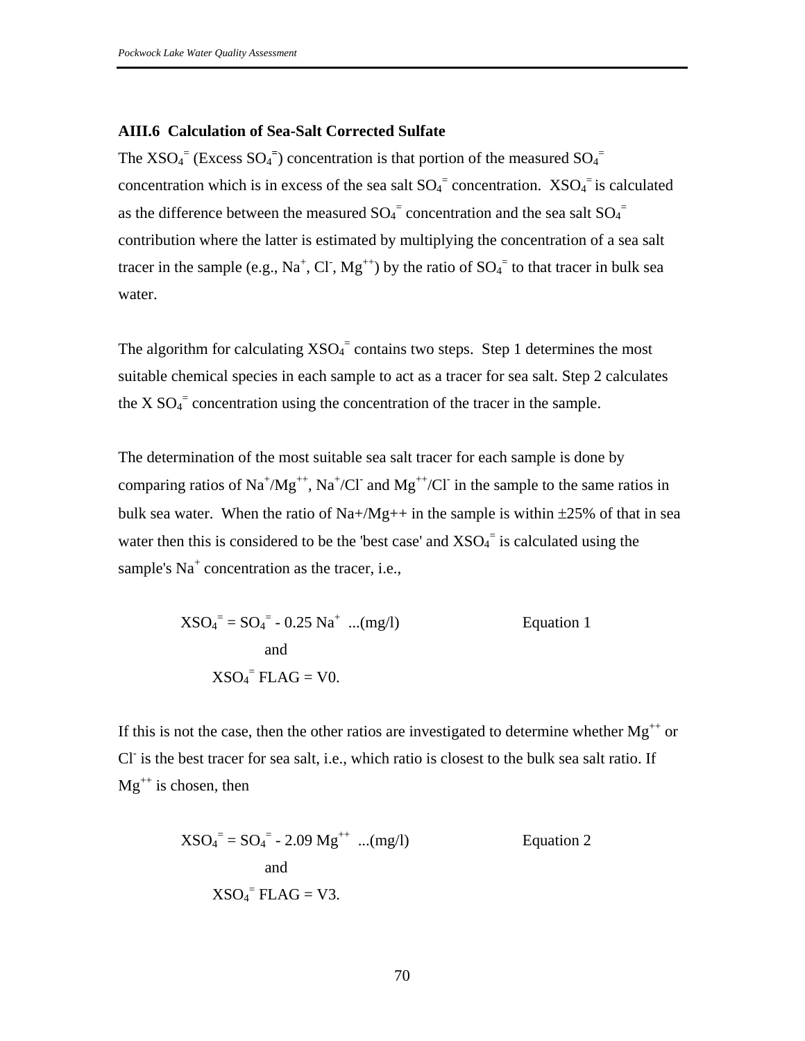### AIII.6 Calculation of Sea-Salt Corrected Sulfate

The $XSO_4^{=}$ (Excess $SO_4^{=}$) concentration is that portion of the measured $SO_4^{=}$ concentration which is in excess of the sea salt $SO_4^{=}$ concentration. $XSO_4^{=}$ is calculated as the difference between the measured $SO_4^{=}$ concentration and the sea salt $SO_4^{=}$ contribution where the latter is estimated by multiplying the concentration of a sea salt tracer in the sample (e.g., $Na^{+}$, $Cl^{-}$, $Mg^{++}$) by the ratio of $SO_4^{=}$ to that tracer in bulk sea water.

The algorithm for calculating $XSO_4^{=}$ contains two steps. Step 1 determines the most suitable chemical species in each sample to act as a tracer for sea salt. Step 2 calculates the X $SO_4^{=}$ concentration using the concentration of the tracer in the sample.

The determination of the most suitable sea salt tracer for each sample is done by comparing ratios of $Na^{+}/Mg^{++}$, $Na^{+}/Cl^{-}$ and $Mg^{++}/Cl^{-}$ in the sample to the same ratios in bulk sea water. When the ratio of Na+/Mg++ in the sample is within ±25% of that in sea water then this is considered to be the 'best case' and $XSO_4^{=}$ is calculated using the sample's $Na^{+}$ concentration as the tracer, i.e.,

$$XSO_4^{=} = SO_4^{=} - 0.25\ Na^{+} \quad ...(mg/l) \qquad \text{Equation 1}$$

and

$XSO_4^{=}$ FLAG = V0.

If this is not the case, then the other ratios are investigated to determine whether $Mg^{++}$ or $Cl^{-}$ is the best tracer for sea salt, i.e., which ratio is closest to the bulk sea salt ratio. If $Mg^{++}$ is chosen, then

$$XSO_4^{=} = SO_4^{=} - 2.09\ Mg^{++} \quad ...(mg/l) \qquad \text{Equation 2}$$

and

$XSO_4^{=}$ FLAG = V3.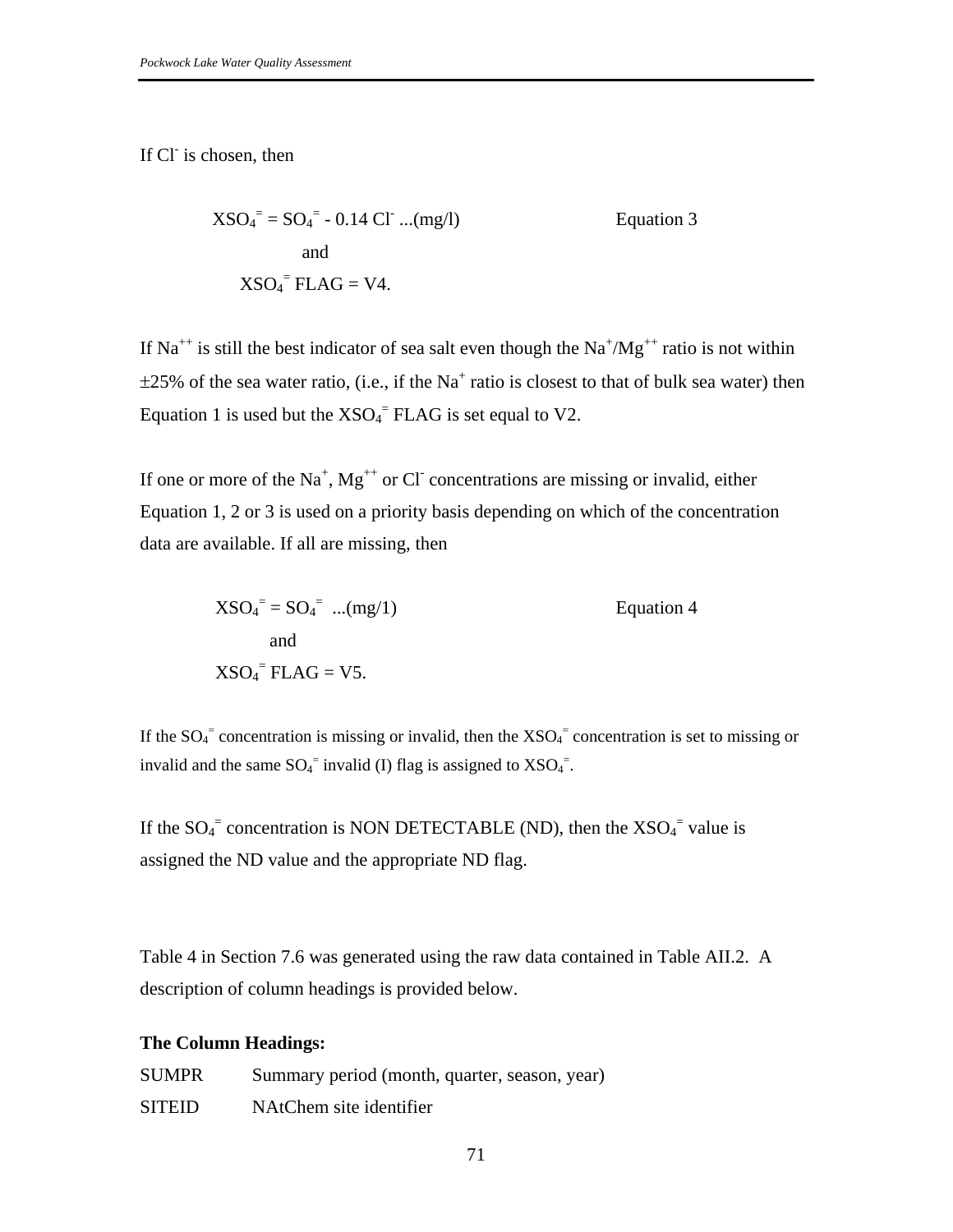If $Cl^-$ is chosen, then

$$XSO_4^{=} = SO_4^{=} - 0.14\ Cl^- \ ...(mg/l) \qquad \text{Equation 3}$$

and

$$XSO_4^{=}\ FLAG = V4.$$

If $Na^{++}$ is still the best indicator of sea salt even though the $Na^+/Mg^{++}$ ratio is not within ±25% of the sea water ratio, (i.e., if the $Na^+$ ratio is closest to that of bulk sea water) then Equation 1 is used but the $XSO_4^{=}$ FLAG is set equal to V2.

If one or more of the $Na^+$, $Mg^{++}$ or $Cl^-$ concentrations are missing or invalid, either Equation 1, 2 or 3 is used on a priority basis depending on which of the concentration data are available. If all are missing, then

$$XSO_4^{=} = SO_4^{=} \ ...(mg/1) \qquad \text{Equation 4}$$

and

$$XSO_4^{=}\ FLAG = V5.$$

If the $SO_4^{=}$ concentration is missing or invalid, then the $XSO_4^{=}$ concentration is set to missing or invalid and the same $SO_4^{=}$ invalid (I) flag is assigned to $XSO_4^{=}$.

If the $SO_4^{=}$ concentration is NON DETECTABLE (ND), then the $XSO_4^{=}$ value is assigned the ND value and the appropriate ND flag.

Table 4 in Section 7.6 was generated using the raw data contained in Table AII.2. A description of column headings is provided below.

**The Column Headings:**

SUMPR Summary period (month, quarter, season, year)

SITEID NAtChem site identifier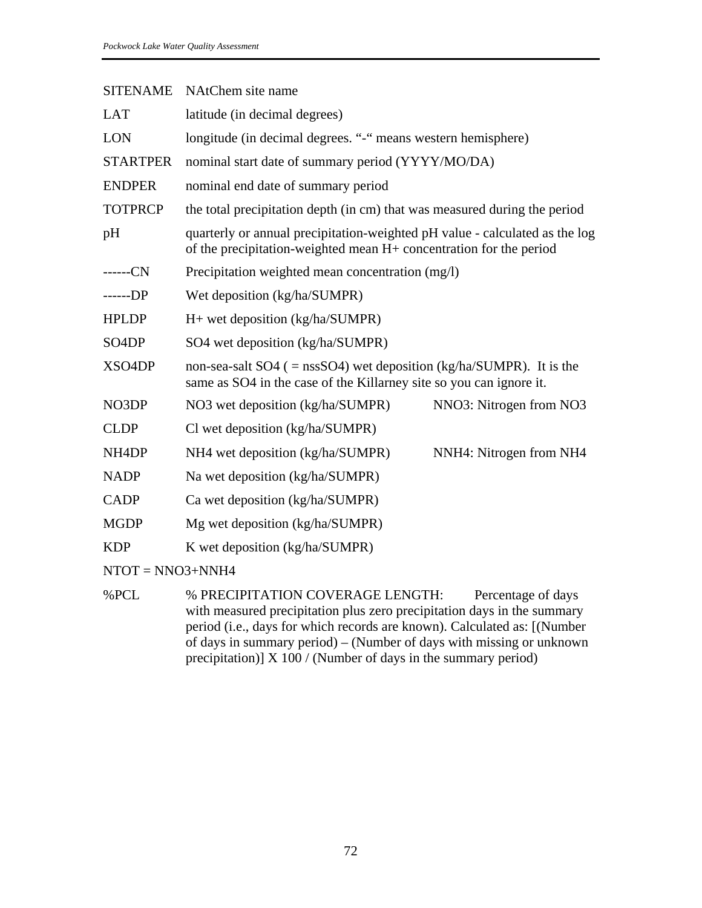| | |
|---|---|
| SITENAME | NAtChem site name |
| LAT | latitude (in decimal degrees) |
| LON | longitude (in decimal degrees. "-" means western hemisphere) |
| STARTPER | nominal start date of summary period (YYYY/MO/DA) |
| ENDPER | nominal end date of summary period |
| TOTPRCP | the total precipitation depth (in cm) that was measured during the period |
| pH | quarterly or annual precipitation-weighted pH value - calculated as the log of the precipitation-weighted mean H+ concentration for the period |
| ------CN | Precipitation weighted mean concentration (mg/l) |
| ------DP | Wet deposition (kg/ha/SUMPR) |
| HPLDP | H+ wet deposition (kg/ha/SUMPR) |
| SO4DP | SO4 wet deposition (kg/ha/SUMPR) |
| XSO4DP | non-sea-salt SO4 ( = nssSO4) wet deposition (kg/ha/SUMPR). It is the same as SO4 in the case of the Killarney site so you can ignore it. |
| NO3DP | NO3 wet deposition (kg/ha/SUMPR) NNO3: Nitrogen from NO3 |
| CLDP | Cl wet deposition (kg/ha/SUMPR) |
| NH4DP | NH4 wet deposition (kg/ha/SUMPR) NNH4: Nitrogen from NH4 |
| NADP | Na wet deposition (kg/ha/SUMPR) |
| CADP | Ca wet deposition (kg/ha/SUMPR) |
| MGDP | Mg wet deposition (kg/ha/SUMPR) |
| KDP | K wet deposition (kg/ha/SUMPR) |

NTOT = NNO3+NNH4

| | |
|---|---|
| %PCL | % PRECIPITATION COVERAGE LENGTH: Percentage of days with measured precipitation plus zero precipitation days in the summary period (i.e., days for which records are known). Calculated as: [(Number of days in summary period) – (Number of days with missing or unknown precipitation)] X 100 / (Number of days in the summary period) |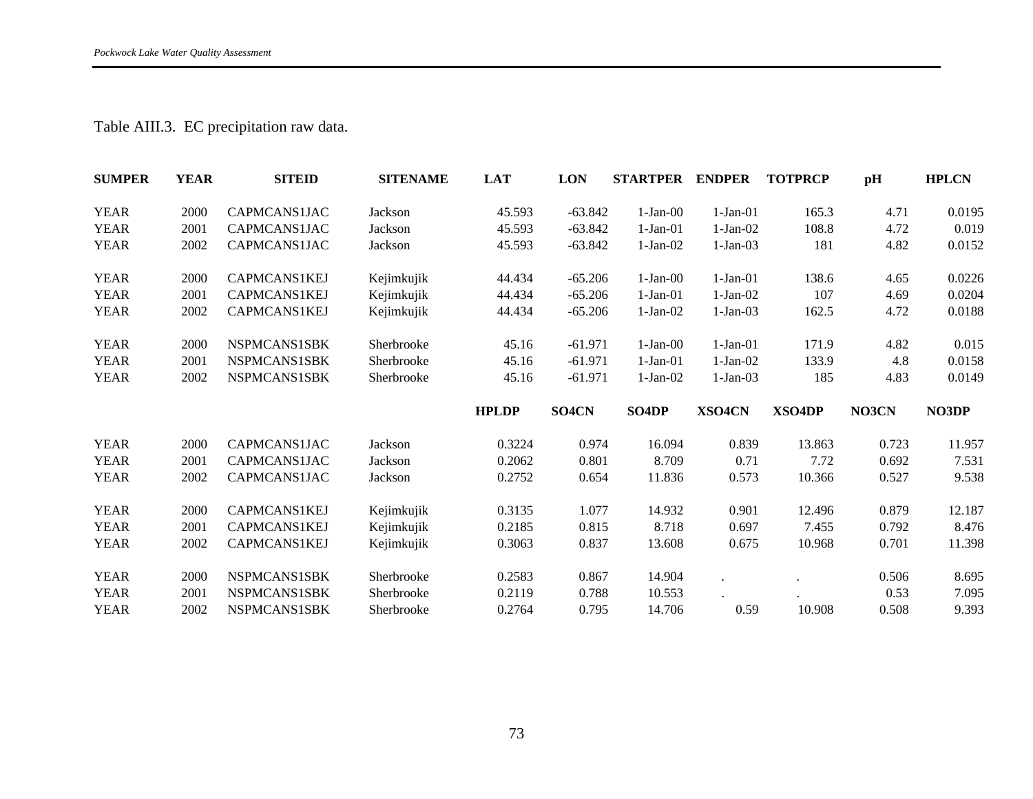Table AIII.3. EC precipitation raw data.

| SUMPER | YEAR | SITEID | SITENAME | LAT | LON | STARTPER | ENDPER | TOTPRCP | pH | HPLCN |
|---|---|---|---|---|---|---|---|---|---|---|
| YEAR | 2000 | CAPMCANS1JAC | Jackson | 45.593 | -63.842 | 1-Jan-00 | 1-Jan-01 | 165.3 | 4.71 | 0.0195 |
| YEAR | 2001 | CAPMCANS1JAC | Jackson | 45.593 | -63.842 | 1-Jan-01 | 1-Jan-02 | 108.8 | 4.72 | 0.019 |
| YEAR | 2002 | CAPMCANS1JAC | Jackson | 45.593 | -63.842 | 1-Jan-02 | 1-Jan-03 | 181 | 4.82 | 0.0152 |
| YEAR | 2000 | CAPMCANS1KEJ | Kejimkujik | 44.434 | -65.206 | 1-Jan-00 | 1-Jan-01 | 138.6 | 4.65 | 0.0226 |
| YEAR | 2001 | CAPMCANS1KEJ | Kejimkujik | 44.434 | -65.206 | 1-Jan-01 | 1-Jan-02 | 107 | 4.69 | 0.0204 |
| YEAR | 2002 | CAPMCANS1KEJ | Kejimkujik | 44.434 | -65.206 | 1-Jan-02 | 1-Jan-03 | 162.5 | 4.72 | 0.0188 |
| YEAR | 2000 | NSPMCANS1SBK | Sherbrooke | 45.16 | -61.971 | 1-Jan-00 | 1-Jan-01 | 171.9 | 4.82 | 0.015 |
| YEAR | 2001 | NSPMCANS1SBK | Sherbrooke | 45.16 | -61.971 | 1-Jan-01 | 1-Jan-02 | 133.9 | 4.8 | 0.0158 |
| YEAR | 2002 | NSPMCANS1SBK | Sherbrooke | 45.16 | -61.971 | 1-Jan-02 | 1-Jan-03 | 185 | 4.83 | 0.0149 |

| SUMPER | YEAR | SITEID | SITENAME | HPLDP | SO4CN | SO4DP | XSO4CN | XSO4DP | NO3CN | NO3DP |
|---|---|---|---|---|---|---|---|---|---|---|
| YEAR | 2000 | CAPMCANS1JAC | Jackson | 0.3224 | 0.974 | 16.094 | 0.839 | 13.863 | 0.723 | 11.957 |
| YEAR | 2001 | CAPMCANS1JAC | Jackson | 0.2062 | 0.801 | 8.709 | 0.71 | 7.72 | 0.692 | 7.531 |
| YEAR | 2002 | CAPMCANS1JAC | Jackson | 0.2752 | 0.654 | 11.836 | 0.573 | 10.366 | 0.527 | 9.538 |
| YEAR | 2000 | CAPMCANS1KEJ | Kejimkujik | 0.3135 | 1.077 | 14.932 | 0.901 | 12.496 | 0.879 | 12.187 |
| YEAR | 2001 | CAPMCANS1KEJ | Kejimkujik | 0.2185 | 0.815 | 8.718 | 0.697 | 7.455 | 0.792 | 8.476 |
| YEAR | 2002 | CAPMCANS1KEJ | Kejimkujik | 0.3063 | 0.837 | 13.608 | 0.675 | 10.968 | 0.701 | 11.398 |
| YEAR | 2000 | NSPMCANS1SBK | Sherbrooke | 0.2583 | 0.867 | 14.904 | . | . | 0.506 | 8.695 |
| YEAR | 2001 | NSPMCANS1SBK | Sherbrooke | 0.2119 | 0.788 | 10.553 | . | . | 0.53 | 7.095 |
| YEAR | 2002 | NSPMCANS1SBK | Sherbrooke | 0.2764 | 0.795 | 14.706 | 0.59 | 10.908 | 0.508 | 9.393 |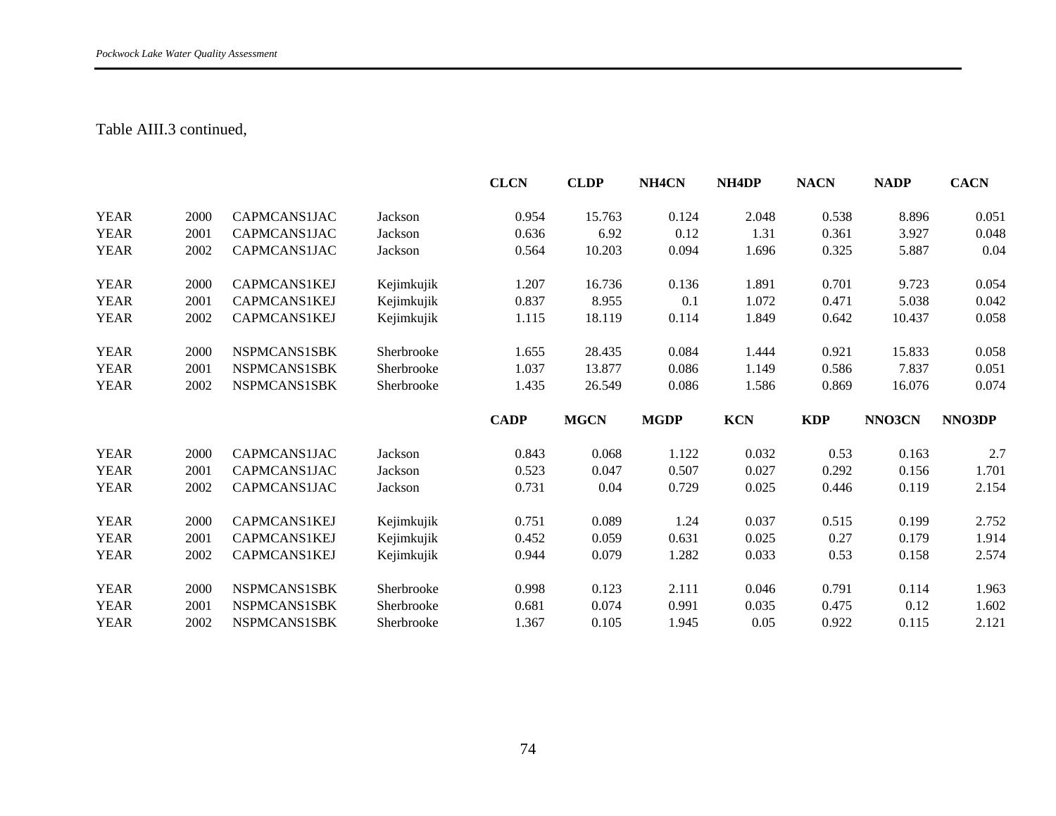Table AIII.3 continued,

| | | | | CLCN | CLDP | NH4CN | NH4DP | NACN | NADP | CACN |
|---|---|---|---|---|---|---|---|---|---|---|
| YEAR | 2000 | CAPMCANS1JAC | Jackson | 0.954 | 15.763 | 0.124 | 2.048 | 0.538 | 8.896 | 0.051 |
| YEAR | 2001 | CAPMCANS1JAC | Jackson | 0.636 | 6.92 | 0.12 | 1.31 | 0.361 | 3.927 | 0.048 |
| YEAR | 2002 | CAPMCANS1JAC | Jackson | 0.564 | 10.203 | 0.094 | 1.696 | 0.325 | 5.887 | 0.04 |
| YEAR | 2000 | CAPMCANS1KEJ | Kejimkujik | 1.207 | 16.736 | 0.136 | 1.891 | 0.701 | 9.723 | 0.054 |
| YEAR | 2001 | CAPMCANS1KEJ | Kejimkujik | 0.837 | 8.955 | 0.1 | 1.072 | 0.471 | 5.038 | 0.042 |
| YEAR | 2002 | CAPMCANS1KEJ | Kejimkujik | 1.115 | 18.119 | 0.114 | 1.849 | 0.642 | 10.437 | 0.058 |
| YEAR | 2000 | NSPMCANS1SBK | Sherbrooke | 1.655 | 28.435 | 0.084 | 1.444 | 0.921 | 15.833 | 0.058 |
| YEAR | 2001 | NSPMCANS1SBK | Sherbrooke | 1.037 | 13.877 | 0.086 | 1.149 | 0.586 | 7.837 | 0.051 |
| YEAR | 2002 | NSPMCANS1SBK | Sherbrooke | 1.435 | 26.549 | 0.086 | 1.586 | 0.869 | 16.076 | 0.074 |

| | | | | CADP | MGCN | MGDP | KCN | KDP | NNO3CN | NNO3DP |
|---|---|---|---|---|---|---|---|---|---|---|
| YEAR | 2000 | CAPMCANS1JAC | Jackson | 0.843 | 0.068 | 1.122 | 0.032 | 0.53 | 0.163 | 2.7 |
| YEAR | 2001 | CAPMCANS1JAC | Jackson | 0.523 | 0.047 | 0.507 | 0.027 | 0.292 | 0.156 | 1.701 |
| YEAR | 2002 | CAPMCANS1JAC | Jackson | 0.731 | 0.04 | 0.729 | 0.025 | 0.446 | 0.119 | 2.154 |
| YEAR | 2000 | CAPMCANS1KEJ | Kejimkujik | 0.751 | 0.089 | 1.24 | 0.037 | 0.515 | 0.199 | 2.752 |
| YEAR | 2001 | CAPMCANS1KEJ | Kejimkujik | 0.452 | 0.059 | 0.631 | 0.025 | 0.27 | 0.179 | 1.914 |
| YEAR | 2002 | CAPMCANS1KEJ | Kejimkujik | 0.944 | 0.079 | 1.282 | 0.033 | 0.53 | 0.158 | 2.574 |
| YEAR | 2000 | NSPMCANS1SBK | Sherbrooke | 0.998 | 0.123 | 2.111 | 0.046 | 0.791 | 0.114 | 1.963 |
| YEAR | 2001 | NSPMCANS1SBK | Sherbrooke | 0.681 | 0.074 | 0.991 | 0.035 | 0.475 | 0.12 | 1.602 |
| YEAR | 2002 | NSPMCANS1SBK | Sherbrooke | 1.367 | 0.105 | 1.945 | 0.05 | 0.922 | 0.115 | 2.121 |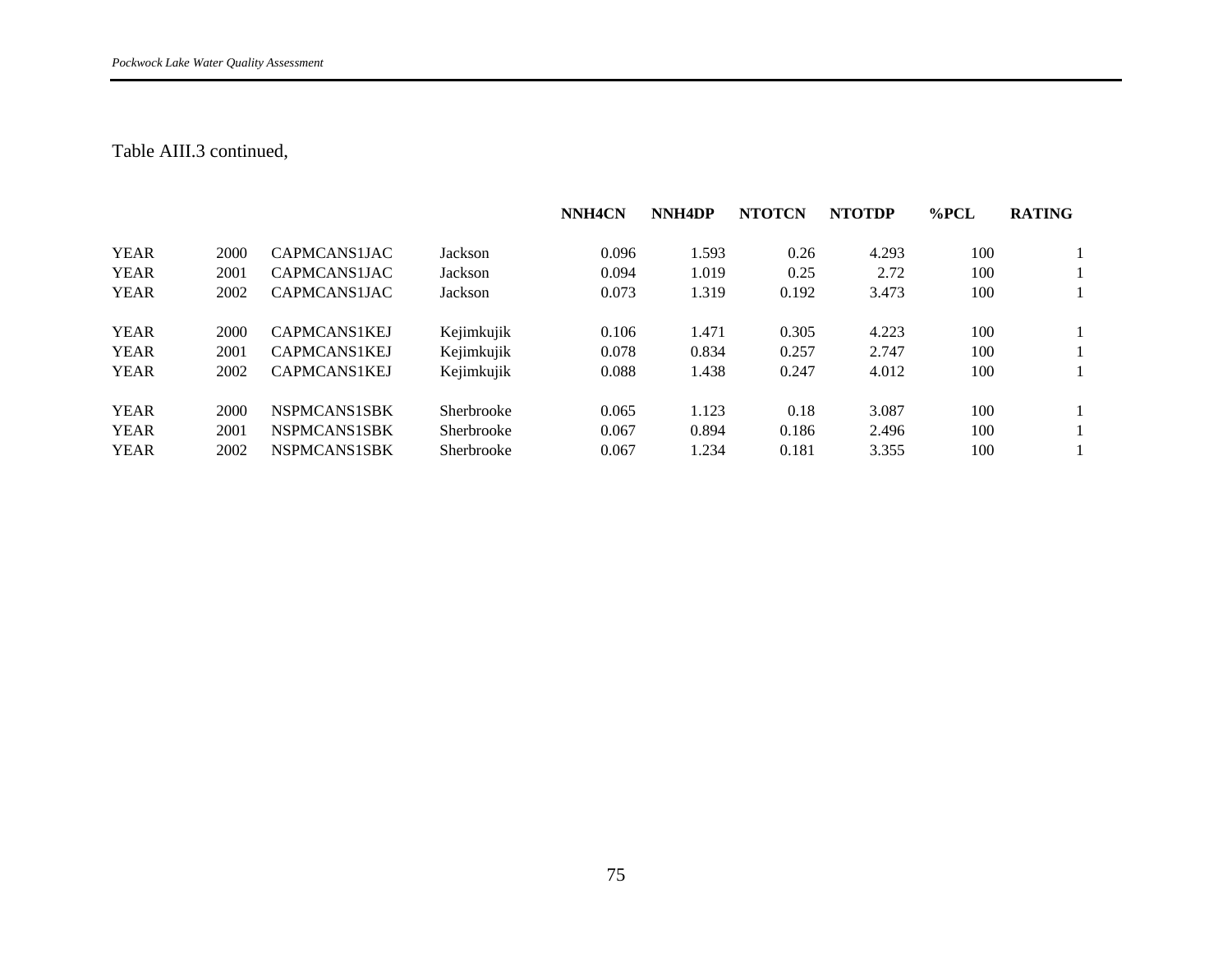Table AIII.3 continued,

| | | | | NNH4CN | NNH4DP | NTOTCN | NTOTDP | %PCL | RATING |
|---|---|---|---|---|---|---|---|---|---|
| YEAR | 2000 | CAPMCANS1JAC | Jackson | 0.096 | 1.593 | 0.26 | 4.293 | 100 | 1 |
| YEAR | 2001 | CAPMCANS1JAC | Jackson | 0.094 | 1.019 | 0.25 | 2.72 | 100 | 1 |
| YEAR | 2002 | CAPMCANS1JAC | Jackson | 0.073 | 1.319 | 0.192 | 3.473 | 100 | 1 |
| YEAR | 2000 | CAPMCANS1KEJ | Kejimkujik | 0.106 | 1.471 | 0.305 | 4.223 | 100 | 1 |
| YEAR | 2001 | CAPMCANS1KEJ | Kejimkujik | 0.078 | 0.834 | 0.257 | 2.747 | 100 | 1 |
| YEAR | 2002 | CAPMCANS1KEJ | Kejimkujik | 0.088 | 1.438 | 0.247 | 4.012 | 100 | 1 |
| YEAR | 2000 | NSPMCANS1SBK | Sherbrooke | 0.065 | 1.123 | 0.18 | 3.087 | 100 | 1 |
| YEAR | 2001 | NSPMCANS1SBK | Sherbrooke | 0.067 | 0.894 | 0.186 | 2.496 | 100 | 1 |
| YEAR | 2002 | NSPMCANS1SBK | Sherbrooke | 0.067 | 1.234 | 0.181 | 3.355 | 100 | 1 |